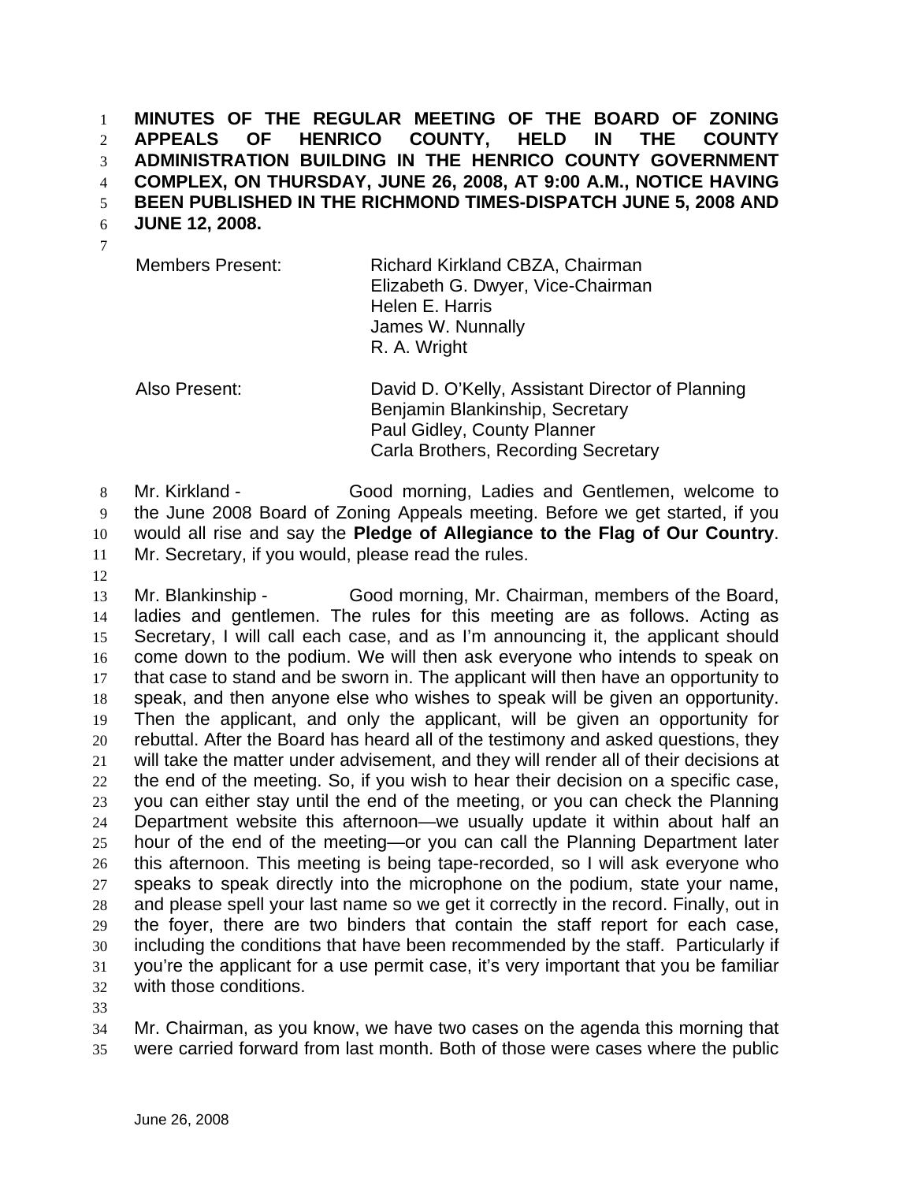**MINUTES OF THE REGULAR MEETING OF THE BOARD OF ZONING APPEALS OF HENRICO COUNTY, HELD IN THE COUNTY ADMINISTRATION BUILDING IN THE HENRICO COUNTY GOVERNMENT COMPLEX, ON THURSDAY, JUNE 26, 2008, AT 9:00 A.M., NOTICE HAVING BEEN PUBLISHED IN THE RICHMOND TIMES-DISPATCH JUNE 5, 2008 AND JUNE 12, 2008.**

| | |
|---|---|
| Members Present: | Richard Kirkland CBZA, Chairman<br>Elizabeth G. Dwyer, Vice-Chairman<br>Helen E. Harris<br>James W. Nunnally<br>R. A. Wright |
| Also Present: | David D. O'Kelly, Assistant Director of Planning<br>Benjamin Blankinship, Secretary<br>Paul Gidley, County Planner<br>Carla Brothers, Recording Secretary |

Mr. Kirkland - Good morning, Ladies and Gentlemen, welcome to the June 2008 Board of Zoning Appeals meeting. Before we get started, if you would all rise and say the **Pledge of Allegiance to the Flag of Our Country**. Mr. Secretary, if you would, please read the rules.

Mr. Blankinship - Good morning, Mr. Chairman, members of the Board, ladies and gentlemen. The rules for this meeting are as follows. Acting as Secretary, I will call each case, and as I'm announcing it, the applicant should come down to the podium. We will then ask everyone who intends to speak on that case to stand and be sworn in. The applicant will then have an opportunity to speak, and then anyone else who wishes to speak will be given an opportunity. Then the applicant, and only the applicant, will be given an opportunity for rebuttal. After the Board has heard all of the testimony and asked questions, they will take the matter under advisement, and they will render all of their decisions at the end of the meeting. So, if you wish to hear their decision on a specific case, you can either stay until the end of the meeting, or you can check the Planning Department website this afternoon—we usually update it within about half an hour of the end of the meeting—or you can call the Planning Department later this afternoon. This meeting is being tape-recorded, so I will ask everyone who speaks to speak directly into the microphone on the podium, state your name, and please spell your last name so we get it correctly in the record. Finally, out in the foyer, there are two binders that contain the staff report for each case, including the conditions that have been recommended by the staff. Particularly if you're the applicant for a use permit case, it's very important that you be familiar with those conditions.

Mr. Chairman, as you know, we have two cases on the agenda this morning that were carried forward from last month. Both of those were cases where the public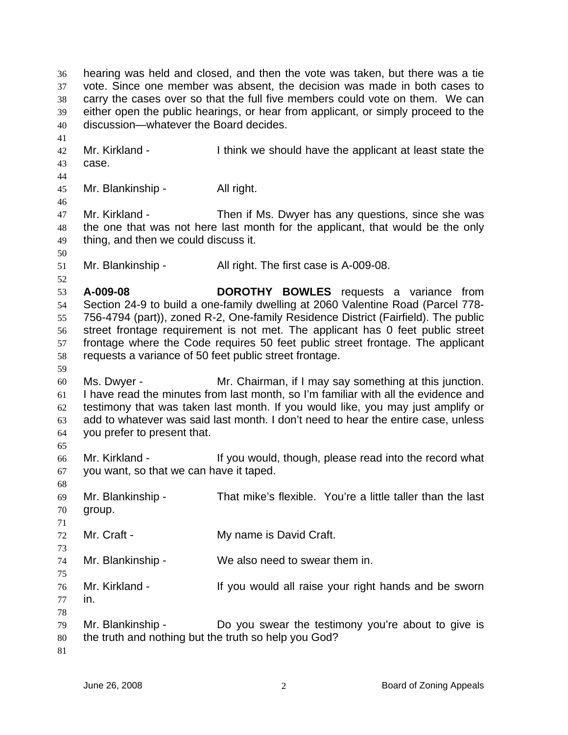hearing was held and closed, and then the vote was taken, but there was a tie vote. Since one member was absent, the decision was made in both cases to carry the cases over so that the full five members could vote on them. We can either open the public hearings, or hear from applicant, or simply proceed to the discussion—whatever the Board decides.

Mr. Kirkland - I think we should have the applicant at least state the case.

Mr. Blankinship - All right.

Mr. Kirkland - Then if Ms. Dwyer has any questions, since she was the one that was not here last month for the applicant, that would be the only thing, and then we could discuss it.

Mr. Blankinship - All right. The first case is A-009-08.

**A-009-08** **DOROTHY BOWLES** requests a variance from Section 24-9 to build a one-family dwelling at 2060 Valentine Road (Parcel 778-756-4794 (part)), zoned R-2, One-family Residence District (Fairfield). The public street frontage requirement is not met. The applicant has 0 feet public street frontage where the Code requires 50 feet public street frontage. The applicant requests a variance of 50 feet public street frontage.

Ms. Dwyer - Mr. Chairman, if I may say something at this junction. I have read the minutes from last month, so I'm familiar with all the evidence and testimony that was taken last month. If you would like, you may just amplify or add to whatever was said last month. I don't need to hear the entire case, unless you prefer to present that.

Mr. Kirkland - If you would, though, please read into the record what you want, so that we can have it taped.

Mr. Blankinship - That mike's flexible. You're a little taller than the last group.

Mr. Craft - My name is David Craft.

Mr. Blankinship - We also need to swear them in.

Mr. Kirkland - If you would all raise your right hands and be sworn in.

Mr. Blankinship - Do you swear the testimony you're about to give is the truth and nothing but the truth so help you God?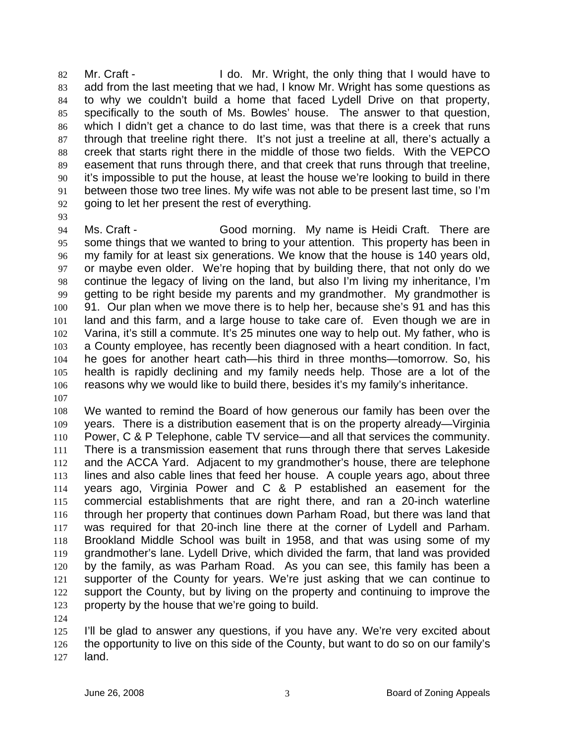Mr. Craft - I do. Mr. Wright, the only thing that I would have to add from the last meeting that we had, I know Mr. Wright has some questions as to why we couldn't build a home that faced Lydell Drive on that property, specifically to the south of Ms. Bowles' house. The answer to that question, which I didn't get a chance to do last time, was that there is a creek that runs through that treeline right there. It's not just a treeline at all, there's actually a creek that starts right there in the middle of those two fields. With the VEPCO easement that runs through there, and that creek that runs through that treeline, it's impossible to put the house, at least the house we're looking to build in there between those two tree lines. My wife was not able to be present last time, so I'm going to let her present the rest of everything.

Ms. Craft - Good morning. My name is Heidi Craft. There are some things that we wanted to bring to your attention. This property has been in my family for at least six generations. We know that the house is 140 years old, or maybe even older. We're hoping that by building there, that not only do we continue the legacy of living on the land, but also I'm living my inheritance, I'm getting to be right beside my parents and my grandmother. My grandmother is 91. Our plan when we move there is to help her, because she's 91 and has this land and this farm, and a large house to take care of. Even though we are in Varina, it's still a commute. It's 25 minutes one way to help out. My father, who is a County employee, has recently been diagnosed with a heart condition. In fact, he goes for another heart cath—his third in three months—tomorrow. So, his health is rapidly declining and my family needs help. Those are a lot of the reasons why we would like to build there, besides it's my family's inheritance.

We wanted to remind the Board of how generous our family has been over the years. There is a distribution easement that is on the property already—Virginia Power, C & P Telephone, cable TV service—and all that services the community. There is a transmission easement that runs through there that serves Lakeside and the ACCA Yard. Adjacent to my grandmother's house, there are telephone lines and also cable lines that feed her house. A couple years ago, about three years ago, Virginia Power and C & P established an easement for the commercial establishments that are right there, and ran a 20-inch waterline through her property that continues down Parham Road, but there was land that was required for that 20-inch line there at the corner of Lydell and Parham. Brookland Middle School was built in 1958, and that was using some of my grandmother's lane. Lydell Drive, which divided the farm, that land was provided by the family, as was Parham Road. As you can see, this family has been a supporter of the County for years. We're just asking that we can continue to support the County, but by living on the property and continuing to improve the property by the house that we're going to build.

I'll be glad to answer any questions, if you have any. We're very excited about the opportunity to live on this side of the County, but want to do so on our family's land.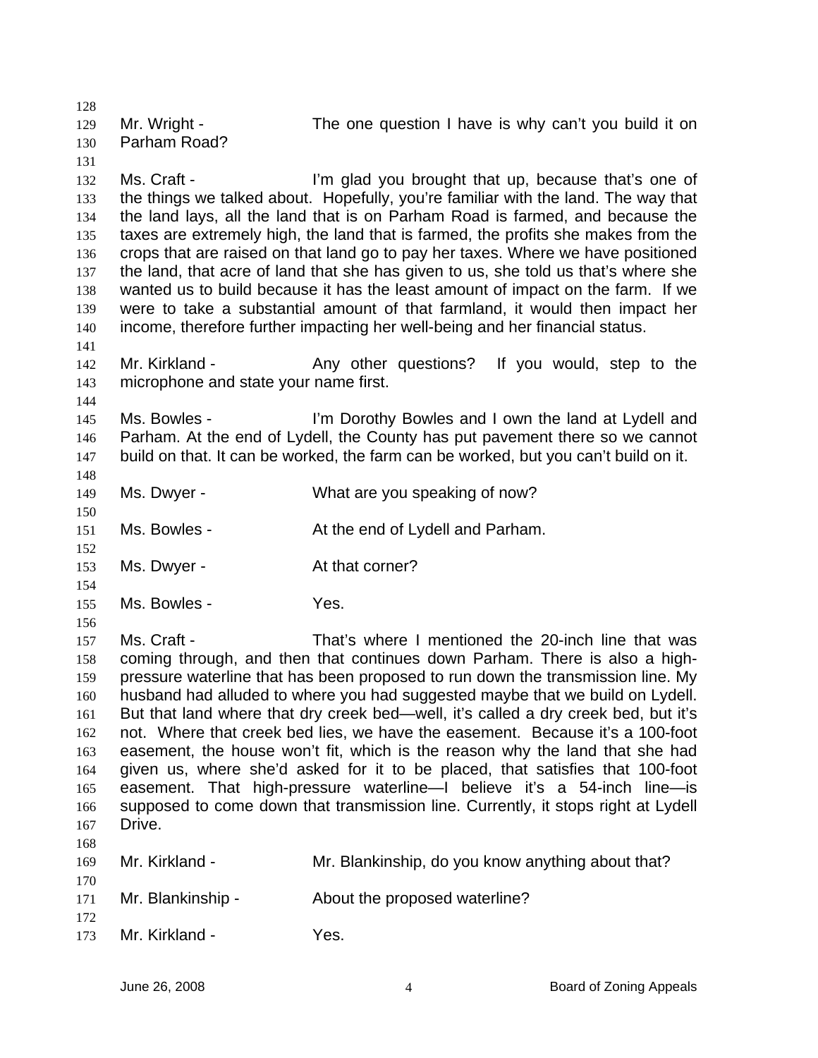Mr. Wright - The one question I have is why can't you build it on Parham Road?

Ms. Craft - I'm glad you brought that up, because that's one of the things we talked about. Hopefully, you're familiar with the land. The way that the land lays, all the land that is on Parham Road is farmed, and because the taxes are extremely high, the land that is farmed, the profits she makes from the crops that are raised on that land go to pay her taxes. Where we have positioned the land, that acre of land that she has given to us, she told us that's where she wanted us to build because it has the least amount of impact on the farm. If we were to take a substantial amount of that farmland, it would then impact her income, therefore further impacting her well-being and her financial status.

Mr. Kirkland - Any other questions? If you would, step to the microphone and state your name first.

Ms. Bowles - I'm Dorothy Bowles and I own the land at Lydell and Parham. At the end of Lydell, the County has put pavement there so we cannot build on that. It can be worked, the farm can be worked, but you can't build on it.

Ms. Dwyer - What are you speaking of now?

Ms. Bowles - At the end of Lydell and Parham.

Ms. Dwyer - At that corner?

Ms. Bowles - Yes.

Ms. Craft - That's where I mentioned the 20-inch line that was coming through, and then that continues down Parham. There is also a high-pressure waterline that has been proposed to run down the transmission line. My husband had alluded to where you had suggested maybe that we build on Lydell. But that land where that dry creek bed—well, it's called a dry creek bed, but it's not. Where that creek bed lies, we have the easement. Because it's a 100-foot easement, the house won't fit, which is the reason why the land that she had given us, where she'd asked for it to be placed, that satisfies that 100-foot easement. That high-pressure waterline—I believe it's a 54-inch line—is supposed to come down that transmission line. Currently, it stops right at Lydell Drive.

Mr. Kirkland - Mr. Blankinship, do you know anything about that?

Mr. Blankinship - About the proposed waterline?

Mr. Kirkland - Yes.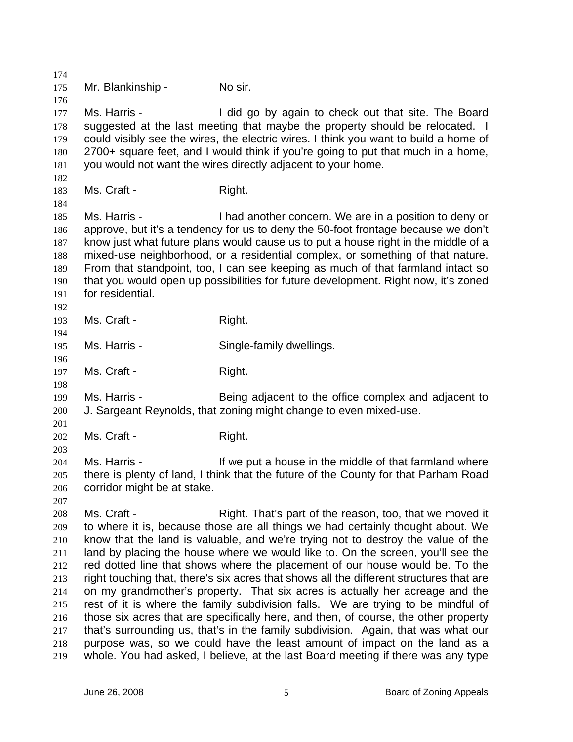Mr. Blankinship - No sir.

Ms. Harris - I did go by again to check out that site. The Board suggested at the last meeting that maybe the property should be relocated. I could visibly see the wires, the electric wires. I think you want to build a home of 2700+ square feet, and I would think if you're going to put that much in a home, you would not want the wires directly adjacent to your home.

Ms. Craft - Right.

Ms. Harris - I had another concern. We are in a position to deny or approve, but it's a tendency for us to deny the 50-foot frontage because we don't know just what future plans would cause us to put a house right in the middle of a mixed-use neighborhood, or a residential complex, or something of that nature. From that standpoint, too, I can see keeping as much of that farmland intact so that you would open up possibilities for future development. Right now, it's zoned for residential.

Ms. Craft - Right.

Ms. Harris - Single-family dwellings.

Ms. Craft - Right.

Ms. Harris - Being adjacent to the office complex and adjacent to J. Sargeant Reynolds, that zoning might change to even mixed-use.

Ms. Craft - Right.

Ms. Harris - If we put a house in the middle of that farmland where there is plenty of land, I think that the future of the County for that Parham Road corridor might be at stake.

Ms. Craft - Right. That's part of the reason, too, that we moved it to where it is, because those are all things we had certainly thought about. We know that the land is valuable, and we're trying not to destroy the value of the land by placing the house where we would like to. On the screen, you'll see the red dotted line that shows where the placement of our house would be. To the right touching that, there's six acres that shows all the different structures that are on my grandmother's property. That six acres is actually her acreage and the rest of it is where the family subdivision falls. We are trying to be mindful of those six acres that are specifically here, and then, of course, the other property that's surrounding us, that's in the family subdivision. Again, that was what our purpose was, so we could have the least amount of impact on the land as a whole. You had asked, I believe, at the last Board meeting if there was any type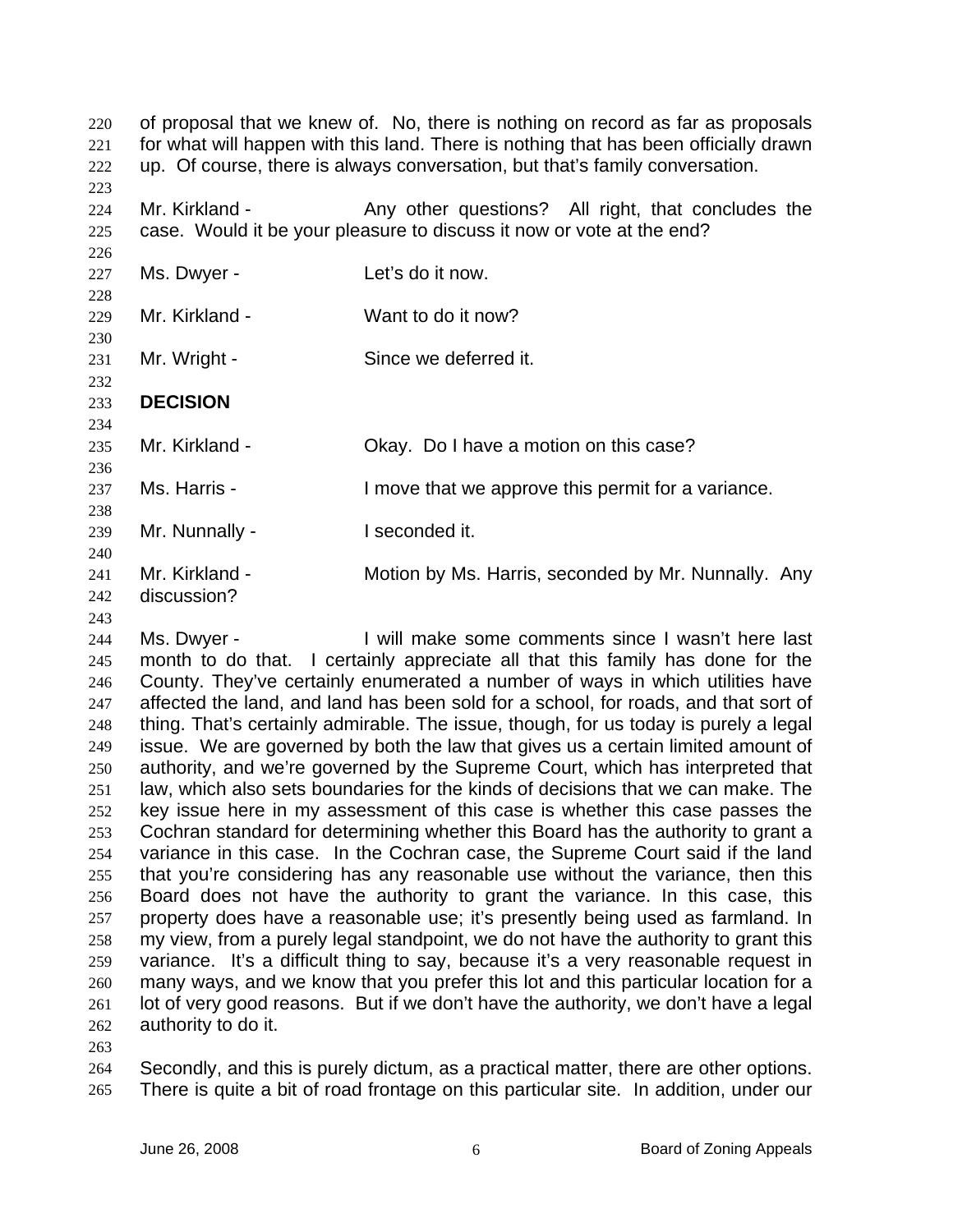of proposal that we knew of. No, there is nothing on record as far as proposals for what will happen with this land. There is nothing that has been officially drawn up. Of course, there is always conversation, but that's family conversation.

Mr. Kirkland - Any other questions? All right, that concludes the case. Would it be your pleasure to discuss it now or vote at the end?

Ms. Dwyer - Let's do it now.

Mr. Kirkland - Want to do it now?

Mr. Wright - Since we deferred it.

**DECISION**

Mr. Kirkland - Okay. Do I have a motion on this case?

Ms. Harris - I move that we approve this permit for a variance.

Mr. Nunnally - I seconded it.

Mr. Kirkland - Motion by Ms. Harris, seconded by Mr. Nunnally. Any discussion?

Ms. Dwyer - I will make some comments since I wasn't here last month to do that. I certainly appreciate all that this family has done for the County. They've certainly enumerated a number of ways in which utilities have affected the land, and land has been sold for a school, for roads, and that sort of thing. That's certainly admirable. The issue, though, for us today is purely a legal issue. We are governed by both the law that gives us a certain limited amount of authority, and we're governed by the Supreme Court, which has interpreted that law, which also sets boundaries for the kinds of decisions that we can make. The key issue here in my assessment of this case is whether this case passes the Cochran standard for determining whether this Board has the authority to grant a variance in this case. In the Cochran case, the Supreme Court said if the land that you're considering has any reasonable use without the variance, then this Board does not have the authority to grant the variance. In this case, this property does have a reasonable use; it's presently being used as farmland. In my view, from a purely legal standpoint, we do not have the authority to grant this variance. It's a difficult thing to say, because it's a very reasonable request in many ways, and we know that you prefer this lot and this particular location for a lot of very good reasons. But if we don't have the authority, we don't have a legal authority to do it.

Secondly, and this is purely dictum, as a practical matter, there are other options. There is quite a bit of road frontage on this particular site. In addition, under our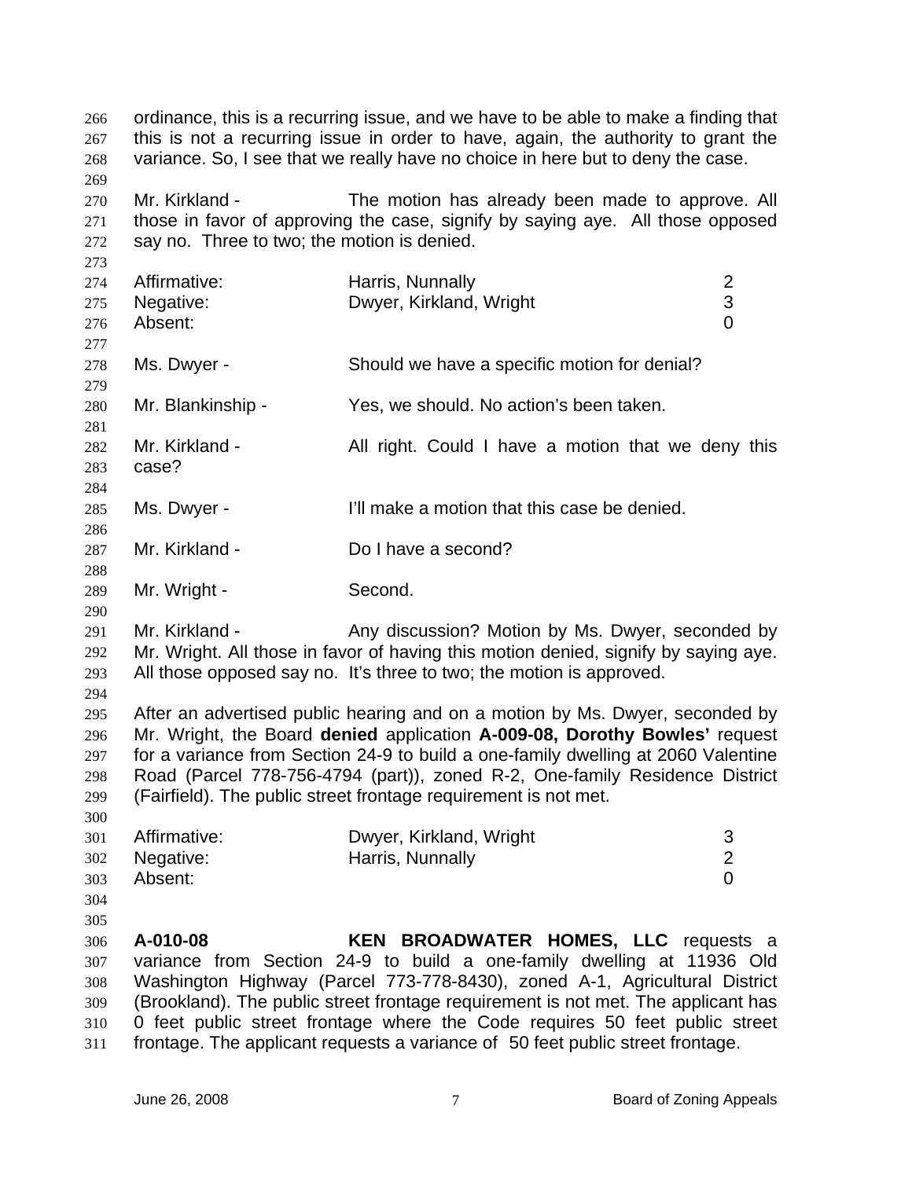ordinance, this is a recurring issue, and we have to be able to make a finding that this is not a recurring issue in order to have, again, the authority to grant the variance. So, I see that we really have no choice in here but to deny the case.

Mr. Kirkland - The motion has already been made to approve. All those in favor of approving the case, signify by saying aye. All those opposed say no. Three to two; the motion is denied.

| | | |
|---|---|---|
| Affirmative: | Harris, Nunnally | 2 |
| Negative: | Dwyer, Kirkland, Wright | 3 |
| Absent: | | 0 |

Ms. Dwyer - Should we have a specific motion for denial?

Mr. Blankinship - Yes, we should. No action's been taken.

Mr. Kirkland - All right. Could I have a motion that we deny this case?

Ms. Dwyer - I'll make a motion that this case be denied.

Mr. Kirkland - Do I have a second?

Mr. Wright - Second.

Mr. Kirkland - Any discussion? Motion by Ms. Dwyer, seconded by Mr. Wright. All those in favor of having this motion denied, signify by saying aye. All those opposed say no. It's three to two; the motion is approved.

After an advertised public hearing and on a motion by Ms. Dwyer, seconded by Mr. Wright, the Board **denied** application **A-009-08, Dorothy Bowles'** request for a variance from Section 24-9 to build a one-family dwelling at 2060 Valentine Road (Parcel 778-756-4794 (part)), zoned R-2, One-family Residence District (Fairfield). The public street frontage requirement is not met.

| | | |
|---|---|---|
| Affirmative: | Dwyer, Kirkland, Wright | 3 |
| Negative: | Harris, Nunnally | 2 |
| Absent: | | 0 |

**A-010-08** **KEN BROADWATER HOMES, LLC** requests a variance from Section 24-9 to build a one-family dwelling at 11936 Old Washington Highway (Parcel 773-778-8430), zoned A-1, Agricultural District (Brookland). The public street frontage requirement is not met. The applicant has 0 feet public street frontage where the Code requires 50 feet public street frontage. The applicant requests a variance of 50 feet public street frontage.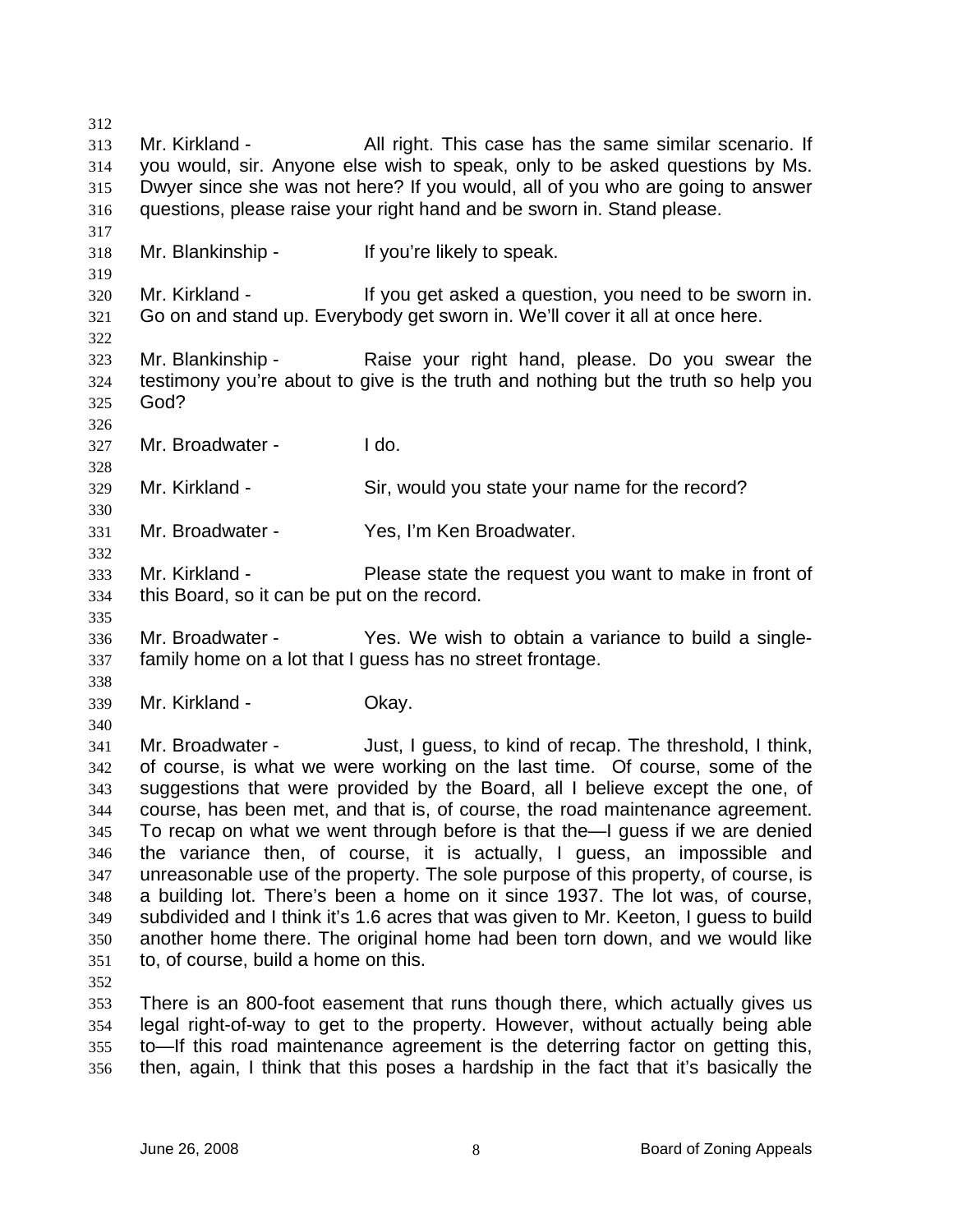Mr. Kirkland - All right. This case has the same similar scenario. If you would, sir. Anyone else wish to speak, only to be asked questions by Ms. Dwyer since she was not here? If you would, all of you who are going to answer questions, please raise your right hand and be sworn in. Stand please.

Mr. Blankinship - If you're likely to speak.

Mr. Kirkland - If you get asked a question, you need to be sworn in. Go on and stand up. Everybody get sworn in. We'll cover it all at once here.

Mr. Blankinship - Raise your right hand, please. Do you swear the testimony you're about to give is the truth and nothing but the truth so help you God?

Mr. Broadwater - I do.

Mr. Kirkland - Sir, would you state your name for the record?

Mr. Broadwater - Yes, I'm Ken Broadwater.

Mr. Kirkland - Please state the request you want to make in front of this Board, so it can be put on the record.

Mr. Broadwater - Yes. We wish to obtain a variance to build a single-family home on a lot that I guess has no street frontage.

Mr. Kirkland - Okay.

Mr. Broadwater - Just, I guess, to kind of recap. The threshold, I think, of course, is what we were working on the last time. Of course, some of the suggestions that were provided by the Board, all I believe except the one, of course, has been met, and that is, of course, the road maintenance agreement. To recap on what we went through before is that the—I guess if we are denied the variance then, of course, it is actually, I guess, an impossible and unreasonable use of the property. The sole purpose of this property, of course, is a building lot. There's been a home on it since 1937. The lot was, of course, subdivided and I think it's 1.6 acres that was given to Mr. Keeton, I guess to build another home there. The original home had been torn down, and we would like to, of course, build a home on this.

There is an 800-foot easement that runs though there, which actually gives us legal right-of-way to get to the property. However, without actually being able to—If this road maintenance agreement is the deterring factor on getting this, then, again, I think that this poses a hardship in the fact that it's basically the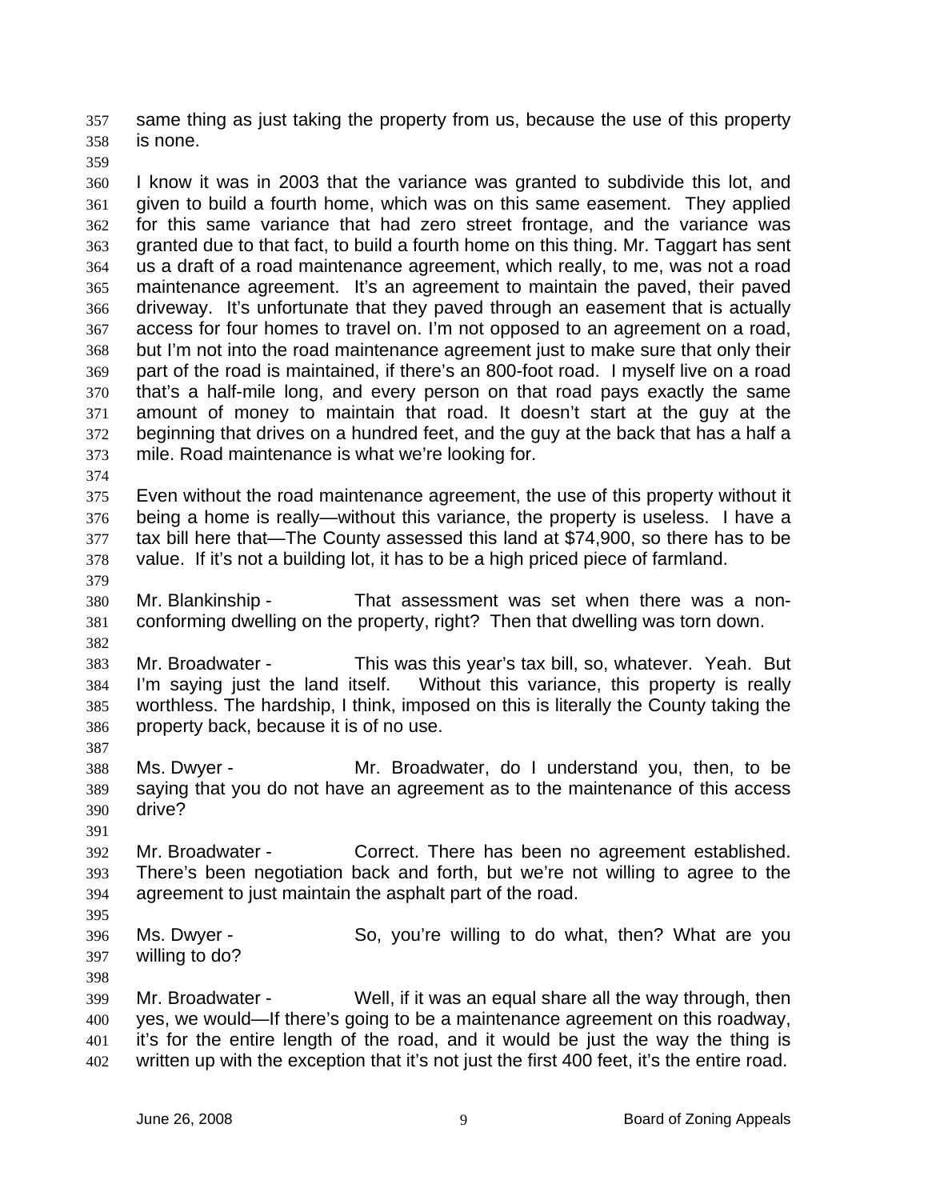same thing as just taking the property from us, because the use of this property is none.

I know it was in 2003 that the variance was granted to subdivide this lot, and given to build a fourth home, which was on this same easement. They applied for this same variance that had zero street frontage, and the variance was granted due to that fact, to build a fourth home on this thing. Mr. Taggart has sent us a draft of a road maintenance agreement, which really, to me, was not a road maintenance agreement. It's an agreement to maintain the paved, their paved driveway. It's unfortunate that they paved through an easement that is actually access for four homes to travel on. I'm not opposed to an agreement on a road, but I'm not into the road maintenance agreement just to make sure that only their part of the road is maintained, if there's an 800-foot road. I myself live on a road that's a half-mile long, and every person on that road pays exactly the same amount of money to maintain that road. It doesn't start at the guy at the beginning that drives on a hundred feet, and the guy at the back that has a half a mile. Road maintenance is what we're looking for.

Even without the road maintenance agreement, the use of this property without it being a home is really—without this variance, the property is useless. I have a tax bill here that—The County assessed this land at $74,900, so there has to be value. If it's not a building lot, it has to be a high priced piece of farmland.

Mr. Blankinship - That assessment was set when there was a non-conforming dwelling on the property, right? Then that dwelling was torn down.

Mr. Broadwater - This was this year's tax bill, so, whatever. Yeah. But I'm saying just the land itself. Without this variance, this property is really worthless. The hardship, I think, imposed on this is literally the County taking the property back, because it is of no use.

Ms. Dwyer - Mr. Broadwater, do I understand you, then, to be saying that you do not have an agreement as to the maintenance of this access drive?

Mr. Broadwater - Correct. There has been no agreement established. There's been negotiation back and forth, but we're not willing to agree to the agreement to just maintain the asphalt part of the road.

Ms. Dwyer - So, you're willing to do what, then? What are you willing to do?

Mr. Broadwater - Well, if it was an equal share all the way through, then yes, we would—If there's going to be a maintenance agreement on this roadway, it's for the entire length of the road, and it would be just the way the thing is written up with the exception that it's not just the first 400 feet, it's the entire road.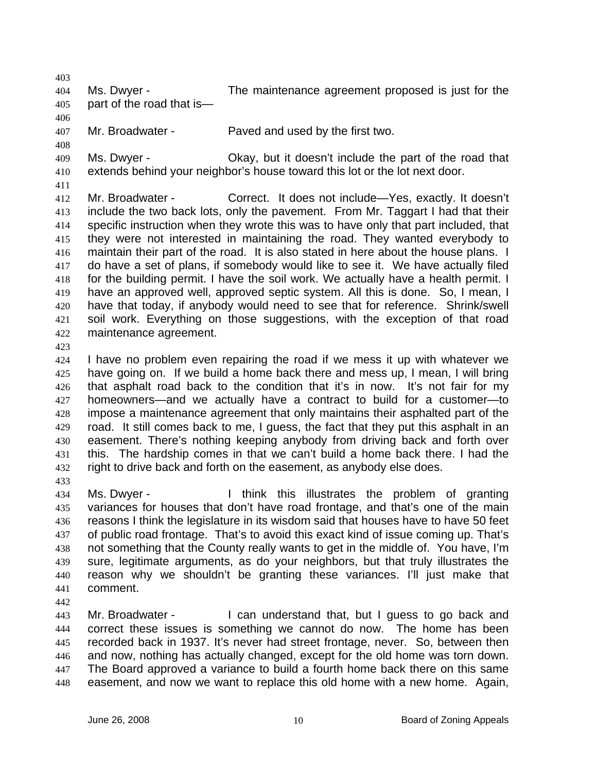Ms. Dwyer - The maintenance agreement proposed is just for the part of the road that is—

Mr. Broadwater - Paved and used by the first two.

Ms. Dwyer - Okay, but it doesn't include the part of the road that extends behind your neighbor's house toward this lot or the lot next door.

Mr. Broadwater - Correct. It does not include—Yes, exactly. It doesn't include the two back lots, only the pavement. From Mr. Taggart I had that their specific instruction when they wrote this was to have only that part included, that they were not interested in maintaining the road. They wanted everybody to maintain their part of the road. It is also stated in here about the house plans. I do have a set of plans, if somebody would like to see it. We have actually filed for the building permit. I have the soil work. We actually have a health permit. I have an approved well, approved septic system. All this is done. So, I mean, I have that today, if anybody would need to see that for reference. Shrink/swell soil work. Everything on those suggestions, with the exception of that road maintenance agreement.

I have no problem even repairing the road if we mess it up with whatever we have going on. If we build a home back there and mess up, I mean, I will bring that asphalt road back to the condition that it's in now. It's not fair for my homeowners—and we actually have a contract to build for a customer—to impose a maintenance agreement that only maintains their asphalted part of the road. It still comes back to me, I guess, the fact that they put this asphalt in an easement. There's nothing keeping anybody from driving back and forth over this. The hardship comes in that we can't build a home back there. I had the right to drive back and forth on the easement, as anybody else does.

Ms. Dwyer - I think this illustrates the problem of granting variances for houses that don't have road frontage, and that's one of the main reasons I think the legislature in its wisdom said that houses have to have 50 feet of public road frontage. That's to avoid this exact kind of issue coming up. That's not something that the County really wants to get in the middle of. You have, I'm sure, legitimate arguments, as do your neighbors, but that truly illustrates the reason why we shouldn't be granting these variances. I'll just make that comment.

Mr. Broadwater - I can understand that, but I guess to go back and correct these issues is something we cannot do now. The home has been recorded back in 1937. It's never had street frontage, never. So, between then and now, nothing has actually changed, except for the old home was torn down. The Board approved a variance to build a fourth home back there on this same easement, and now we want to replace this old home with a new home. Again,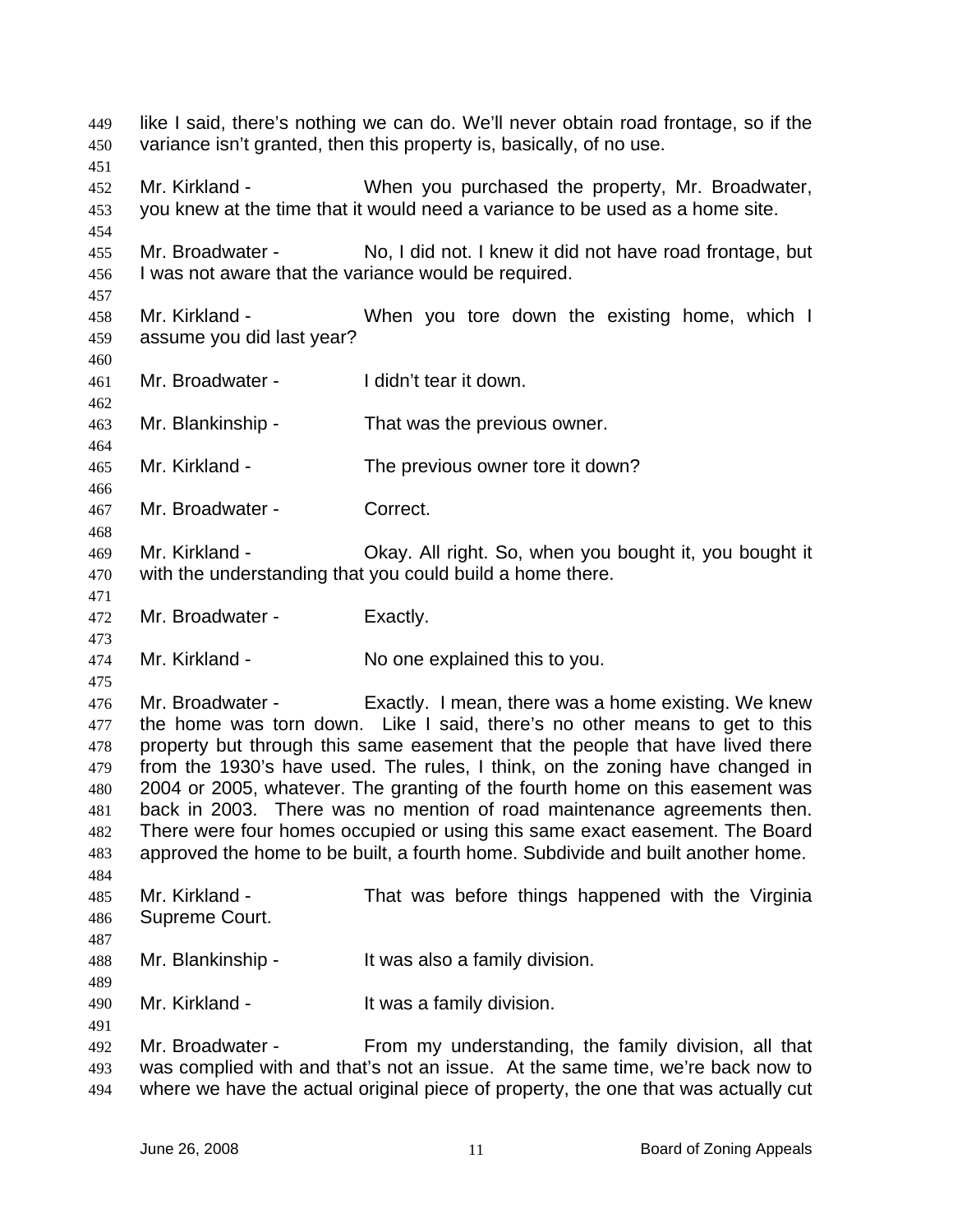like I said, there's nothing we can do. We'll never obtain road frontage, so if the variance isn't granted, then this property is, basically, of no use.

Mr. Kirkland - When you purchased the property, Mr. Broadwater, you knew at the time that it would need a variance to be used as a home site.

Mr. Broadwater - No, I did not. I knew it did not have road frontage, but I was not aware that the variance would be required.

Mr. Kirkland - When you tore down the existing home, which I assume you did last year?

Mr. Broadwater - I didn't tear it down.

Mr. Blankinship - That was the previous owner.

Mr. Kirkland - The previous owner tore it down?

Mr. Broadwater - Correct.

Mr. Kirkland - Okay. All right. So, when you bought it, you bought it with the understanding that you could build a home there.

Mr. Broadwater - Exactly.

Mr. Kirkland - No one explained this to you.

Mr. Broadwater - Exactly. I mean, there was a home existing. We knew the home was torn down. Like I said, there's no other means to get to this property but through this same easement that the people that have lived there from the 1930's have used. The rules, I think, on the zoning have changed in 2004 or 2005, whatever. The granting of the fourth home on this easement was back in 2003. There was no mention of road maintenance agreements then. There were four homes occupied or using this same exact easement. The Board approved the home to be built, a fourth home. Subdivide and built another home.

Mr. Kirkland - That was before things happened with the Virginia Supreme Court.

Mr. Blankinship - It was also a family division.

Mr. Kirkland - It was a family division.

Mr. Broadwater - From my understanding, the family division, all that was complied with and that's not an issue. At the same time, we're back now to where we have the actual original piece of property, the one that was actually cut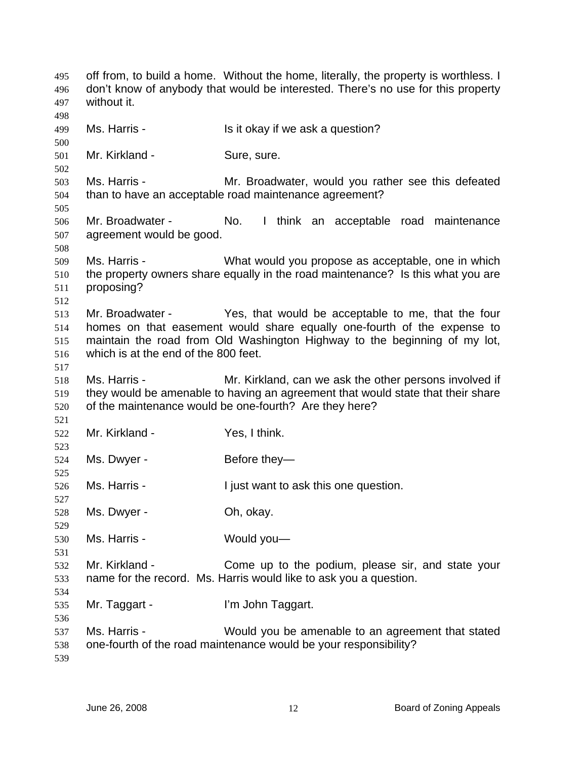off from, to build a home. Without the home, literally, the property is worthless. I don't know of anybody that would be interested. There's no use for this property without it.

Ms. Harris - Is it okay if we ask a question?

Mr. Kirkland - Sure, sure.

Ms. Harris - Mr. Broadwater, would you rather see this defeated than to have an acceptable road maintenance agreement?

Mr. Broadwater - No. I think an acceptable road maintenance agreement would be good.

Ms. Harris - What would you propose as acceptable, one in which the property owners share equally in the road maintenance? Is this what you are proposing?

Mr. Broadwater - Yes, that would be acceptable to me, that the four homes on that easement would share equally one-fourth of the expense to maintain the road from Old Washington Highway to the beginning of my lot, which is at the end of the 800 feet.

Ms. Harris - Mr. Kirkland, can we ask the other persons involved if they would be amenable to having an agreement that would state that their share of the maintenance would be one-fourth? Are they here?

Mr. Kirkland - Yes, I think.

Ms. Dwyer - Before they—

Ms. Harris - I just want to ask this one question.

Ms. Dwyer - Oh, okay.

Ms. Harris - Would you—

Mr. Kirkland - Come up to the podium, please sir, and state your name for the record. Ms. Harris would like to ask you a question.

Mr. Taggart - I'm John Taggart.

Ms. Harris - Would you be amenable to an agreement that stated one-fourth of the road maintenance would be your responsibility?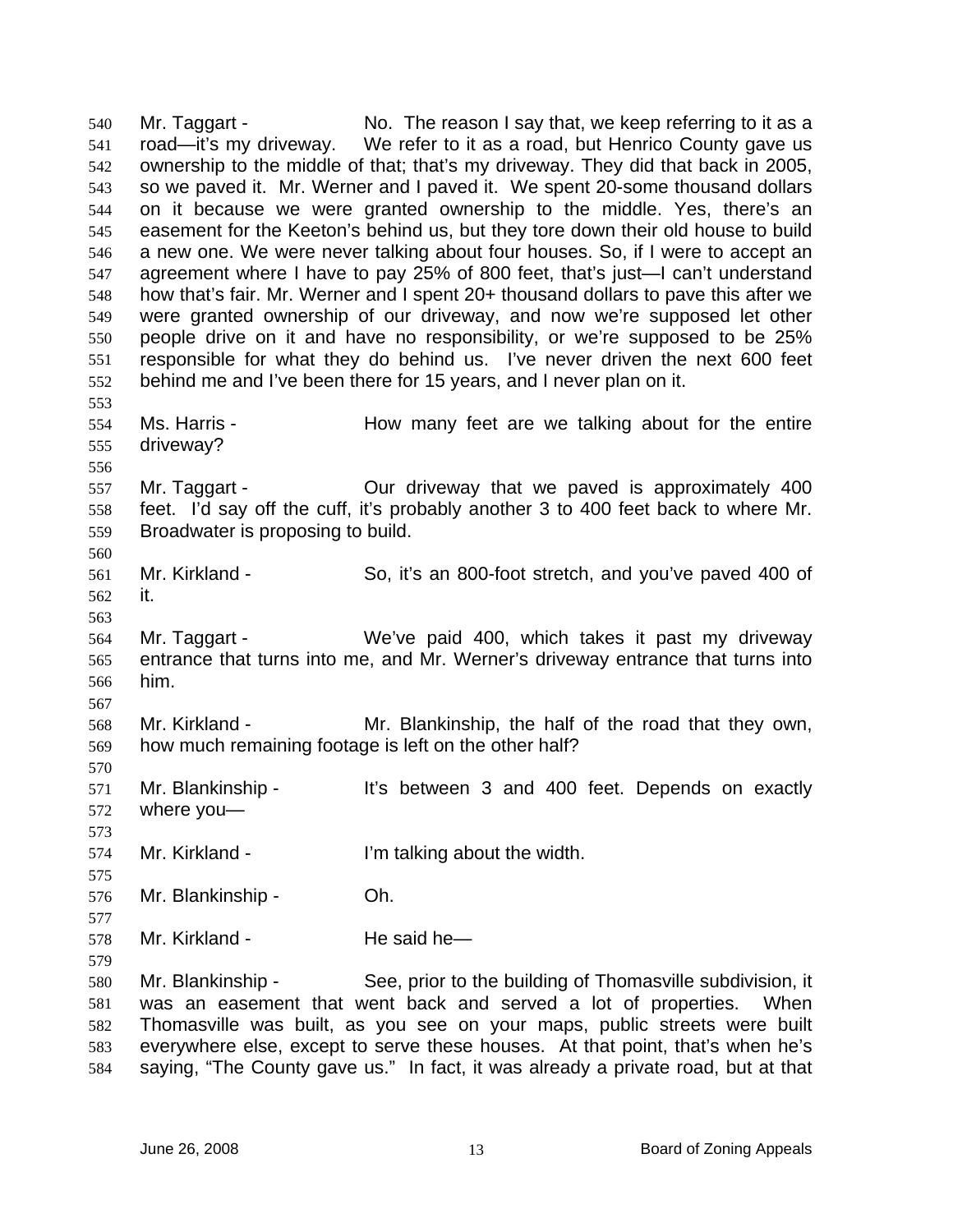Mr. Taggart - No. The reason I say that, we keep referring to it as a road—it's my driveway. We refer to it as a road, but Henrico County gave us ownership to the middle of that; that's my driveway. They did that back in 2005, so we paved it. Mr. Werner and I paved it. We spent 20-some thousand dollars on it because we were granted ownership to the middle. Yes, there's an easement for the Keeton's behind us, but they tore down their old house to build a new one. We were never talking about four houses. So, if I were to accept an agreement where I have to pay 25% of 800 feet, that's just—I can't understand how that's fair. Mr. Werner and I spent 20+ thousand dollars to pave this after we were granted ownership of our driveway, and now we're supposed let other people drive on it and have no responsibility, or we're supposed to be 25% responsible for what they do behind us. I've never driven the next 600 feet behind me and I've been there for 15 years, and I never plan on it.

Ms. Harris - How many feet are we talking about for the entire driveway?

Mr. Taggart - Our driveway that we paved is approximately 400 feet. I'd say off the cuff, it's probably another 3 to 400 feet back to where Mr. Broadwater is proposing to build.

Mr. Kirkland - So, it's an 800-foot stretch, and you've paved 400 of it.

Mr. Taggart - We've paid 400, which takes it past my driveway entrance that turns into me, and Mr. Werner's driveway entrance that turns into him.

Mr. Kirkland - Mr. Blankinship, the half of the road that they own, how much remaining footage is left on the other half?

Mr. Blankinship - It's between 3 and 400 feet. Depends on exactly where you—

Mr. Kirkland - I'm talking about the width.

Mr. Blankinship - Oh.

Mr. Kirkland - He said he—

Mr. Blankinship - See, prior to the building of Thomasville subdivision, it was an easement that went back and served a lot of properties. When Thomasville was built, as you see on your maps, public streets were built everywhere else, except to serve these houses. At that point, that's when he's saying, "The County gave us." In fact, it was already a private road, but at that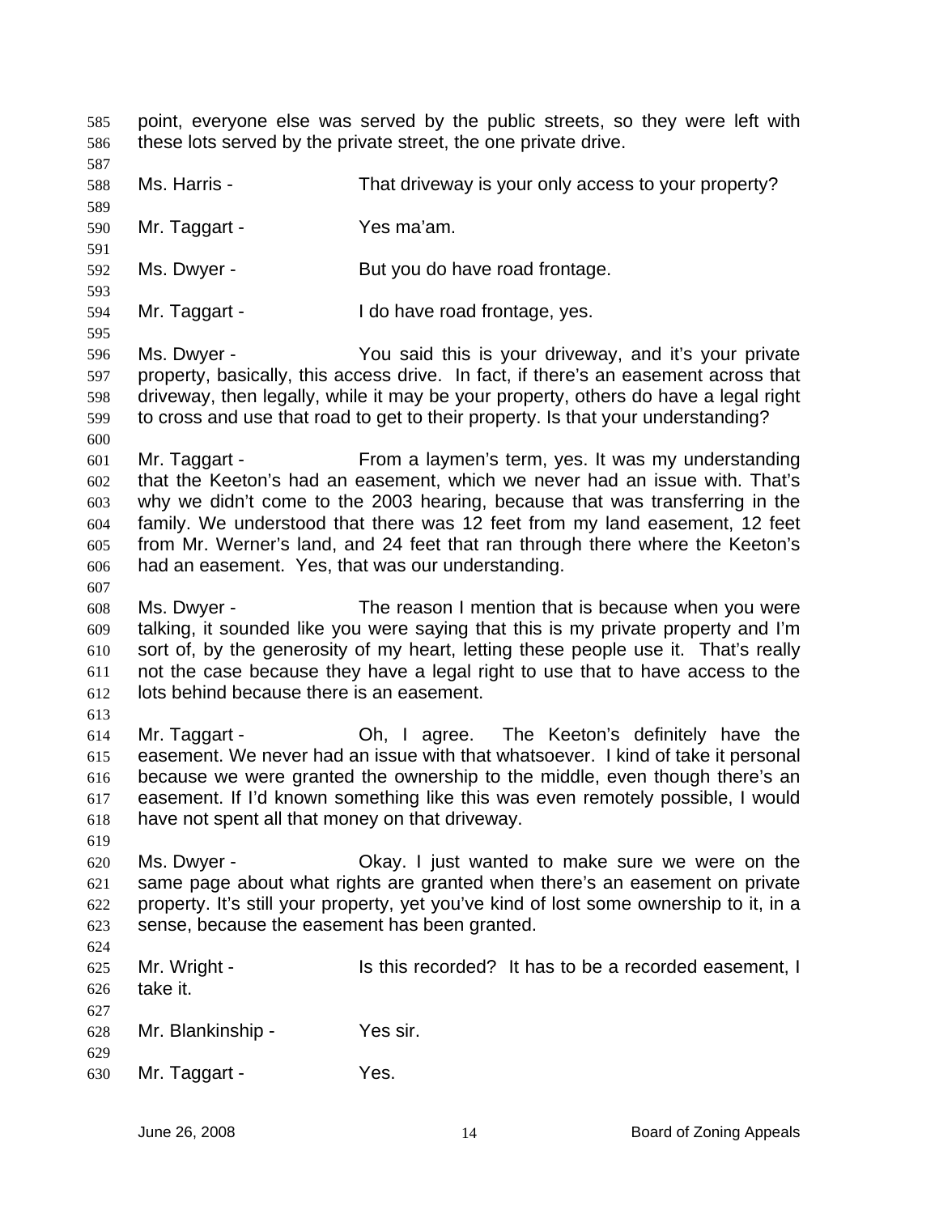point, everyone else was served by the public streets, so they were left with these lots served by the private street, the one private drive.

Ms. Harris - That driveway is your only access to your property?

Mr. Taggart - Yes ma'am.

Ms. Dwyer - But you do have road frontage.

Mr. Taggart - I do have road frontage, yes.

Ms. Dwyer - You said this is your driveway, and it's your private property, basically, this access drive. In fact, if there's an easement across that driveway, then legally, while it may be your property, others do have a legal right to cross and use that road to get to their property. Is that your understanding?

Mr. Taggart - From a laymen's term, yes. It was my understanding that the Keeton's had an easement, which we never had an issue with. That's why we didn't come to the 2003 hearing, because that was transferring in the family. We understood that there was 12 feet from my land easement, 12 feet from Mr. Werner's land, and 24 feet that ran through there where the Keeton's had an easement. Yes, that was our understanding.

Ms. Dwyer - The reason I mention that is because when you were talking, it sounded like you were saying that this is my private property and I'm sort of, by the generosity of my heart, letting these people use it. That's really not the case because they have a legal right to use that to have access to the lots behind because there is an easement.

Mr. Taggart - Oh, I agree. The Keeton's definitely have the easement. We never had an issue with that whatsoever. I kind of take it personal because we were granted the ownership to the middle, even though there's an easement. If I'd known something like this was even remotely possible, I would have not spent all that money on that driveway.

Ms. Dwyer - Okay. I just wanted to make sure we were on the same page about what rights are granted when there's an easement on private property. It's still your property, yet you've kind of lost some ownership to it, in a sense, because the easement has been granted.

Mr. Wright - Is this recorded? It has to be a recorded easement, I take it.

Mr. Blankinship - Yes sir.

Mr. Taggart - Yes.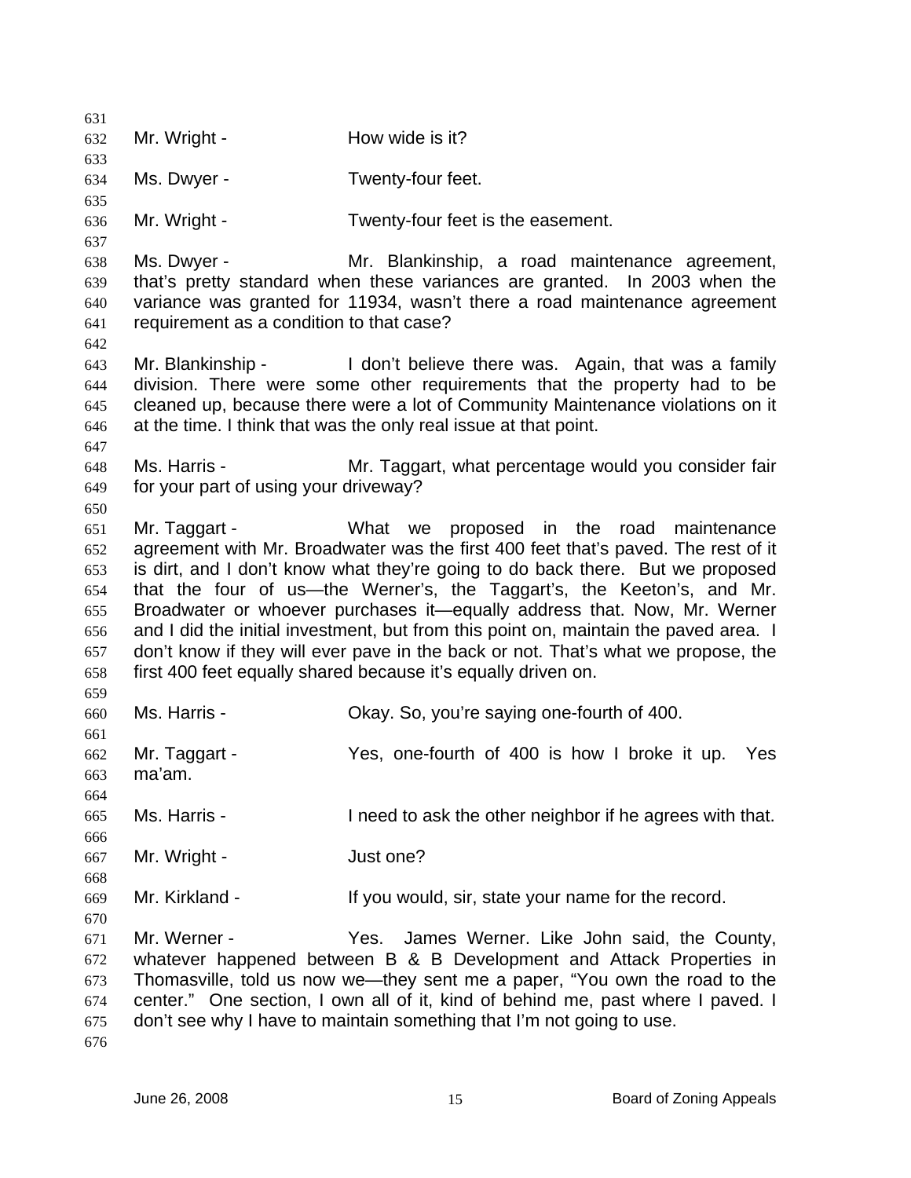Mr. Wright - How wide is it?

Ms. Dwyer - Twenty-four feet.

Mr. Wright - Twenty-four feet is the easement.

Ms. Dwyer - Mr. Blankinship, a road maintenance agreement, that's pretty standard when these variances are granted. In 2003 when the variance was granted for 11934, wasn't there a road maintenance agreement requirement as a condition to that case?

Mr. Blankinship - I don't believe there was. Again, that was a family division. There were some other requirements that the property had to be cleaned up, because there were a lot of Community Maintenance violations on it at the time. I think that was the only real issue at that point.

Ms. Harris - Mr. Taggart, what percentage would you consider fair for your part of using your driveway?

Mr. Taggart - What we proposed in the road maintenance agreement with Mr. Broadwater was the first 400 feet that's paved. The rest of it is dirt, and I don't know what they're going to do back there. But we proposed that the four of us—the Werner's, the Taggart's, the Keeton's, and Mr. Broadwater or whoever purchases it—equally address that. Now, Mr. Werner and I did the initial investment, but from this point on, maintain the paved area. I don't know if they will ever pave in the back or not. That's what we propose, the first 400 feet equally shared because it's equally driven on.

Ms. Harris - Okay. So, you're saying one-fourth of 400.

Mr. Taggart - Yes, one-fourth of 400 is how I broke it up. Yes ma'am.

Ms. Harris - I need to ask the other neighbor if he agrees with that.

Mr. Wright - Just one?

Mr. Kirkland - If you would, sir, state your name for the record.

Mr. Werner - Yes. James Werner. Like John said, the County, whatever happened between B & B Development and Attack Properties in Thomasville, told us now we—they sent me a paper, "You own the road to the center." One section, I own all of it, kind of behind me, past where I paved. I don't see why I have to maintain something that I'm not going to use.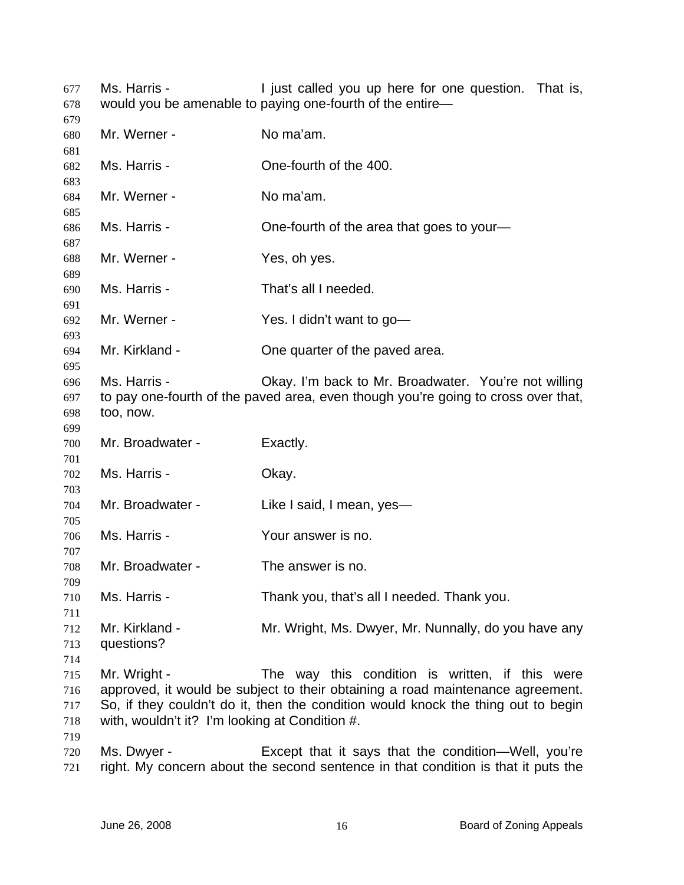Ms. Harris - I just called you up here for one question. That is, would you be amenable to paying one-fourth of the entire—

Mr. Werner - No ma'am.

Ms. Harris - One-fourth of the 400.

Mr. Werner - No ma'am.

Ms. Harris - One-fourth of the area that goes to your—

Mr. Werner - Yes, oh yes.

Ms. Harris - That's all I needed.

Mr. Werner - Yes. I didn't want to go—

Mr. Kirkland - One quarter of the paved area.

Ms. Harris - Okay. I'm back to Mr. Broadwater. You're not willing to pay one-fourth of the paved area, even though you're going to cross over that, too, now.

Mr. Broadwater - Exactly.

Ms. Harris - Okay.

Mr. Broadwater - Like I said, I mean, yes—

Ms. Harris - Your answer is no.

Mr. Broadwater - The answer is no.

Ms. Harris - Thank you, that's all I needed. Thank you.

Mr. Kirkland - Mr. Wright, Ms. Dwyer, Mr. Nunnally, do you have any questions?

Mr. Wright - The way this condition is written, if this were approved, it would be subject to their obtaining a road maintenance agreement. So, if they couldn't do it, then the condition would knock the thing out to begin with, wouldn't it? I'm looking at Condition #.

Ms. Dwyer - Except that it says that the condition—Well, you're right. My concern about the second sentence in that condition is that it puts the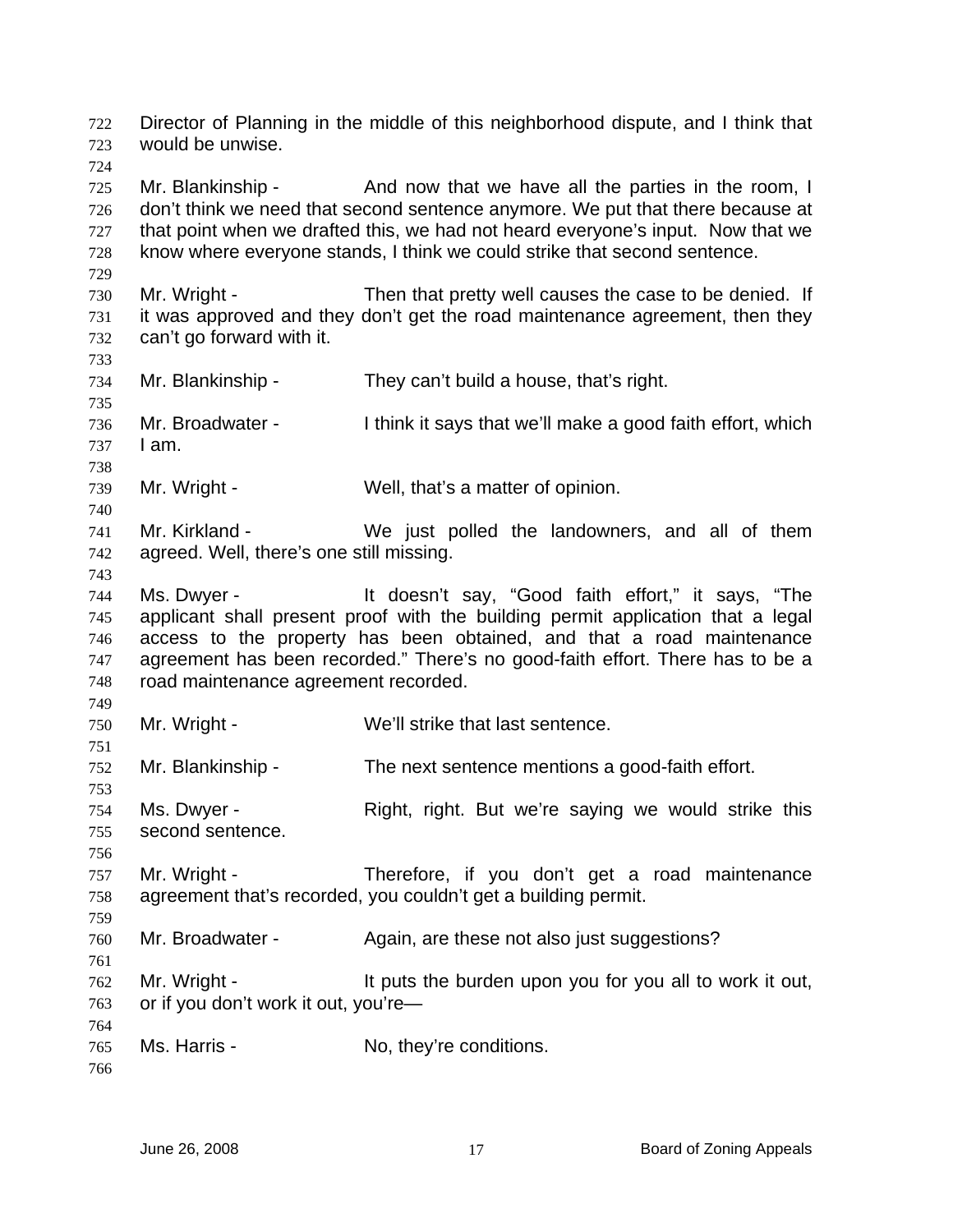Director of Planning in the middle of this neighborhood dispute, and I think that would be unwise.

Mr. Blankinship - And now that we have all the parties in the room, I don't think we need that second sentence anymore. We put that there because at that point when we drafted this, we had not heard everyone's input. Now that we know where everyone stands, I think we could strike that second sentence.

Mr. Wright - Then that pretty well causes the case to be denied. If it was approved and they don't get the road maintenance agreement, then they can't go forward with it.

Mr. Blankinship - They can't build a house, that's right.

Mr. Broadwater - I think it says that we'll make a good faith effort, which I am.

Mr. Wright - Well, that's a matter of opinion.

Mr. Kirkland - We just polled the landowners, and all of them agreed. Well, there's one still missing.

Ms. Dwyer - It doesn't say, "Good faith effort," it says, "The applicant shall present proof with the building permit application that a legal access to the property has been obtained, and that a road maintenance agreement has been recorded." There's no good-faith effort. There has to be a road maintenance agreement recorded.

Mr. Wright - We'll strike that last sentence.

Mr. Blankinship - The next sentence mentions a good-faith effort.

Ms. Dwyer - Right, right. But we're saying we would strike this second sentence.

Mr. Wright - Therefore, if you don't get a road maintenance agreement that's recorded, you couldn't get a building permit.

Mr. Broadwater - Again, are these not also just suggestions?

Mr. Wright - It puts the burden upon you for you all to work it out, or if you don't work it out, you're—

Ms. Harris - No, they're conditions.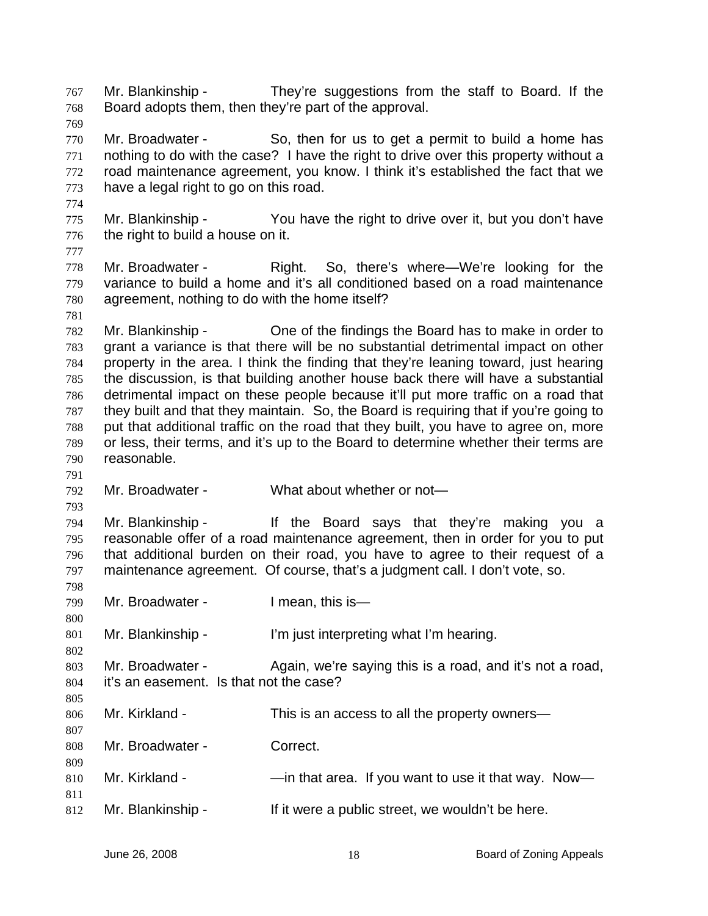Mr. Blankinship - They're suggestions from the staff to Board. If the Board adopts them, then they're part of the approval.

Mr. Broadwater - So, then for us to get a permit to build a home has nothing to do with the case? I have the right to drive over this property without a road maintenance agreement, you know. I think it's established the fact that we have a legal right to go on this road.

Mr. Blankinship - You have the right to drive over it, but you don't have the right to build a house on it.

Mr. Broadwater - Right. So, there's where—We're looking for the variance to build a home and it's all conditioned based on a road maintenance agreement, nothing to do with the home itself?

Mr. Blankinship - One of the findings the Board has to make in order to grant a variance is that there will be no substantial detrimental impact on other property in the area. I think the finding that they're leaning toward, just hearing the discussion, is that building another house back there will have a substantial detrimental impact on these people because it'll put more traffic on a road that they built and that they maintain. So, the Board is requiring that if you're going to put that additional traffic on the road that they built, you have to agree on, more or less, their terms, and it's up to the Board to determine whether their terms are reasonable.

Mr. Broadwater - What about whether or not—

Mr. Blankinship - If the Board says that they're making you a reasonable offer of a road maintenance agreement, then in order for you to put that additional burden on their road, you have to agree to their request of a maintenance agreement. Of course, that's a judgment call. I don't vote, so.

Mr. Broadwater - I mean, this is—

Mr. Blankinship - I'm just interpreting what I'm hearing.

Mr. Broadwater - Again, we're saying this is a road, and it's not a road, it's an easement. Is that not the case?

Mr. Kirkland - This is an access to all the property owners—

Mr. Broadwater - Correct.

Mr. Kirkland - —in that area. If you want to use it that way. Now—

Mr. Blankinship - If it were a public street, we wouldn't be here.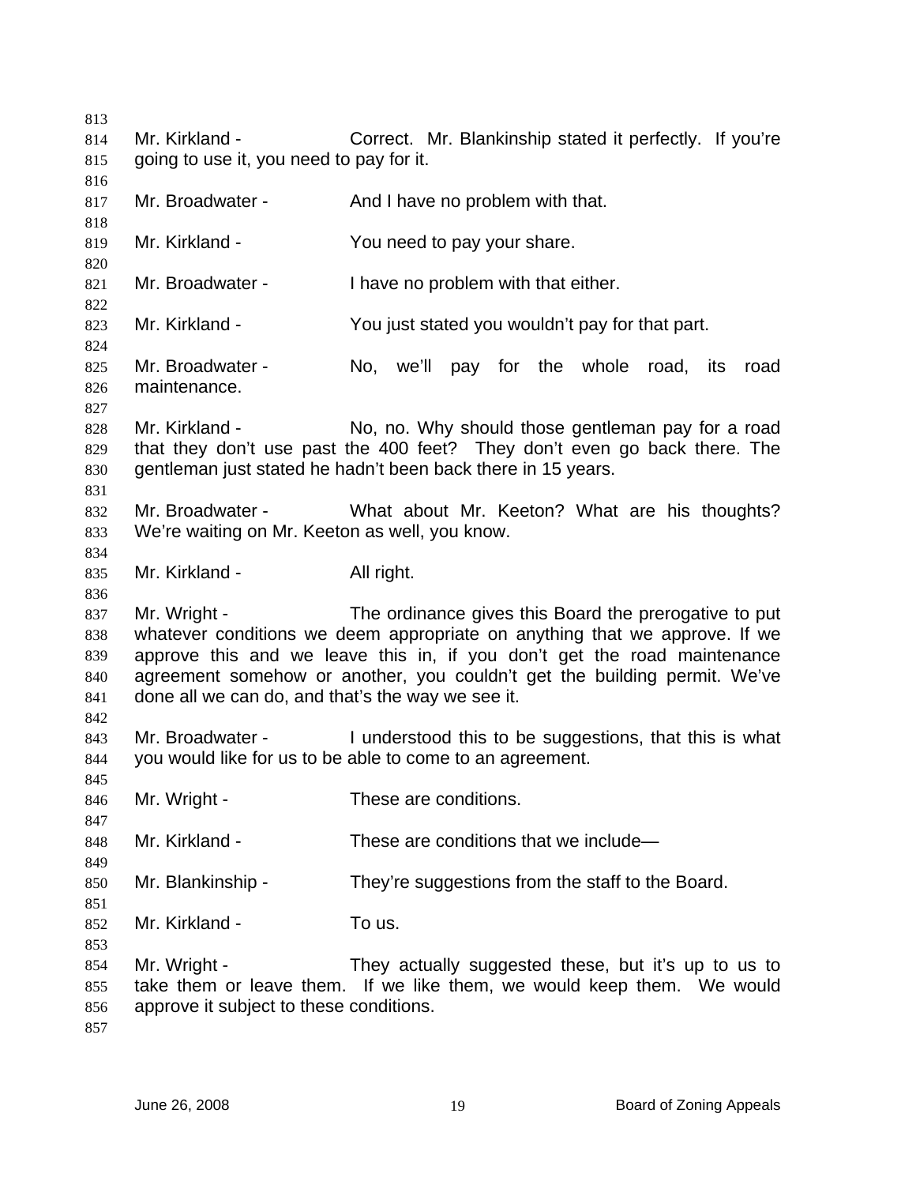Mr. Kirkland - Correct. Mr. Blankinship stated it perfectly. If you're going to use it, you need to pay for it.

Mr. Broadwater - And I have no problem with that.

Mr. Kirkland - You need to pay your share.

Mr. Broadwater - I have no problem with that either.

Mr. Kirkland - You just stated you wouldn't pay for that part.

Mr. Broadwater - No, we'll pay for the whole road, its road maintenance.

Mr. Kirkland - No, no. Why should those gentleman pay for a road that they don't use past the 400 feet? They don't even go back there. The gentleman just stated he hadn't been back there in 15 years.

Mr. Broadwater - What about Mr. Keeton? What are his thoughts? We're waiting on Mr. Keeton as well, you know.

Mr. Kirkland - All right.

Mr. Wright - The ordinance gives this Board the prerogative to put whatever conditions we deem appropriate on anything that we approve. If we approve this and we leave this in, if you don't get the road maintenance agreement somehow or another, you couldn't get the building permit. We've done all we can do, and that's the way we see it.

Mr. Broadwater - I understood this to be suggestions, that this is what you would like for us to be able to come to an agreement.

Mr. Wright - These are conditions.

Mr. Kirkland - These are conditions that we include—

Mr. Blankinship - They're suggestions from the staff to the Board.

Mr. Kirkland - To us.

Mr. Wright - They actually suggested these, but it's up to us to take them or leave them. If we like them, we would keep them. We would approve it subject to these conditions.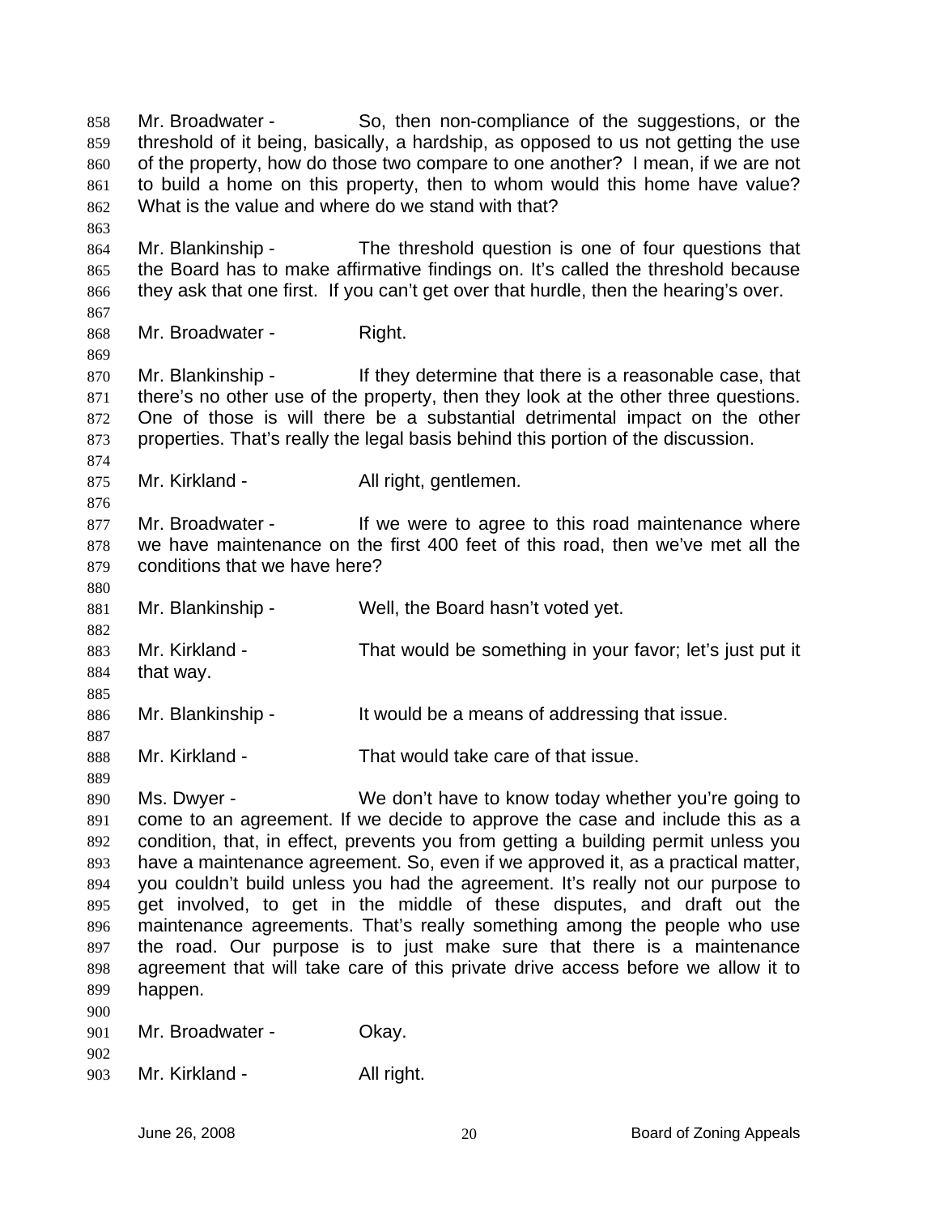Mr. Broadwater - So, then non-compliance of the suggestions, or the threshold of it being, basically, a hardship, as opposed to us not getting the use of the property, how do those two compare to one another? I mean, if we are not to build a home on this property, then to whom would this home have value? What is the value and where do we stand with that?

Mr. Blankinship - The threshold question is one of four questions that the Board has to make affirmative findings on. It's called the threshold because they ask that one first. If you can't get over that hurdle, then the hearing's over.

Mr. Broadwater - Right.

Mr. Blankinship - If they determine that there is a reasonable case, that there's no other use of the property, then they look at the other three questions. One of those is will there be a substantial detrimental impact on the other properties. That's really the legal basis behind this portion of the discussion.

Mr. Kirkland - All right, gentlemen.

Mr. Broadwater - If we were to agree to this road maintenance where we have maintenance on the first 400 feet of this road, then we've met all the conditions that we have here?

Mr. Blankinship - Well, the Board hasn't voted yet.

Mr. Kirkland - That would be something in your favor; let's just put it that way.

Mr. Blankinship - It would be a means of addressing that issue.

Mr. Kirkland - That would take care of that issue.

Ms. Dwyer - We don't have to know today whether you're going to come to an agreement. If we decide to approve the case and include this as a condition, that, in effect, prevents you from getting a building permit unless you have a maintenance agreement. So, even if we approved it, as a practical matter, you couldn't build unless you had the agreement. It's really not our purpose to get involved, to get in the middle of these disputes, and draft out the maintenance agreements. That's really something among the people who use the road. Our purpose is to just make sure that there is a maintenance agreement that will take care of this private drive access before we allow it to happen.

Mr. Broadwater - Okay.

Mr. Kirkland - All right.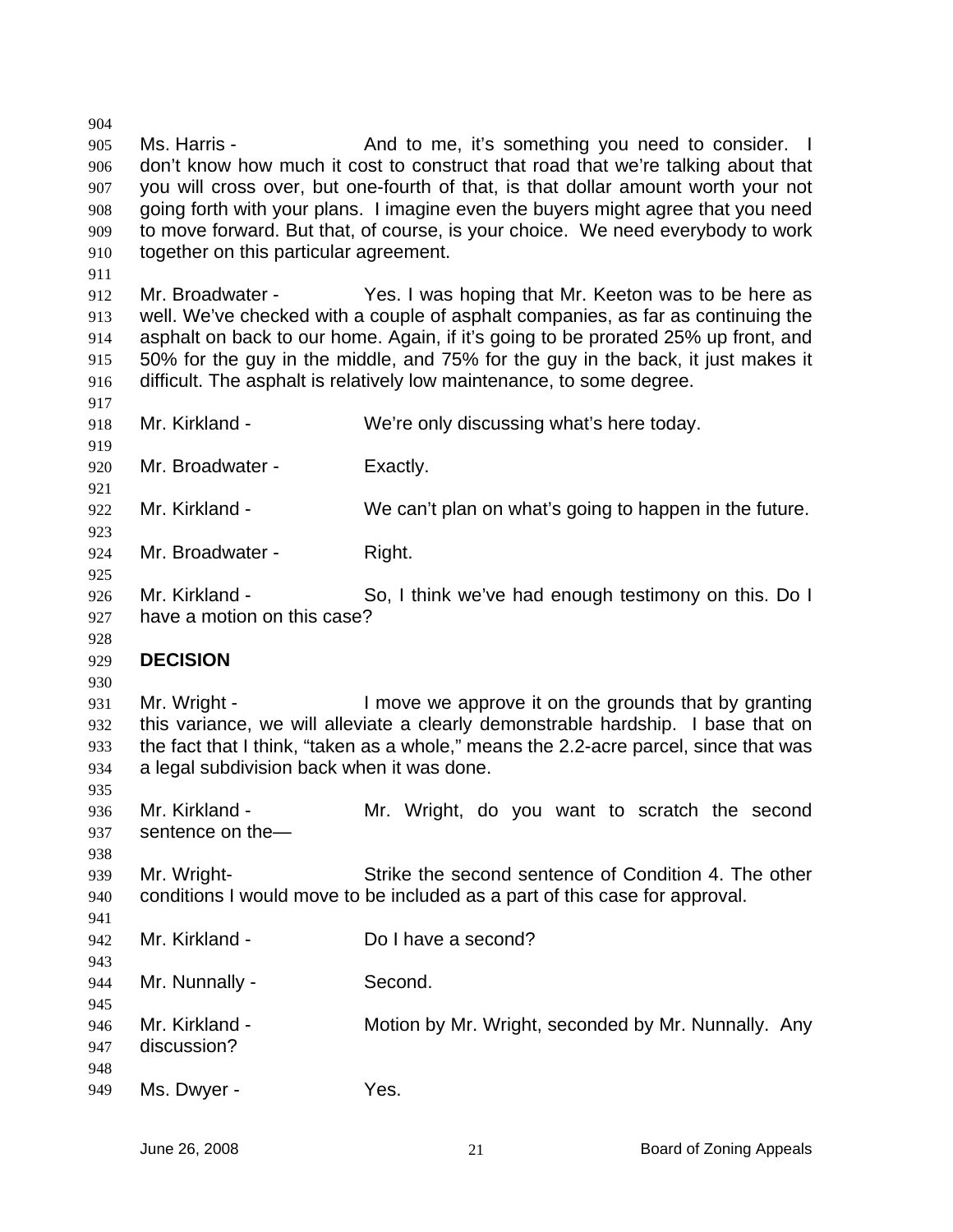Ms. Harris - And to me, it's something you need to consider. I don't know how much it cost to construct that road that we're talking about that you will cross over, but one-fourth of that, is that dollar amount worth your not going forth with your plans. I imagine even the buyers might agree that you need to move forward. But that, of course, is your choice. We need everybody to work together on this particular agreement.

Mr. Broadwater - Yes. I was hoping that Mr. Keeton was to be here as well. We've checked with a couple of asphalt companies, as far as continuing the asphalt on back to our home. Again, if it's going to be prorated 25% up front, and 50% for the guy in the middle, and 75% for the guy in the back, it just makes it difficult. The asphalt is relatively low maintenance, to some degree.

Mr. Kirkland - We're only discussing what's here today.

Mr. Broadwater - Exactly.

Mr. Kirkland - We can't plan on what's going to happen in the future.

Mr. Broadwater - Right.

Mr. Kirkland - So, I think we've had enough testimony on this. Do I have a motion on this case?

**DECISION**

Mr. Wright - I move we approve it on the grounds that by granting this variance, we will alleviate a clearly demonstrable hardship. I base that on the fact that I think, "taken as a whole," means the 2.2-acre parcel, since that was a legal subdivision back when it was done.

Mr. Kirkland - Mr. Wright, do you want to scratch the second sentence on the—

Mr. Wright- Strike the second sentence of Condition 4. The other conditions I would move to be included as a part of this case for approval.

Mr. Kirkland - Do I have a second?

Mr. Nunnally - Second.

Mr. Kirkland - Motion by Mr. Wright, seconded by Mr. Nunnally. Any discussion?

Ms. Dwyer - Yes.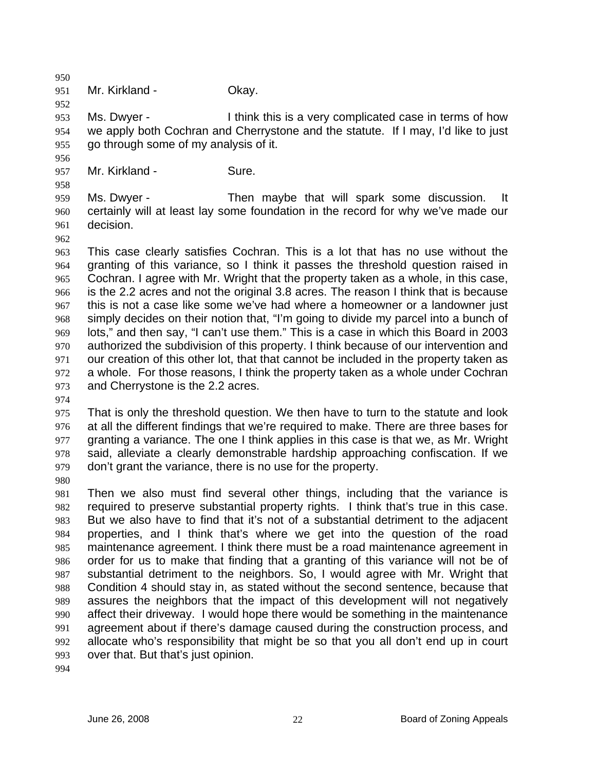Mr. Kirkland - Okay.

Ms. Dwyer - I think this is a very complicated case in terms of how we apply both Cochran and Cherrystone and the statute. If I may, I'd like to just go through some of my analysis of it.

Mr. Kirkland - Sure.

Ms. Dwyer - Then maybe that will spark some discussion. It certainly will at least lay some foundation in the record for why we've made our decision.

This case clearly satisfies Cochran. This is a lot that has no use without the granting of this variance, so I think it passes the threshold question raised in Cochran. I agree with Mr. Wright that the property taken as a whole, in this case, is the 2.2 acres and not the original 3.8 acres. The reason I think that is because this is not a case like some we've had where a homeowner or a landowner just simply decides on their notion that, "I'm going to divide my parcel into a bunch of lots," and then say, "I can't use them." This is a case in which this Board in 2003 authorized the subdivision of this property. I think because of our intervention and our creation of this other lot, that that cannot be included in the property taken as a whole. For those reasons, I think the property taken as a whole under Cochran and Cherrystone is the 2.2 acres.

That is only the threshold question. We then have to turn to the statute and look at all the different findings that we're required to make. There are three bases for granting a variance. The one I think applies in this case is that we, as Mr. Wright said, alleviate a clearly demonstrable hardship approaching confiscation. If we don't grant the variance, there is no use for the property.

Then we also must find several other things, including that the variance is required to preserve substantial property rights. I think that's true in this case. But we also have to find that it's not of a substantial detriment to the adjacent properties, and I think that's where we get into the question of the road maintenance agreement. I think there must be a road maintenance agreement in order for us to make that finding that a granting of this variance will not be of substantial detriment to the neighbors. So, I would agree with Mr. Wright that Condition 4 should stay in, as stated without the second sentence, because that assures the neighbors that the impact of this development will not negatively affect their driveway. I would hope there would be something in the maintenance agreement about if there's damage caused during the construction process, and allocate who's responsibility that might be so that you all don't end up in court over that. But that's just opinion.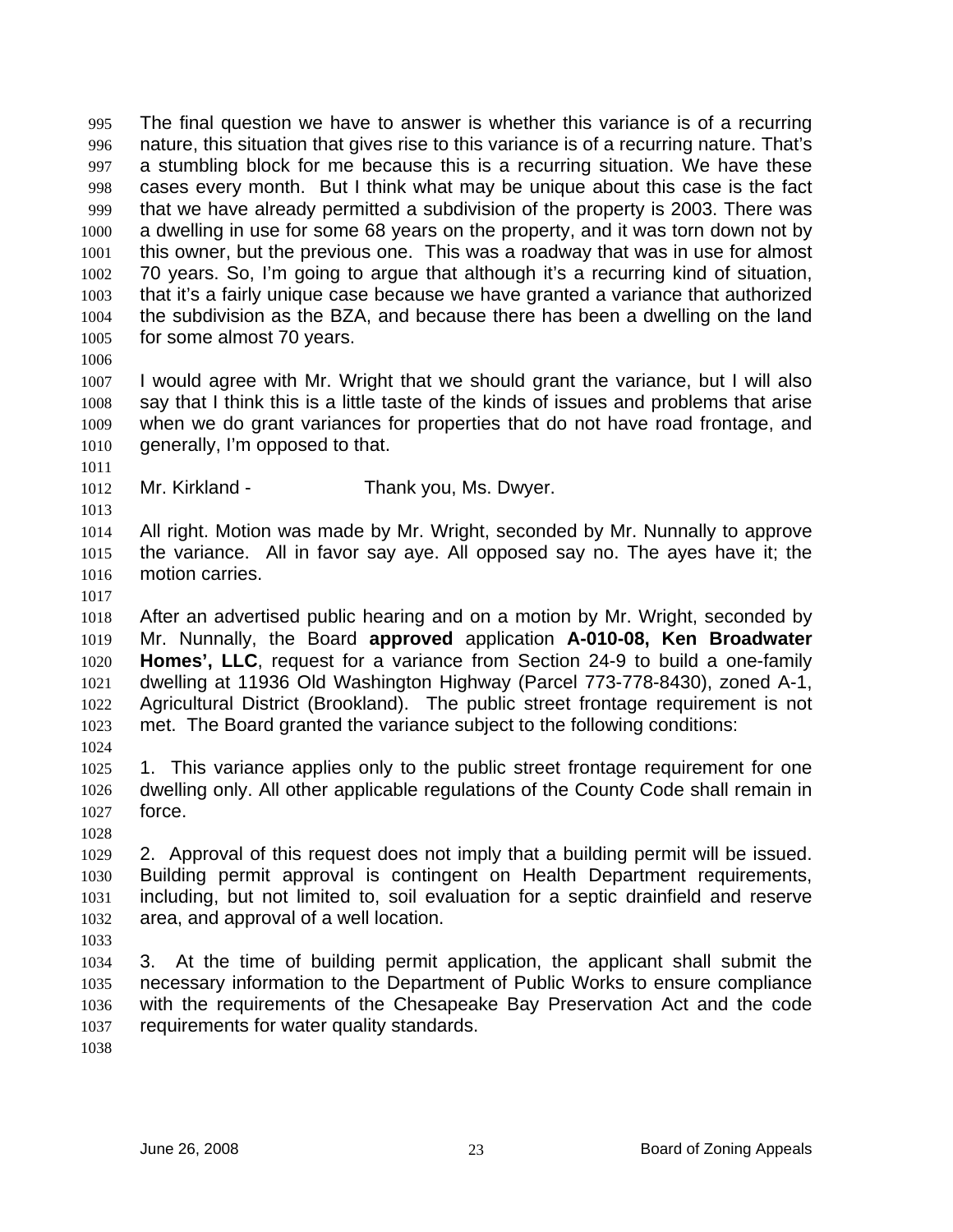The final question we have to answer is whether this variance is of a recurring nature, this situation that gives rise to this variance is of a recurring nature. That's a stumbling block for me because this is a recurring situation. We have these cases every month. But I think what may be unique about this case is the fact that we have already permitted a subdivision of the property is 2003. There was a dwelling in use for some 68 years on the property, and it was torn down not by this owner, but the previous one. This was a roadway that was in use for almost 70 years. So, I'm going to argue that although it's a recurring kind of situation, that it's a fairly unique case because we have granted a variance that authorized the subdivision as the BZA, and because there has been a dwelling on the land for some almost 70 years.

I would agree with Mr. Wright that we should grant the variance, but I will also say that I think this is a little taste of the kinds of issues and problems that arise when we do grant variances for properties that do not have road frontage, and generally, I'm opposed to that.

Mr. Kirkland - Thank you, Ms. Dwyer.

All right. Motion was made by Mr. Wright, seconded by Mr. Nunnally to approve the variance. All in favor say aye. All opposed say no. The ayes have it; the motion carries.

After an advertised public hearing and on a motion by Mr. Wright, seconded by Mr. Nunnally, the Board **approved** application **A-010-08, Ken Broadwater Homes', LLC**, request for a variance from Section 24-9 to build a one-family dwelling at 11936 Old Washington Highway (Parcel 773-778-8430), zoned A-1, Agricultural District (Brookland). The public street frontage requirement is not met. The Board granted the variance subject to the following conditions:

1. This variance applies only to the public street frontage requirement for one dwelling only. All other applicable regulations of the County Code shall remain in force.

2. Approval of this request does not imply that a building permit will be issued. Building permit approval is contingent on Health Department requirements, including, but not limited to, soil evaluation for a septic drainfield and reserve area, and approval of a well location.

3. At the time of building permit application, the applicant shall submit the necessary information to the Department of Public Works to ensure compliance with the requirements of the Chesapeake Bay Preservation Act and the code requirements for water quality standards.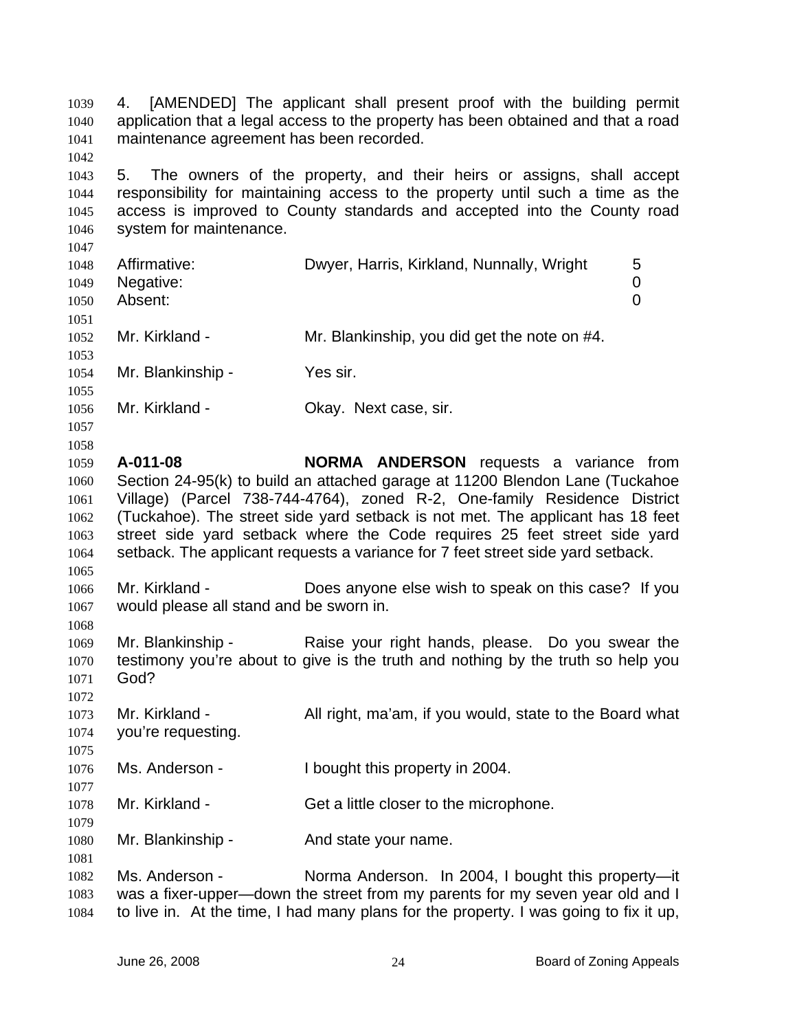4. [AMENDED] The applicant shall present proof with the building permit application that a legal access to the property has been obtained and that a road maintenance agreement has been recorded.

5. The owners of the property, and their heirs or assigns, shall accept responsibility for maintaining access to the property until such a time as the access is improved to County standards and accepted into the County road system for maintenance.

| | | |
|---|---|---|
| Affirmative: | Dwyer, Harris, Kirkland, Nunnally, Wright | 5 |
| Negative: | | 0 |
| Absent: | | 0 |

Mr. Kirkland - Mr. Blankinship, you did get the note on #4.

Mr. Blankinship - Yes sir.

Mr. Kirkland - Okay. Next case, sir.

**A-011-08** **NORMA ANDERSON** requests a variance from Section 24-95(k) to build an attached garage at 11200 Blendon Lane (Tuckahoe Village) (Parcel 738-744-4764), zoned R-2, One-family Residence District (Tuckahoe). The street side yard setback is not met. The applicant has 18 feet street side yard setback where the Code requires 25 feet street side yard setback. The applicant requests a variance for 7 feet street side yard setback.

Mr. Kirkland - Does anyone else wish to speak on this case? If you would please all stand and be sworn in.

Mr. Blankinship - Raise your right hands, please. Do you swear the testimony you're about to give is the truth and nothing by the truth so help you God?

Mr. Kirkland - All right, ma'am, if you would, state to the Board what you're requesting.

Ms. Anderson - I bought this property in 2004.

Mr. Kirkland - Get a little closer to the microphone.

Mr. Blankinship - And state your name.

Ms. Anderson - Norma Anderson. In 2004, I bought this property—it was a fixer-upper—down the street from my parents for my seven year old and I to live in. At the time, I had many plans for the property. I was going to fix it up,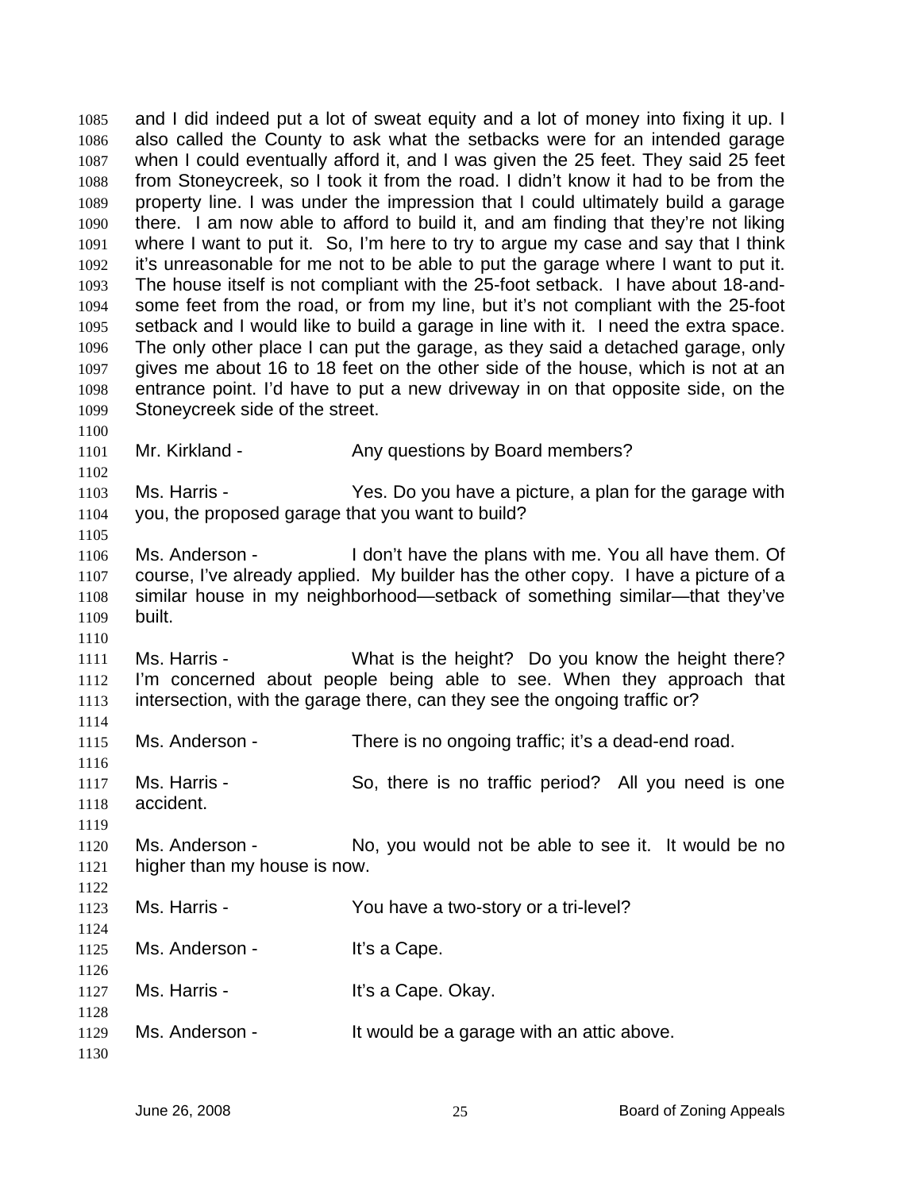and I did indeed put a lot of sweat equity and a lot of money into fixing it up. I also called the County to ask what the setbacks were for an intended garage when I could eventually afford it, and I was given the 25 feet. They said 25 feet from Stoneycreek, so I took it from the road. I didn't know it had to be from the property line. I was under the impression that I could ultimately build a garage there. I am now able to afford to build it, and am finding that they're not liking where I want to put it. So, I'm here to try to argue my case and say that I think it's unreasonable for me not to be able to put the garage where I want to put it. The house itself is not compliant with the 25-foot setback. I have about 18-and-some feet from the road, or from my line, but it's not compliant with the 25-foot setback and I would like to build a garage in line with it. I need the extra space. The only other place I can put the garage, as they said a detached garage, only gives me about 16 to 18 feet on the other side of the house, which is not at an entrance point. I'd have to put a new driveway in on that opposite side, on the Stoneycreek side of the street.

Mr. Kirkland - Any questions by Board members?

Ms. Harris - Yes. Do you have a picture, a plan for the garage with you, the proposed garage that you want to build?

Ms. Anderson - I don't have the plans with me. You all have them. Of course, I've already applied. My builder has the other copy. I have a picture of a similar house in my neighborhood—setback of something similar—that they've built.

Ms. Harris - What is the height? Do you know the height there? I'm concerned about people being able to see. When they approach that intersection, with the garage there, can they see the ongoing traffic or?

Ms. Anderson - There is no ongoing traffic; it's a dead-end road.

Ms. Harris - So, there is no traffic period? All you need is one accident.

Ms. Anderson - No, you would not be able to see it. It would be no higher than my house is now.

Ms. Harris - You have a two-story or a tri-level?

Ms. Anderson - It's a Cape.

Ms. Harris - It's a Cape. Okay.

Ms. Anderson - It would be a garage with an attic above.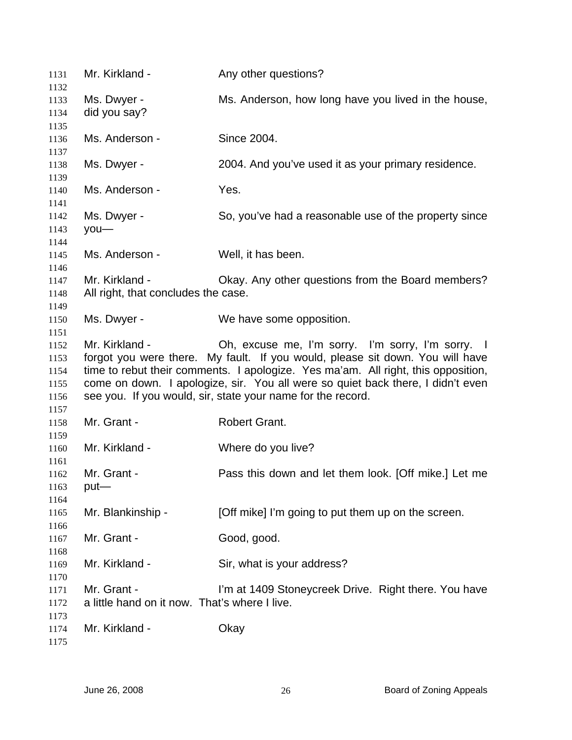Mr. Kirkland - Any other questions?

Ms. Dwyer - Ms. Anderson, how long have you lived in the house, did you say?

Ms. Anderson - Since 2004.

Ms. Dwyer - 2004. And you've used it as your primary residence.

Ms. Anderson - Yes.

Ms. Dwyer - So, you've had a reasonable use of the property since you—

Ms. Anderson - Well, it has been.

Mr. Kirkland - Okay. Any other questions from the Board members? All right, that concludes the case.

Ms. Dwyer - We have some opposition.

Mr. Kirkland - Oh, excuse me, I'm sorry. I'm sorry, I'm sorry. I forgot you were there. My fault. If you would, please sit down. You will have time to rebut their comments. I apologize. Yes ma'am. All right, this opposition, come on down. I apologize, sir. You all were so quiet back there, I didn't even see you. If you would, sir, state your name for the record.

Mr. Grant - Robert Grant.

Mr. Kirkland - Where do you live?

Mr. Grant - Pass this down and let them look. [Off mike.] Let me put—

Mr. Blankinship - [Off mike] I'm going to put them up on the screen.

Mr. Grant - Good, good.

Mr. Kirkland - Sir, what is your address?

Mr. Grant - I'm at 1409 Stoneycreek Drive. Right there. You have a little hand on it now. That's where I live.

Mr. Kirkland - Okay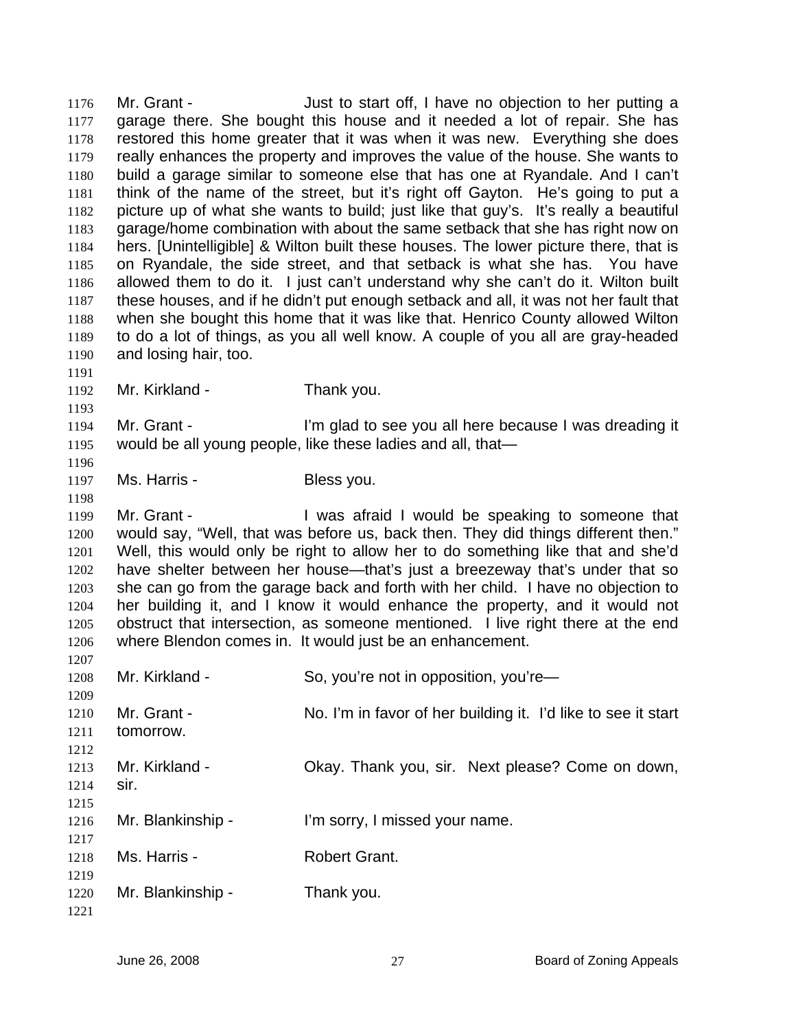Mr. Grant - Just to start off, I have no objection to her putting a garage there. She bought this house and it needed a lot of repair. She has restored this home greater that it was when it was new. Everything she does really enhances the property and improves the value of the house. She wants to build a garage similar to someone else that has one at Ryandale. And I can't think of the name of the street, but it's right off Gayton. He's going to put a picture up of what she wants to build; just like that guy's. It's really a beautiful garage/home combination with about the same setback that she has right now on hers. [Unintelligible] & Wilton built these houses. The lower picture there, that is on Ryandale, the side street, and that setback is what she has. You have allowed them to do it. I just can't understand why she can't do it. Wilton built these houses, and if he didn't put enough setback and all, it was not her fault that when she bought this home that it was like that. Henrico County allowed Wilton to do a lot of things, as you all well know. A couple of you all are gray-headed and losing hair, too.

Mr. Kirkland - Thank you.

Mr. Grant - I'm glad to see you all here because I was dreading it would be all young people, like these ladies and all, that—

Ms. Harris - Bless you.

Mr. Grant - I was afraid I would be speaking to someone that would say, "Well, that was before us, back then. They did things different then." Well, this would only be right to allow her to do something like that and she'd have shelter between her house—that's just a breezeway that's under that so she can go from the garage back and forth with her child. I have no objection to her building it, and I know it would enhance the property, and it would not obstruct that intersection, as someone mentioned. I live right there at the end where Blendon comes in. It would just be an enhancement.

Mr. Kirkland - So, you're not in opposition, you're—

Mr. Grant - No. I'm in favor of her building it. I'd like to see it start tomorrow.

Mr. Kirkland - Okay. Thank you, sir. Next please? Come on down, sir.

Mr. Blankinship - I'm sorry, I missed your name.

Ms. Harris - Robert Grant.

Mr. Blankinship - Thank you.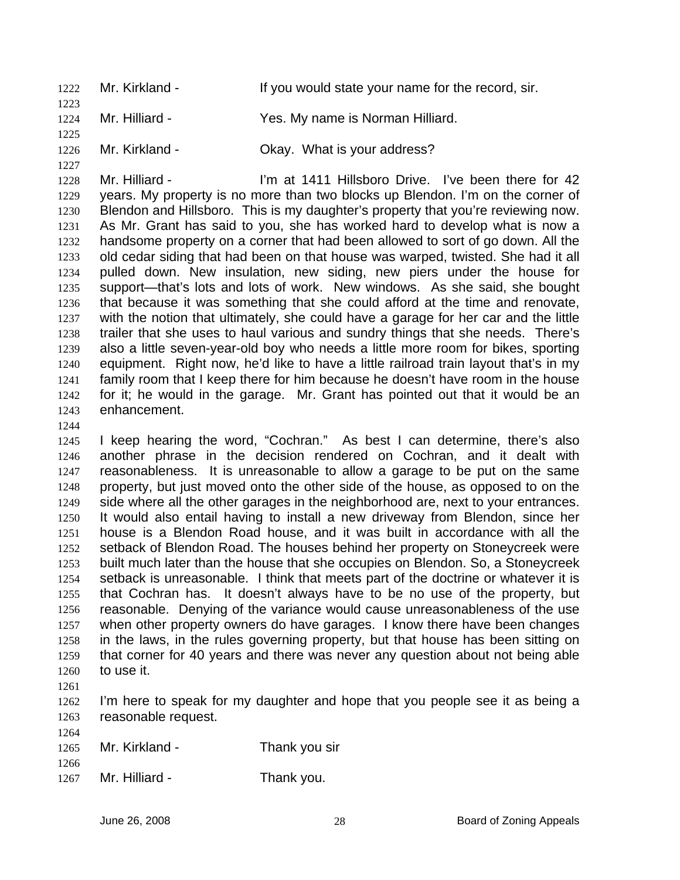Mr. Kirkland - If you would state your name for the record, sir.

Mr. Hilliard - Yes. My name is Norman Hilliard.

Mr. Kirkland - Okay. What is your address?

Mr. Hilliard - I'm at 1411 Hillsboro Drive. I've been there for 42 years. My property is no more than two blocks up Blendon. I'm on the corner of Blendon and Hillsboro. This is my daughter's property that you're reviewing now. As Mr. Grant has said to you, she has worked hard to develop what is now a handsome property on a corner that had been allowed to sort of go down. All the old cedar siding that had been on that house was warped, twisted. She had it all pulled down. New insulation, new siding, new piers under the house for support—that's lots and lots of work. New windows. As she said, she bought that because it was something that she could afford at the time and renovate, with the notion that ultimately, she could have a garage for her car and the little trailer that she uses to haul various and sundry things that she needs. There's also a little seven-year-old boy who needs a little more room for bikes, sporting equipment. Right now, he'd like to have a little railroad train layout that's in my family room that I keep there for him because he doesn't have room in the house for it; he would in the garage. Mr. Grant has pointed out that it would be an enhancement.

I keep hearing the word, "Cochran." As best I can determine, there's also another phrase in the decision rendered on Cochran, and it dealt with reasonableness. It is unreasonable to allow a garage to be put on the same property, but just moved onto the other side of the house, as opposed to on the side where all the other garages in the neighborhood are, next to your entrances. It would also entail having to install a new driveway from Blendon, since her house is a Blendon Road house, and it was built in accordance with all the setback of Blendon Road. The houses behind her property on Stoneycreek were built much later than the house that she occupies on Blendon. So, a Stoneycreek setback is unreasonable. I think that meets part of the doctrine or whatever it is that Cochran has. It doesn't always have to be no use of the property, but reasonable. Denying of the variance would cause unreasonableness of the use when other property owners do have garages. I know there have been changes in the laws, in the rules governing property, but that house has been sitting on that corner for 40 years and there was never any question about not being able to use it.

I'm here to speak for my daughter and hope that you people see it as being a reasonable request.

Mr. Kirkland - Thank you sir

Mr. Hilliard - Thank you.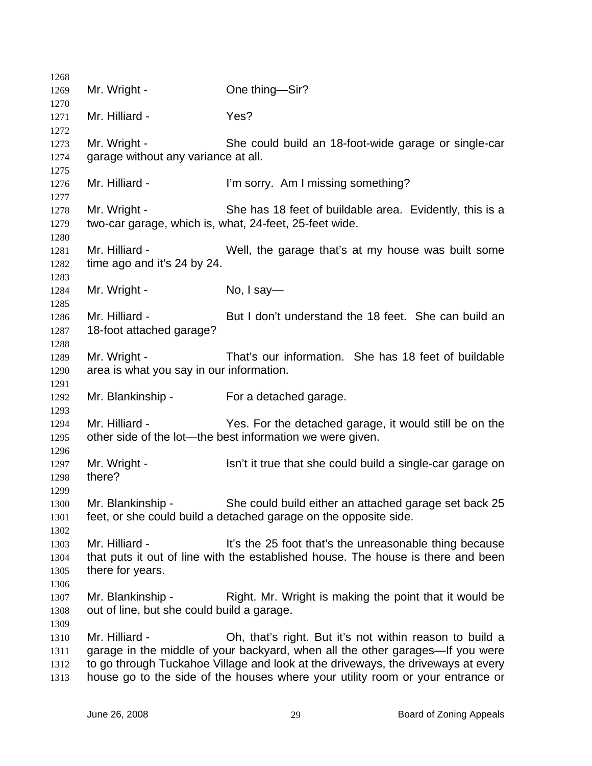Mr. Wright - One thing—Sir?

Mr. Hilliard - Yes?

Mr. Wright - She could build an 18-foot-wide garage or single-car garage without any variance at all.

Mr. Hilliard - I'm sorry. Am I missing something?

Mr. Wright - She has 18 feet of buildable area. Evidently, this is a two-car garage, which is, what, 24-feet, 25-feet wide.

Mr. Hilliard - Well, the garage that's at my house was built some time ago and it's 24 by 24.

Mr. Wright - No, I say—

Mr. Hilliard - But I don't understand the 18 feet. She can build an 18-foot attached garage?

Mr. Wright - That's our information. She has 18 feet of buildable area is what you say in our information.

Mr. Blankinship - For a detached garage.

Mr. Hilliard - Yes. For the detached garage, it would still be on the other side of the lot—the best information we were given.

Mr. Wright - Isn't it true that she could build a single-car garage on there?

Mr. Blankinship - She could build either an attached garage set back 25 feet, or she could build a detached garage on the opposite side.

Mr. Hilliard - It's the 25 foot that's the unreasonable thing because that puts it out of line with the established house. The house is there and been there for years.

Mr. Blankinship - Right. Mr. Wright is making the point that it would be out of line, but she could build a garage.

Mr. Hilliard - Oh, that's right. But it's not within reason to build a garage in the middle of your backyard, when all the other garages—If you were to go through Tuckahoe Village and look at the driveways, the driveways at every house go to the side of the houses where your utility room or your entrance or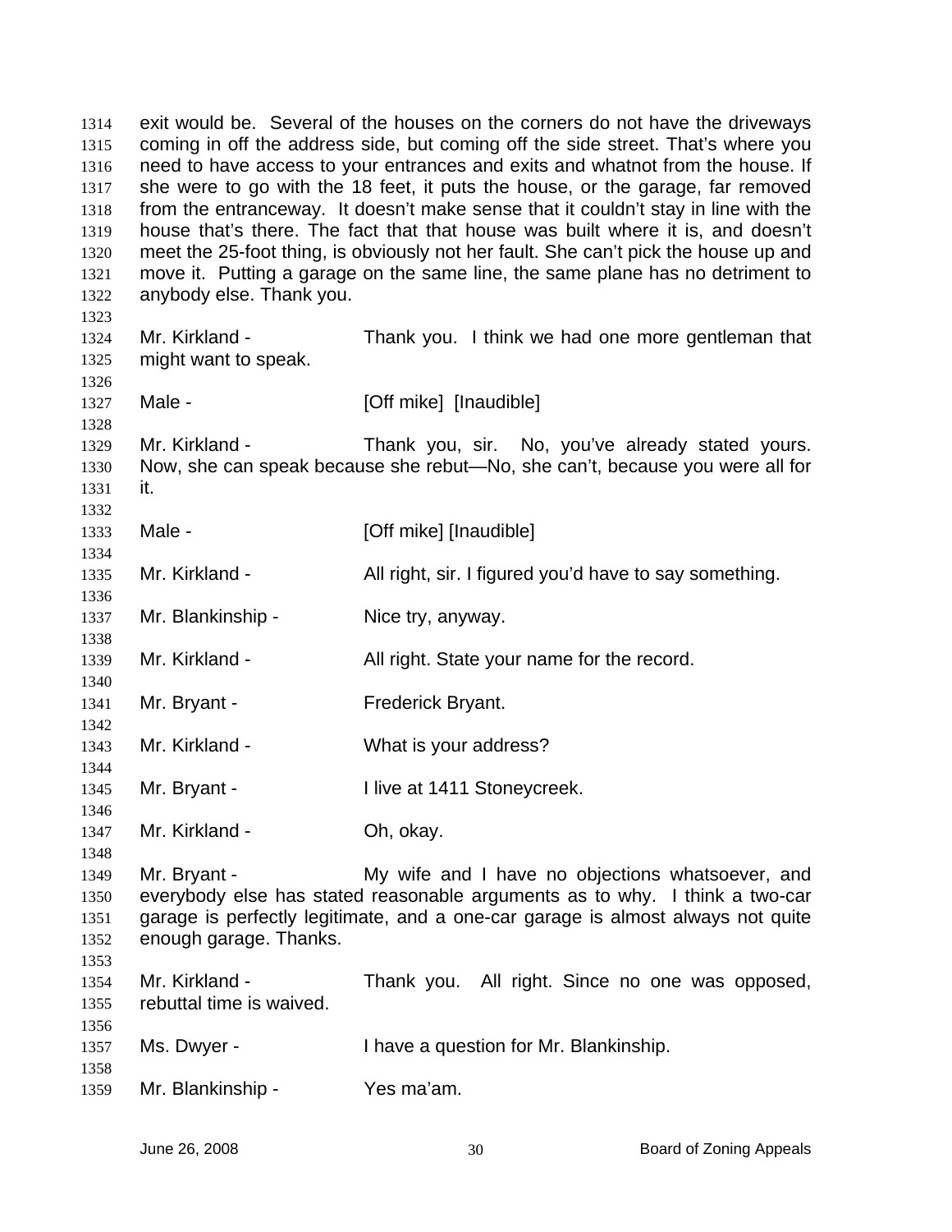exit would be. Several of the houses on the corners do not have the driveways coming in off the address side, but coming off the side street. That's where you need to have access to your entrances and exits and whatnot from the house. If she were to go with the 18 feet, it puts the house, or the garage, far removed from the entranceway. It doesn't make sense that it couldn't stay in line with the house that's there. The fact that that house was built where it is, and doesn't meet the 25-foot thing, is obviously not her fault. She can't pick the house up and move it. Putting a garage on the same line, the same plane has no detriment to anybody else. Thank you.

Mr. Kirkland - Thank you. I think we had one more gentleman that might want to speak.

Male - [Off mike] [Inaudible]

Mr. Kirkland - Thank you, sir. No, you've already stated yours. Now, she can speak because she rebut—No, she can't, because you were all for it.

Male - [Off mike] [Inaudible]

Mr. Kirkland - All right, sir. I figured you'd have to say something.

Mr. Blankinship - Nice try, anyway.

Mr. Kirkland - All right. State your name for the record.

Mr. Bryant - Frederick Bryant.

Mr. Kirkland - What is your address?

Mr. Bryant - I live at 1411 Stoneycreek.

Mr. Kirkland - Oh, okay.

Mr. Bryant - My wife and I have no objections whatsoever, and everybody else has stated reasonable arguments as to why. I think a two-car garage is perfectly legitimate, and a one-car garage is almost always not quite enough garage. Thanks.

Mr. Kirkland - Thank you. All right. Since no one was opposed, rebuttal time is waived.

Ms. Dwyer - I have a question for Mr. Blankinship.

Mr. Blankinship - Yes ma'am.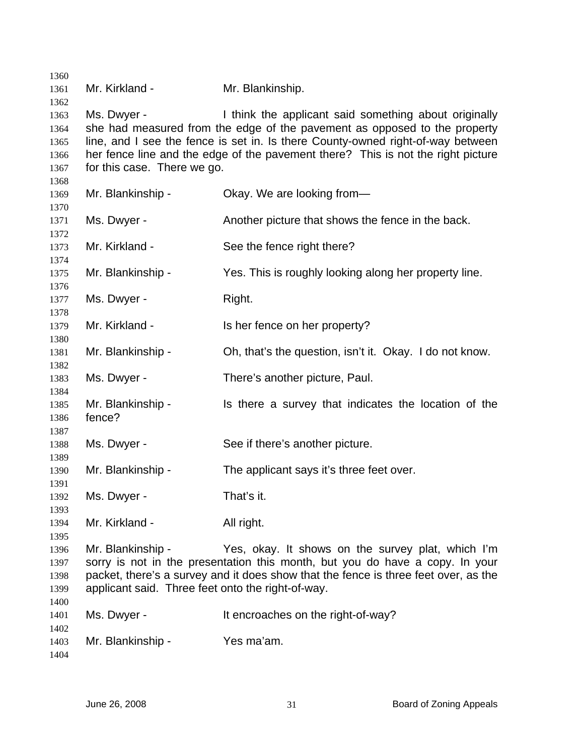Mr. Kirkland - Mr. Blankinship.

Ms. Dwyer - I think the applicant said something about originally she had measured from the edge of the pavement as opposed to the property line, and I see the fence is set in. Is there County-owned right-of-way between her fence line and the edge of the pavement there? This is not the right picture for this case. There we go.

Mr. Blankinship - Okay. We are looking from—

Ms. Dwyer - Another picture that shows the fence in the back.

Mr. Kirkland - See the fence right there?

Mr. Blankinship - Yes. This is roughly looking along her property line.

Ms. Dwyer - Right.

Mr. Kirkland - Is her fence on her property?

Mr. Blankinship - Oh, that's the question, isn't it. Okay. I do not know.

Ms. Dwyer - There's another picture, Paul.

Mr. Blankinship - Is there a survey that indicates the location of the fence?

Ms. Dwyer - See if there's another picture.

Mr. Blankinship - The applicant says it's three feet over.

Ms. Dwyer - That's it.

Mr. Kirkland - All right.

Mr. Blankinship - Yes, okay. It shows on the survey plat, which I'm sorry is not in the presentation this month, but you do have a copy. In your packet, there's a survey and it does show that the fence is three feet over, as the applicant said. Three feet onto the right-of-way.

Ms. Dwyer - It encroaches on the right-of-way?

Mr. Blankinship - Yes ma'am.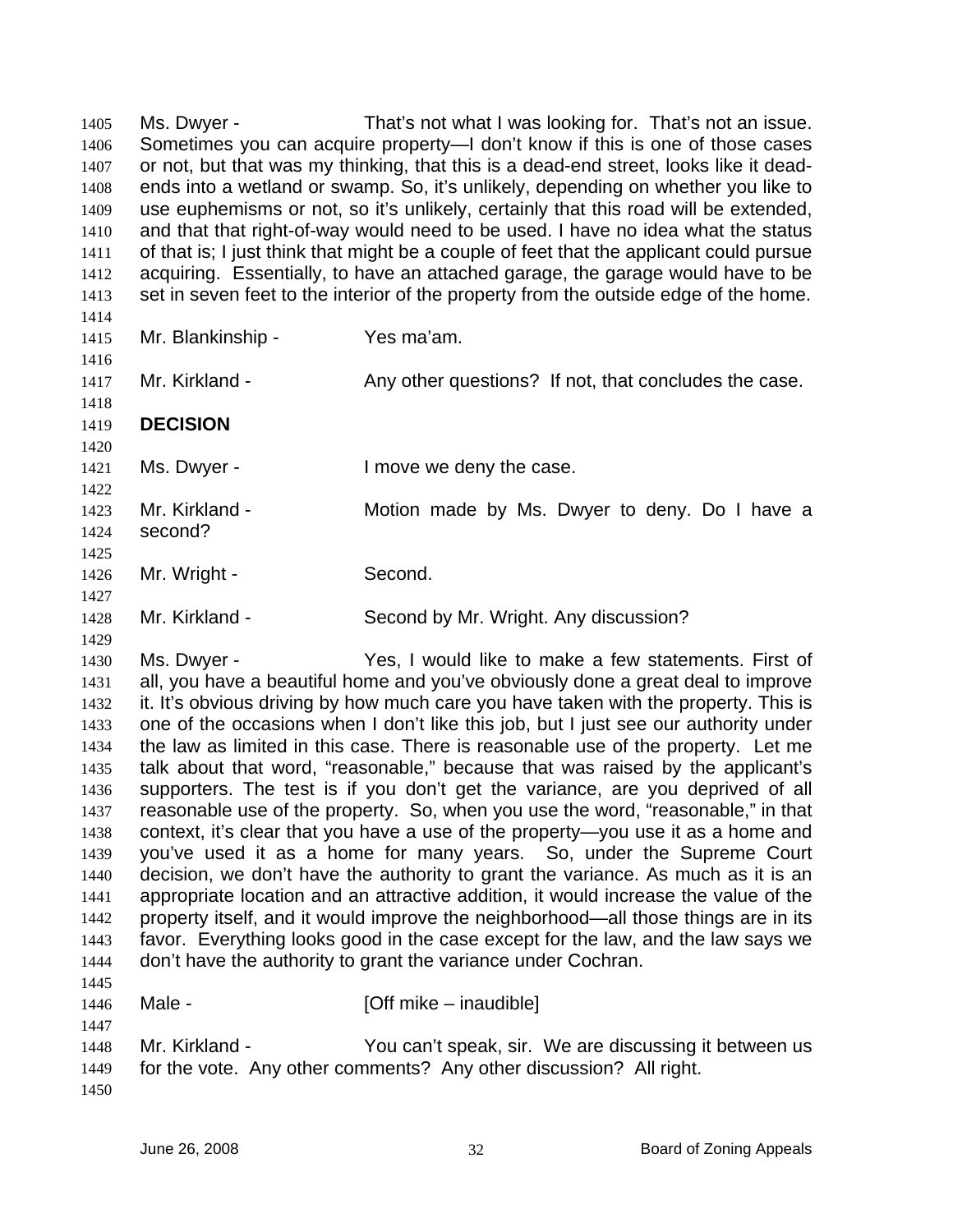Ms. Dwyer - That's not what I was looking for. That's not an issue. Sometimes you can acquire property—I don't know if this is one of those cases or not, but that was my thinking, that this is a dead-end street, looks like it dead-ends into a wetland or swamp. So, it's unlikely, depending on whether you like to use euphemisms or not, so it's unlikely, certainly that this road will be extended, and that that right-of-way would need to be used. I have no idea what the status of that is; I just think that might be a couple of feet that the applicant could pursue acquiring. Essentially, to have an attached garage, the garage would have to be set in seven feet to the interior of the property from the outside edge of the home.

Mr. Blankinship - Yes ma'am.

Mr. Kirkland - Any other questions? If not, that concludes the case.

**DECISION**

Ms. Dwyer - I move we deny the case.

Mr. Kirkland - Motion made by Ms. Dwyer to deny. Do I have a second?

Mr. Wright - Second.

Mr. Kirkland - Second by Mr. Wright. Any discussion?

Ms. Dwyer - Yes, I would like to make a few statements. First of all, you have a beautiful home and you've obviously done a great deal to improve it. It's obvious driving by how much care you have taken with the property. This is one of the occasions when I don't like this job, but I just see our authority under the law as limited in this case. There is reasonable use of the property. Let me talk about that word, "reasonable," because that was raised by the applicant's supporters. The test is if you don't get the variance, are you deprived of all reasonable use of the property. So, when you use the word, "reasonable," in that context, it's clear that you have a use of the property—you use it as a home and you've used it as a home for many years. So, under the Supreme Court decision, we don't have the authority to grant the variance. As much as it is an appropriate location and an attractive addition, it would increase the value of the property itself, and it would improve the neighborhood—all those things are in its favor. Everything looks good in the case except for the law, and the law says we don't have the authority to grant the variance under Cochran.

Male - [Off mike – inaudible]

Mr. Kirkland - You can't speak, sir. We are discussing it between us for the vote. Any other comments? Any other discussion? All right.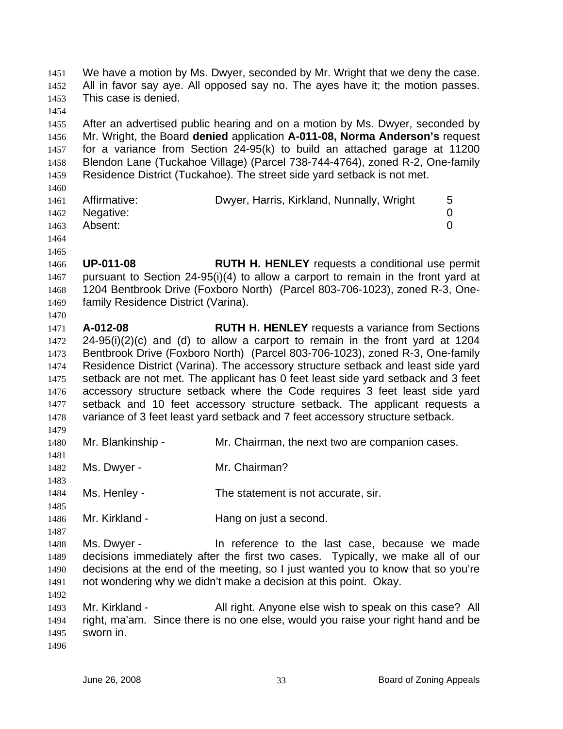We have a motion by Ms. Dwyer, seconded by Mr. Wright that we deny the case. All in favor say aye. All opposed say no. The ayes have it; the motion passes. This case is denied.

After an advertised public hearing and on a motion by Ms. Dwyer, seconded by Mr. Wright, the Board **denied** application **A-011-08, Norma Anderson's** request for a variance from Section 24-95(k) to build an attached garage at 11200 Blendon Lane (Tuckahoe Village) (Parcel 738-744-4764), zoned R-2, One-family Residence District (Tuckahoe). The street side yard setback is not met.

| | | |
|---|---|---|
| Affirmative: | Dwyer, Harris, Kirkland, Nunnally, Wright | 5 |
| Negative: | | 0 |
| Absent: | | 0 |

**UP-011-08** **RUTH H. HENLEY** requests a conditional use permit pursuant to Section 24-95(i)(4) to allow a carport to remain in the front yard at 1204 Bentbrook Drive (Foxboro North) (Parcel 803-706-1023), zoned R-3, One-family Residence District (Varina).

**A-012-08** **RUTH H. HENLEY** requests a variance from Sections 24-95(i)(2)(c) and (d) to allow a carport to remain in the front yard at 1204 Bentbrook Drive (Foxboro North) (Parcel 803-706-1023), zoned R-3, One-family Residence District (Varina). The accessory structure setback and least side yard setback are not met. The applicant has 0 feet least side yard setback and 3 feet accessory structure setback where the Code requires 3 feet least side yard setback and 10 feet accessory structure setback. The applicant requests a variance of 3 feet least yard setback and 7 feet accessory structure setback.

Mr. Blankinship - Mr. Chairman, the next two are companion cases.

Ms. Dwyer - Mr. Chairman?

Ms. Henley - The statement is not accurate, sir.

Mr. Kirkland - Hang on just a second.

Ms. Dwyer - In reference to the last case, because we made decisions immediately after the first two cases. Typically, we make all of our decisions at the end of the meeting, so I just wanted you to know that so you're not wondering why we didn't make a decision at this point. Okay.

Mr. Kirkland - All right. Anyone else wish to speak on this case? All right, ma'am. Since there is no one else, would you raise your right hand and be sworn in.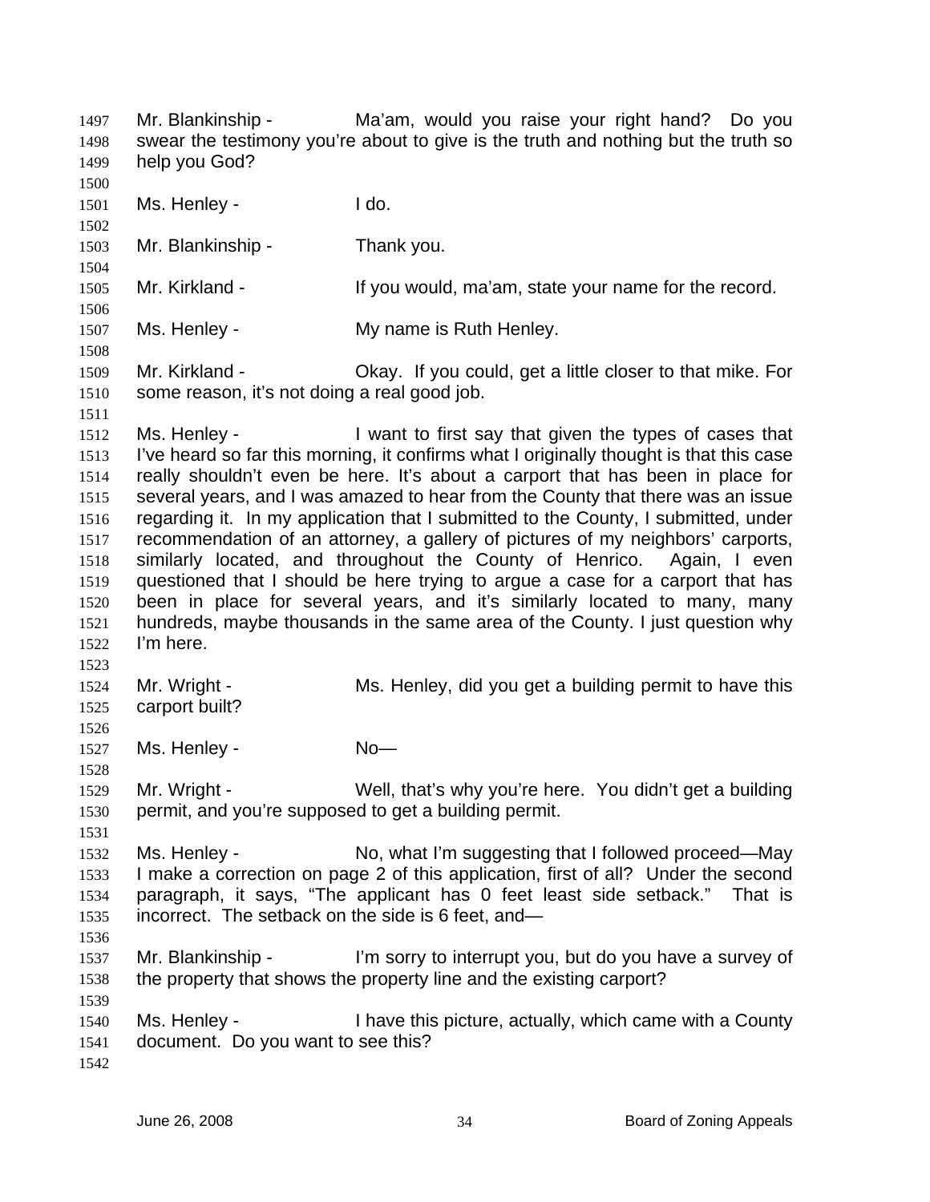Mr. Blankinship - Ma'am, would you raise your right hand? Do you swear the testimony you're about to give is the truth and nothing but the truth so help you God?

Ms. Henley - I do.

Mr. Blankinship - Thank you.

Mr. Kirkland - If you would, ma'am, state your name for the record.

Ms. Henley - My name is Ruth Henley.

Mr. Kirkland - Okay. If you could, get a little closer to that mike. For some reason, it's not doing a real good job.

Ms. Henley - I want to first say that given the types of cases that I've heard so far this morning, it confirms what I originally thought is that this case really shouldn't even be here. It's about a carport that has been in place for several years, and I was amazed to hear from the County that there was an issue regarding it. In my application that I submitted to the County, I submitted, under recommendation of an attorney, a gallery of pictures of my neighbors' carports, similarly located, and throughout the County of Henrico. Again, I even questioned that I should be here trying to argue a case for a carport that has been in place for several years, and it's similarly located to many, many hundreds, maybe thousands in the same area of the County. I just question why I'm here.

Mr. Wright - Ms. Henley, did you get a building permit to have this carport built?

Ms. Henley - No—

Mr. Wright - Well, that's why you're here. You didn't get a building permit, and you're supposed to get a building permit.

Ms. Henley - No, what I'm suggesting that I followed proceed—May I make a correction on page 2 of this application, first of all? Under the second paragraph, it says, "The applicant has 0 feet least side setback." That is incorrect. The setback on the side is 6 feet, and—

Mr. Blankinship - I'm sorry to interrupt you, but do you have a survey of the property that shows the property line and the existing carport?

Ms. Henley - I have this picture, actually, which came with a County document. Do you want to see this?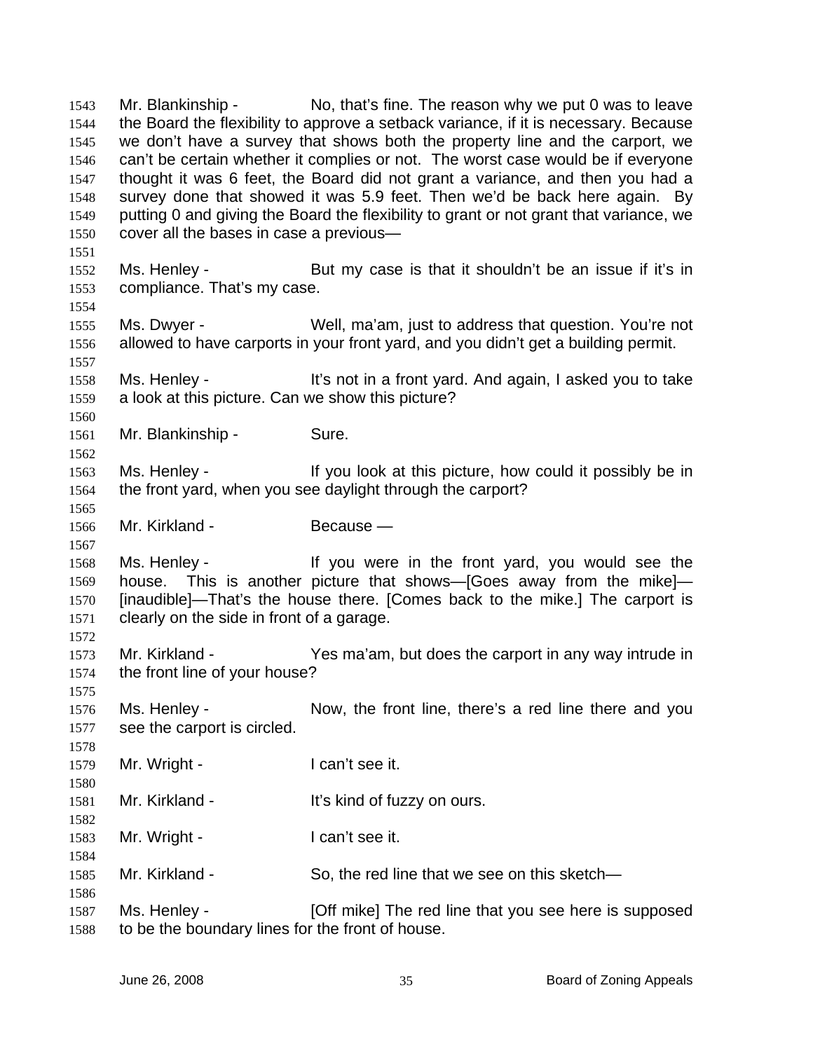Mr. Blankinship - No, that's fine. The reason why we put 0 was to leave the Board the flexibility to approve a setback variance, if it is necessary. Because we don't have a survey that shows both the property line and the carport, we can't be certain whether it complies or not. The worst case would be if everyone thought it was 6 feet, the Board did not grant a variance, and then you had a survey done that showed it was 5.9 feet. Then we'd be back here again. By putting 0 and giving the Board the flexibility to grant or not grant that variance, we cover all the bases in case a previous—

Ms. Henley - But my case is that it shouldn't be an issue if it's in compliance. That's my case.

Ms. Dwyer - Well, ma'am, just to address that question. You're not allowed to have carports in your front yard, and you didn't get a building permit.

Ms. Henley - It's not in a front yard. And again, I asked you to take a look at this picture. Can we show this picture?

Mr. Blankinship - Sure.

Ms. Henley - If you look at this picture, how could it possibly be in the front yard, when you see daylight through the carport?

Mr. Kirkland - Because —

Ms. Henley - If you were in the front yard, you would see the house. This is another picture that shows—[Goes away from the mike]—[inaudible]—That's the house there. [Comes back to the mike.] The carport is clearly on the side in front of a garage.

Mr. Kirkland - Yes ma'am, but does the carport in any way intrude in the front line of your house?

Ms. Henley - Now, the front line, there's a red line there and you see the carport is circled.

Mr. Wright - I can't see it.

Mr. Kirkland - It's kind of fuzzy on ours.

Mr. Wright - I can't see it.

Mr. Kirkland - So, the red line that we see on this sketch—

Ms. Henley - [Off mike] The red line that you see here is supposed to be the boundary lines for the front of house.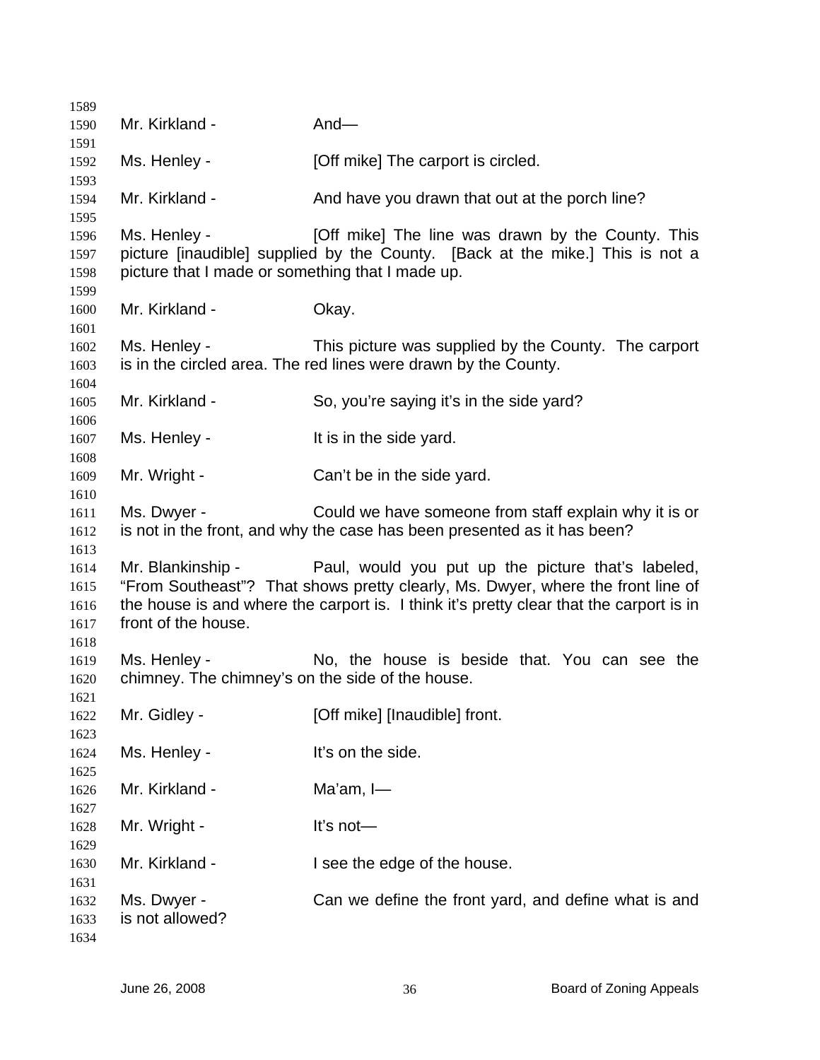Mr. Kirkland - And—

Ms. Henley - [Off mike] The carport is circled.

Mr. Kirkland - And have you drawn that out at the porch line?

Ms. Henley - [Off mike] The line was drawn by the County. This picture [inaudible] supplied by the County. [Back at the mike.] This is not a picture that I made or something that I made up.

Mr. Kirkland - Okay.

Ms. Henley - This picture was supplied by the County. The carport is in the circled area. The red lines were drawn by the County.

Mr. Kirkland - So, you're saying it's in the side yard?

Ms. Henley - It is in the side yard.

Mr. Wright - Can't be in the side yard.

Ms. Dwyer - Could we have someone from staff explain why it is or is not in the front, and why the case has been presented as it has been?

Mr. Blankinship - Paul, would you put up the picture that's labeled, "From Southeast"? That shows pretty clearly, Ms. Dwyer, where the front line of the house is and where the carport is. I think it's pretty clear that the carport is in front of the house.

Ms. Henley - No, the house is beside that. You can see the chimney. The chimney's on the side of the house.

Mr. Gidley - [Off mike] [Inaudible] front.

Ms. Henley - It's on the side.

Mr. Kirkland - Ma'am, I—

Mr. Wright - It's not—

Mr. Kirkland - I see the edge of the house.

Ms. Dwyer - Can we define the front yard, and define what is and is not allowed?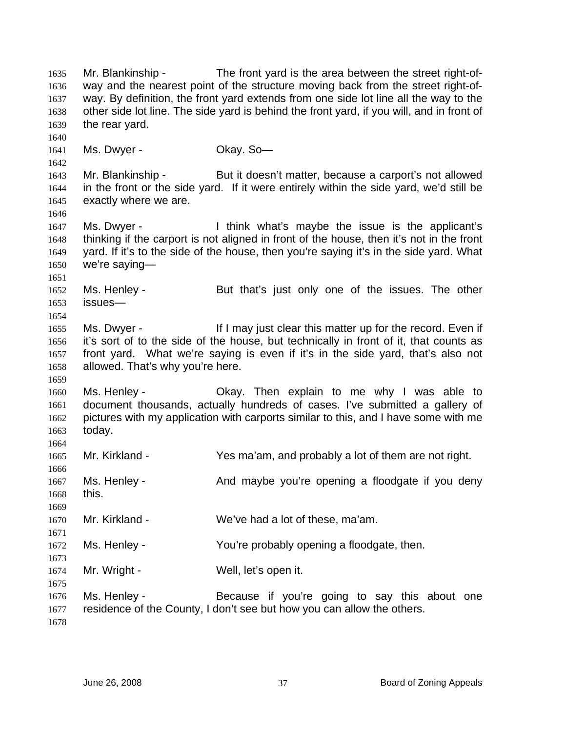Mr. Blankinship - The front yard is the area between the street right-of-way and the nearest point of the structure moving back from the street right-of-way. By definition, the front yard extends from one side lot line all the way to the other side lot line. The side yard is behind the front yard, if you will, and in front of the rear yard.

Ms. Dwyer - Okay. So—

Mr. Blankinship - But it doesn't matter, because a carport's not allowed in the front or the side yard. If it were entirely within the side yard, we'd still be exactly where we are.

Ms. Dwyer - I think what's maybe the issue is the applicant's thinking if the carport is not aligned in front of the house, then it's not in the front yard. If it's to the side of the house, then you're saying it's in the side yard. What we're saying—

Ms. Henley - But that's just only one of the issues. The other issues—

Ms. Dwyer - If I may just clear this matter up for the record. Even if it's sort of to the side of the house, but technically in front of it, that counts as front yard. What we're saying is even if it's in the side yard, that's also not allowed. That's why you're here.

Ms. Henley - Okay. Then explain to me why I was able to document thousands, actually hundreds of cases. I've submitted a gallery of pictures with my application with carports similar to this, and I have some with me today.

Mr. Kirkland - Yes ma'am, and probably a lot of them are not right.

Ms. Henley - And maybe you're opening a floodgate if you deny this.

Mr. Kirkland - We've had a lot of these, ma'am.

Ms. Henley - You're probably opening a floodgate, then.

Mr. Wright - Well, let's open it.

Ms. Henley - Because if you're going to say this about one residence of the County, I don't see but how you can allow the others.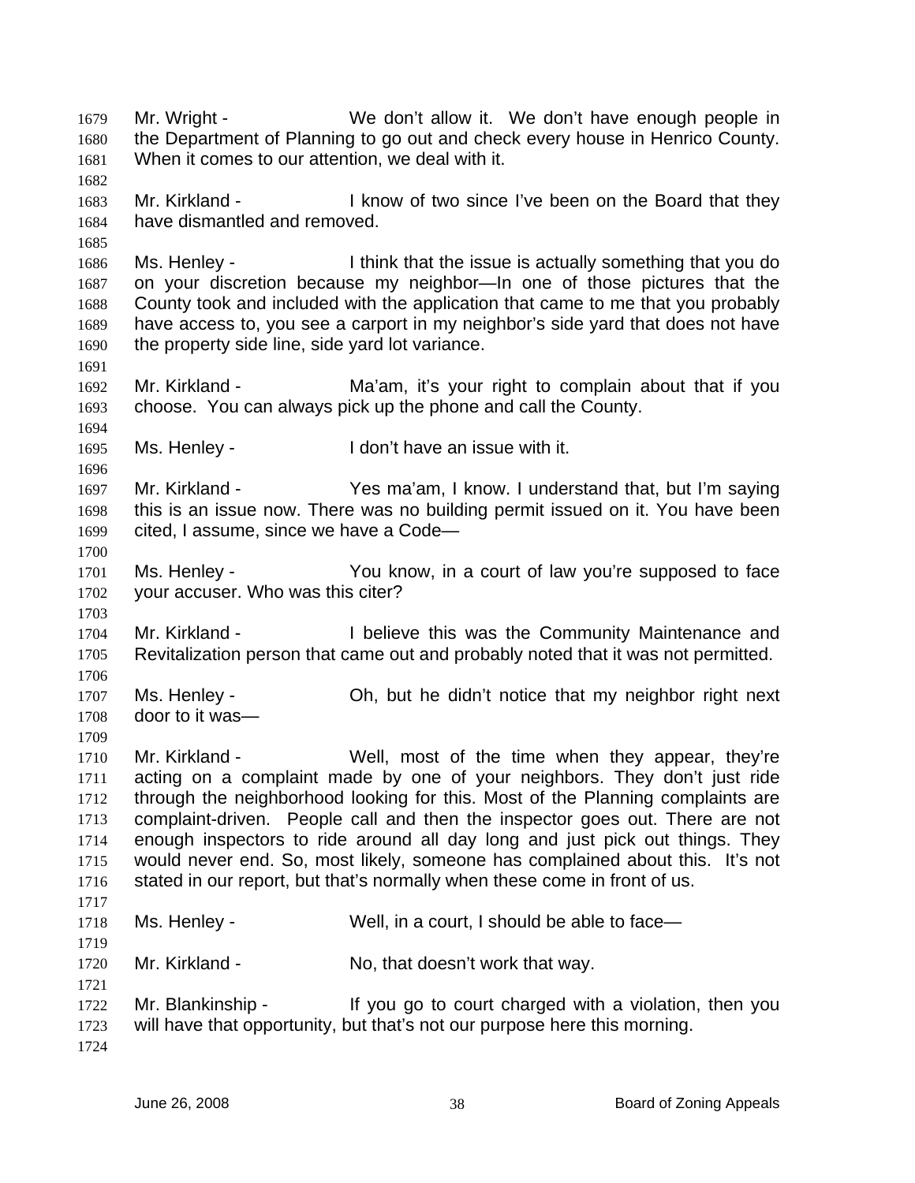Mr. Wright - We don't allow it. We don't have enough people in the Department of Planning to go out and check every house in Henrico County. When it comes to our attention, we deal with it.

Mr. Kirkland - I know of two since I've been on the Board that they have dismantled and removed.

Ms. Henley - I think that the issue is actually something that you do on your discretion because my neighbor—In one of those pictures that the County took and included with the application that came to me that you probably have access to, you see a carport in my neighbor's side yard that does not have the property side line, side yard lot variance.

Mr. Kirkland - Ma'am, it's your right to complain about that if you choose. You can always pick up the phone and call the County.

Ms. Henley - I don't have an issue with it.

Mr. Kirkland - Yes ma'am, I know. I understand that, but I'm saying this is an issue now. There was no building permit issued on it. You have been cited, I assume, since we have a Code—

Ms. Henley - You know, in a court of law you're supposed to face your accuser. Who was this citer?

Mr. Kirkland - I believe this was the Community Maintenance and Revitalization person that came out and probably noted that it was not permitted.

Ms. Henley - Oh, but he didn't notice that my neighbor right next door to it was—

Mr. Kirkland - Well, most of the time when they appear, they're acting on a complaint made by one of your neighbors. They don't just ride through the neighborhood looking for this. Most of the Planning complaints are complaint-driven. People call and then the inspector goes out. There are not enough inspectors to ride around all day long and just pick out things. They would never end. So, most likely, someone has complained about this. It's not stated in our report, but that's normally when these come in front of us.

Ms. Henley - Well, in a court, I should be able to face—

Mr. Kirkland - No, that doesn't work that way.

Mr. Blankinship - If you go to court charged with a violation, then you will have that opportunity, but that's not our purpose here this morning.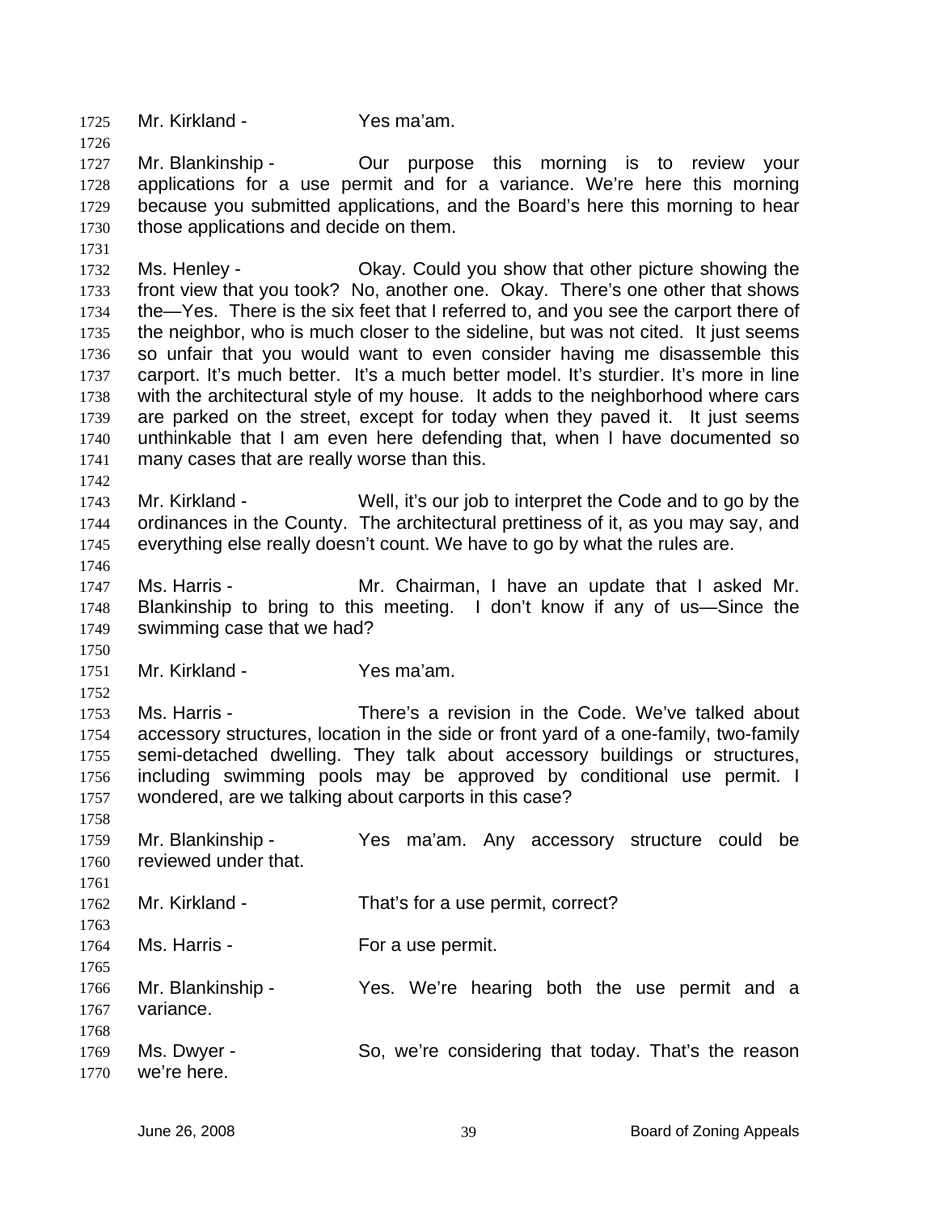Mr. Kirkland - Yes ma'am.

Mr. Blankinship - Our purpose this morning is to review your applications for a use permit and for a variance. We're here this morning because you submitted applications, and the Board's here this morning to hear those applications and decide on them.

Ms. Henley - Okay. Could you show that other picture showing the front view that you took? No, another one. Okay. There's one other that shows the—Yes. There is the six feet that I referred to, and you see the carport there of the neighbor, who is much closer to the sideline, but was not cited. It just seems so unfair that you would want to even consider having me disassemble this carport. It's much better. It's a much better model. It's sturdier. It's more in line with the architectural style of my house. It adds to the neighborhood where cars are parked on the street, except for today when they paved it. It just seems unthinkable that I am even here defending that, when I have documented so many cases that are really worse than this.

Mr. Kirkland - Well, it's our job to interpret the Code and to go by the ordinances in the County. The architectural prettiness of it, as you may say, and everything else really doesn't count. We have to go by what the rules are.

Ms. Harris - Mr. Chairman, I have an update that I asked Mr. Blankinship to bring to this meeting. I don't know if any of us—Since the swimming case that we had?

Mr. Kirkland - Yes ma'am.

Ms. Harris - There's a revision in the Code. We've talked about accessory structures, location in the side or front yard of a one-family, two-family semi-detached dwelling. They talk about accessory buildings or structures, including swimming pools may be approved by conditional use permit. I wondered, are we talking about carports in this case?

Mr. Blankinship - Yes ma'am. Any accessory structure could be reviewed under that.

Mr. Kirkland - That's for a use permit, correct?

Ms. Harris - For a use permit.

Mr. Blankinship - Yes. We're hearing both the use permit and a variance.

Ms. Dwyer - So, we're considering that today. That's the reason we're here.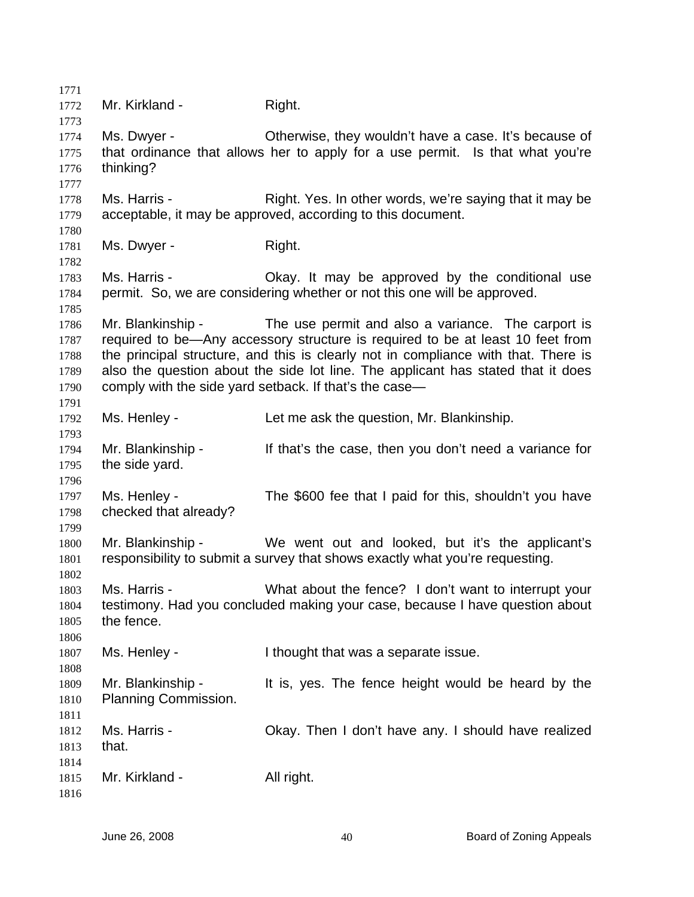Mr. Kirkland - Right.

Ms. Dwyer - Otherwise, they wouldn't have a case. It's because of that ordinance that allows her to apply for a use permit. Is that what you're thinking?

Ms. Harris - Right. Yes. In other words, we're saying that it may be acceptable, it may be approved, according to this document.

Ms. Dwyer - Right.

Ms. Harris - Okay. It may be approved by the conditional use permit. So, we are considering whether or not this one will be approved.

Mr. Blankinship - The use permit and also a variance. The carport is required to be—Any accessory structure is required to be at least 10 feet from the principal structure, and this is clearly not in compliance with that. There is also the question about the side lot line. The applicant has stated that it does comply with the side yard setback. If that's the case—

Ms. Henley - Let me ask the question, Mr. Blankinship.

Mr. Blankinship - If that's the case, then you don't need a variance for the side yard.

Ms. Henley - The $600 fee that I paid for this, shouldn't you have checked that already?

Mr. Blankinship - We went out and looked, but it's the applicant's responsibility to submit a survey that shows exactly what you're requesting.

Ms. Harris - What about the fence? I don't want to interrupt your testimony. Had you concluded making your case, because I have question about the fence.

Ms. Henley - I thought that was a separate issue.

Mr. Blankinship - It is, yes. The fence height would be heard by the Planning Commission.

Ms. Harris - Okay. Then I don't have any. I should have realized that.

Mr. Kirkland - All right.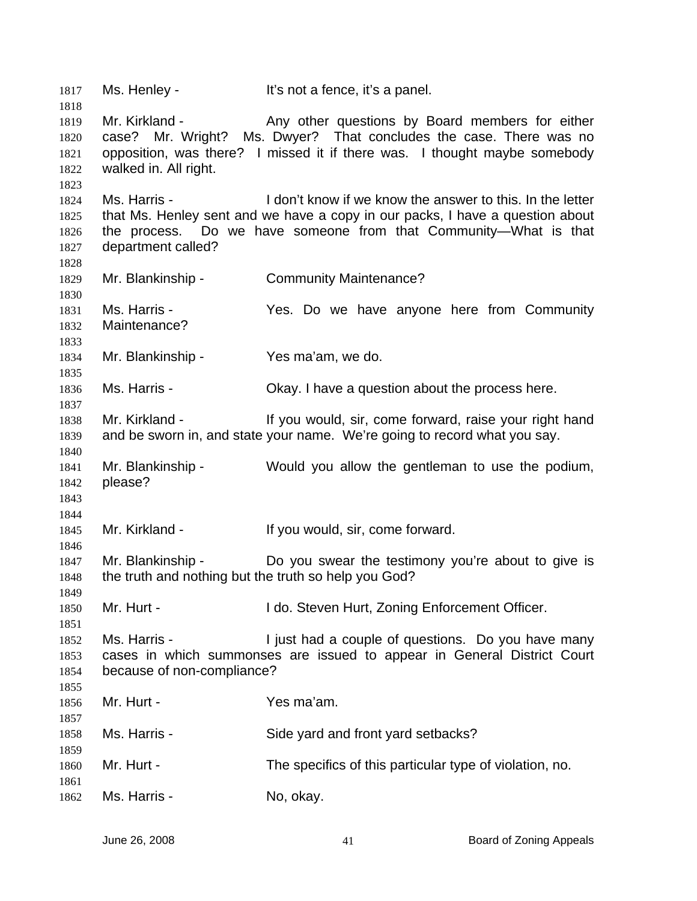Ms. Henley - It's not a fence, it's a panel.

Mr. Kirkland - Any other questions by Board members for either case? Mr. Wright? Ms. Dwyer? That concludes the case. There was no opposition, was there? I missed it if there was. I thought maybe somebody walked in. All right.

Ms. Harris - I don't know if we know the answer to this. In the letter that Ms. Henley sent and we have a copy in our packs, I have a question about the process. Do we have someone from that Community—What is that department called?

Mr. Blankinship - Community Maintenance?

Ms. Harris - Yes. Do we have anyone here from Community Maintenance?

Mr. Blankinship - Yes ma'am, we do.

Ms. Harris - Okay. I have a question about the process here.

Mr. Kirkland - If you would, sir, come forward, raise your right hand and be sworn in, and state your name. We're going to record what you say.

Mr. Blankinship - Would you allow the gentleman to use the podium, please?

Mr. Kirkland - If you would, sir, come forward.

Mr. Blankinship - Do you swear the testimony you're about to give is the truth and nothing but the truth so help you God?

Mr. Hurt - I do. Steven Hurt, Zoning Enforcement Officer.

Ms. Harris - I just had a couple of questions. Do you have many cases in which summonses are issued to appear in General District Court because of non-compliance?

Mr. Hurt - Yes ma'am.

Ms. Harris - Side yard and front yard setbacks?

Mr. Hurt - The specifics of this particular type of violation, no.

Ms. Harris - No, okay.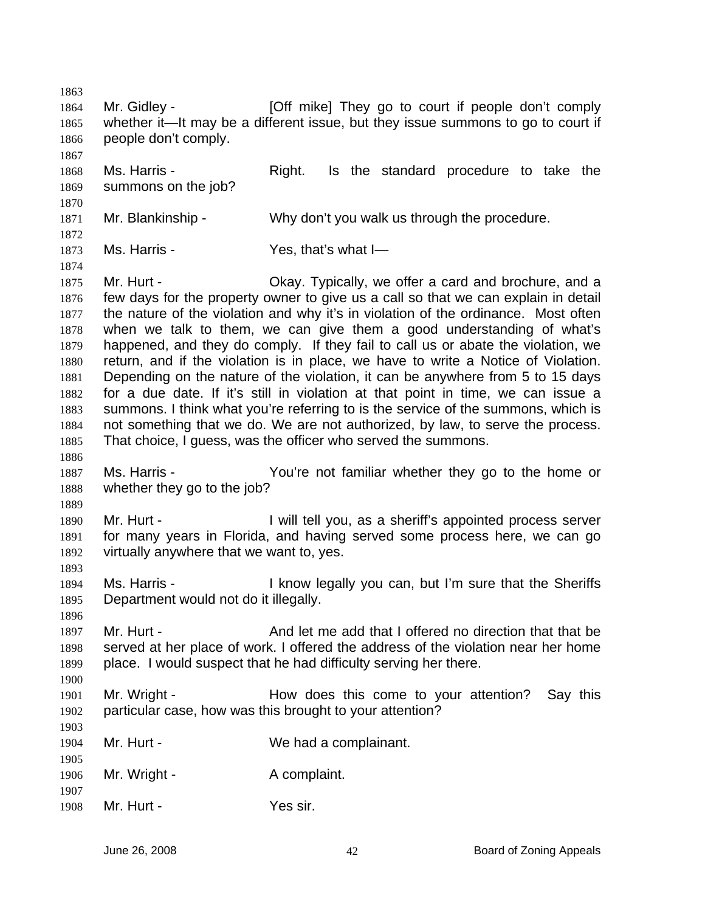Mr. Gidley - [Off mike] They go to court if people don't comply whether it—It may be a different issue, but they issue summons to go to court if people don't comply.

Ms. Harris - Right. Is the standard procedure to take the summons on the job?

Mr. Blankinship - Why don't you walk us through the procedure.

Ms. Harris - Yes, that's what I—

Mr. Hurt - Okay. Typically, we offer a card and brochure, and a few days for the property owner to give us a call so that we can explain in detail the nature of the violation and why it's in violation of the ordinance. Most often when we talk to them, we can give them a good understanding of what's happened, and they do comply. If they fail to call us or abate the violation, we return, and if the violation is in place, we have to write a Notice of Violation. Depending on the nature of the violation, it can be anywhere from 5 to 15 days for a due date. If it's still in violation at that point in time, we can issue a summons. I think what you're referring to is the service of the summons, which is not something that we do. We are not authorized, by law, to serve the process. That choice, I guess, was the officer who served the summons.

Ms. Harris - You're not familiar whether they go to the home or whether they go to the job?

Mr. Hurt - I will tell you, as a sheriff's appointed process server for many years in Florida, and having served some process here, we can go virtually anywhere that we want to, yes.

Ms. Harris - I know legally you can, but I'm sure that the Sheriffs Department would not do it illegally.

Mr. Hurt - And let me add that I offered no direction that that be served at her place of work. I offered the address of the violation near her home place. I would suspect that he had difficulty serving her there.

Mr. Wright - How does this come to your attention? Say this particular case, how was this brought to your attention?

Mr. Hurt - We had a complainant.

Mr. Wright - A complaint.

Mr. Hurt - Yes sir.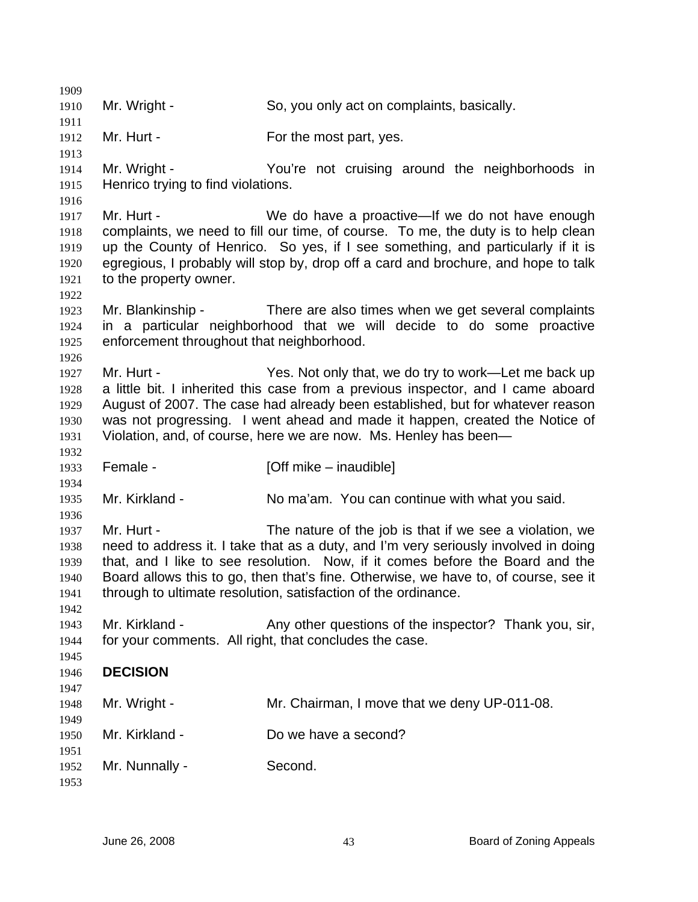Mr. Wright - So, you only act on complaints, basically.

Mr. Hurt - For the most part, yes.

Mr. Wright - You're not cruising around the neighborhoods in Henrico trying to find violations.

Mr. Hurt - We do have a proactive—If we do not have enough complaints, we need to fill our time, of course. To me, the duty is to help clean up the County of Henrico. So yes, if I see something, and particularly if it is egregious, I probably will stop by, drop off a card and brochure, and hope to talk to the property owner.

Mr. Blankinship - There are also times when we get several complaints in a particular neighborhood that we will decide to do some proactive enforcement throughout that neighborhood.

Mr. Hurt - Yes. Not only that, we do try to work—Let me back up a little bit. I inherited this case from a previous inspector, and I came aboard August of 2007. The case had already been established, but for whatever reason was not progressing. I went ahead and made it happen, created the Notice of Violation, and, of course, here we are now. Ms. Henley has been—

Female - [Off mike – inaudible]

Mr. Kirkland - No ma'am. You can continue with what you said.

Mr. Hurt - The nature of the job is that if we see a violation, we need to address it. I take that as a duty, and I'm very seriously involved in doing that, and I like to see resolution. Now, if it comes before the Board and the Board allows this to go, then that's fine. Otherwise, we have to, of course, see it through to ultimate resolution, satisfaction of the ordinance.

Mr. Kirkland - Any other questions of the inspector? Thank you, sir, for your comments. All right, that concludes the case.

**DECISION**

Mr. Wright - Mr. Chairman, I move that we deny UP-011-08.

Mr. Kirkland - Do we have a second?

Mr. Nunnally - Second.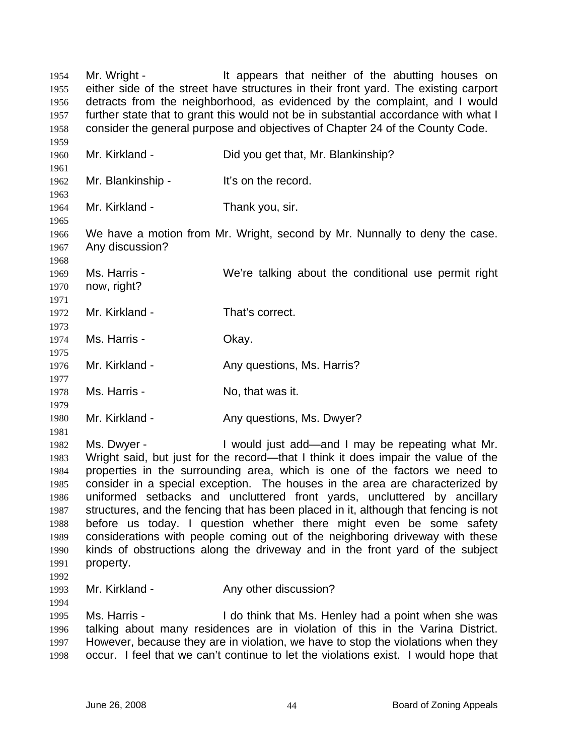Mr. Wright - It appears that neither of the abutting houses on either side of the street have structures in their front yard. The existing carport detracts from the neighborhood, as evidenced by the complaint, and I would further state that to grant this would not be in substantial accordance with what I consider the general purpose and objectives of Chapter 24 of the County Code.

Mr. Kirkland - Did you get that, Mr. Blankinship?

Mr. Blankinship - It's on the record.

Mr. Kirkland - Thank you, sir.

We have a motion from Mr. Wright, second by Mr. Nunnally to deny the case. Any discussion?

Ms. Harris - We're talking about the conditional use permit right now, right?

Mr. Kirkland - That's correct.

Ms. Harris - Okay.

Mr. Kirkland - Any questions, Ms. Harris?

Ms. Harris - No, that was it.

Mr. Kirkland - Any questions, Ms. Dwyer?

Ms. Dwyer - I would just add—and I may be repeating what Mr. Wright said, but just for the record—that I think it does impair the value of the properties in the surrounding area, which is one of the factors we need to consider in a special exception. The houses in the area are characterized by uniformed setbacks and uncluttered front yards, uncluttered by ancillary structures, and the fencing that has been placed in it, although that fencing is not before us today. I question whether there might even be some safety considerations with people coming out of the neighboring driveway with these kinds of obstructions along the driveway and in the front yard of the subject property.

Mr. Kirkland - Any other discussion?

Ms. Harris - I do think that Ms. Henley had a point when she was talking about many residences are in violation of this in the Varina District. However, because they are in violation, we have to stop the violations when they occur. I feel that we can't continue to let the violations exist. I would hope that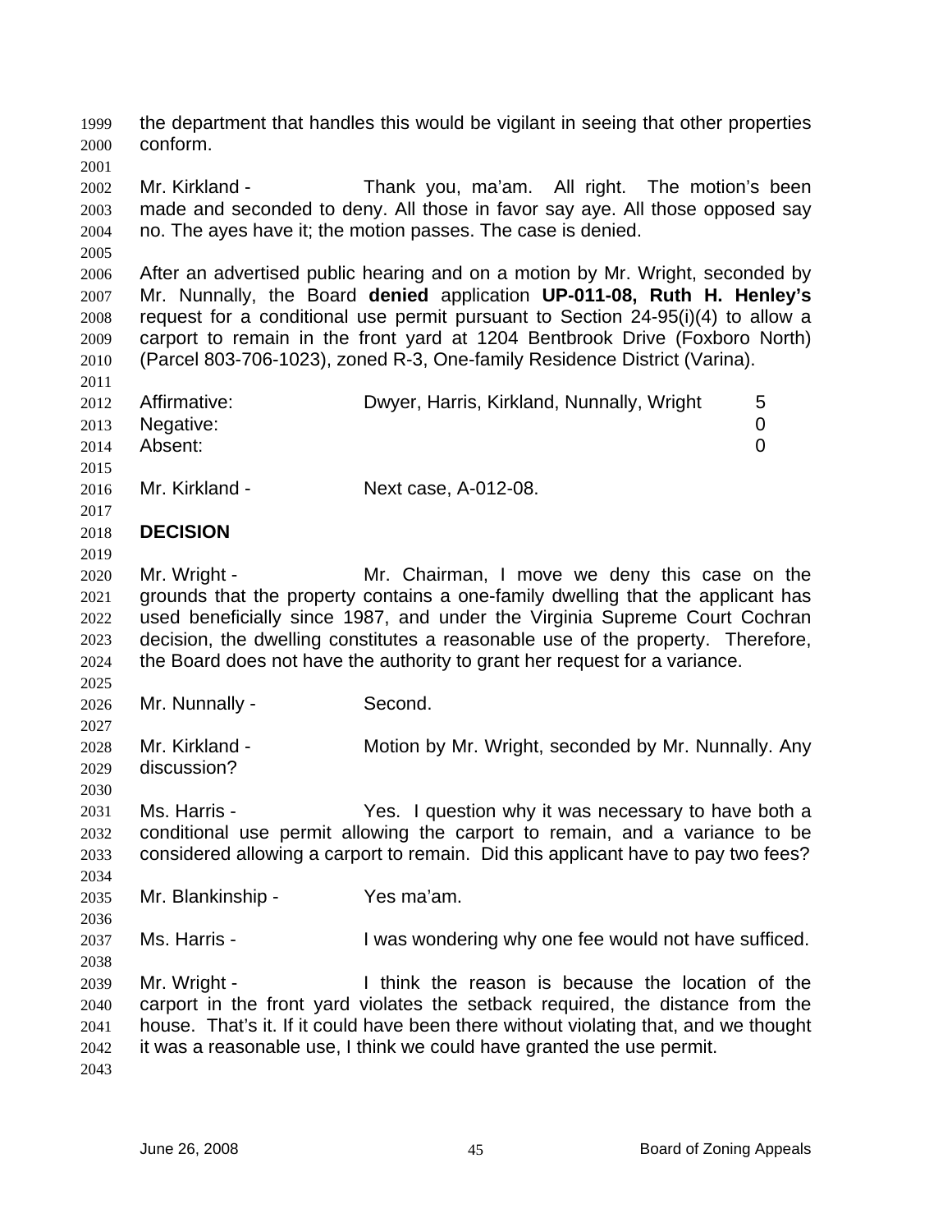the department that handles this would be vigilant in seeing that other properties conform.

Mr. Kirkland - Thank you, ma'am. All right. The motion's been made and seconded to deny. All those in favor say aye. All those opposed say no. The ayes have it; the motion passes. The case is denied.

After an advertised public hearing and on a motion by Mr. Wright, seconded by Mr. Nunnally, the Board **denied** application **UP-011-08, Ruth H. Henley's** request for a conditional use permit pursuant to Section 24-95(i)(4) to allow a carport to remain in the front yard at 1204 Bentbrook Drive (Foxboro North) (Parcel 803-706-1023), zoned R-3, One-family Residence District (Varina).

| | | |
|---|---|---|
| Affirmative: | Dwyer, Harris, Kirkland, Nunnally, Wright | 5 |
| Negative: | | 0 |
| Absent: | | 0 |

Mr. Kirkland - Next case, A-012-08.

**DECISION**

Mr. Wright - Mr. Chairman, I move we deny this case on the grounds that the property contains a one-family dwelling that the applicant has used beneficially since 1987, and under the Virginia Supreme Court Cochran decision, the dwelling constitutes a reasonable use of the property. Therefore, the Board does not have the authority to grant her request for a variance.

Mr. Nunnally - Second.

Mr. Kirkland - Motion by Mr. Wright, seconded by Mr. Nunnally. Any discussion?

Ms. Harris - Yes. I question why it was necessary to have both a conditional use permit allowing the carport to remain, and a variance to be considered allowing a carport to remain. Did this applicant have to pay two fees?

Mr. Blankinship - Yes ma'am.

Ms. Harris - I was wondering why one fee would not have sufficed.

Mr. Wright - I think the reason is because the location of the carport in the front yard violates the setback required, the distance from the house. That's it. If it could have been there without violating that, and we thought it was a reasonable use, I think we could have granted the use permit.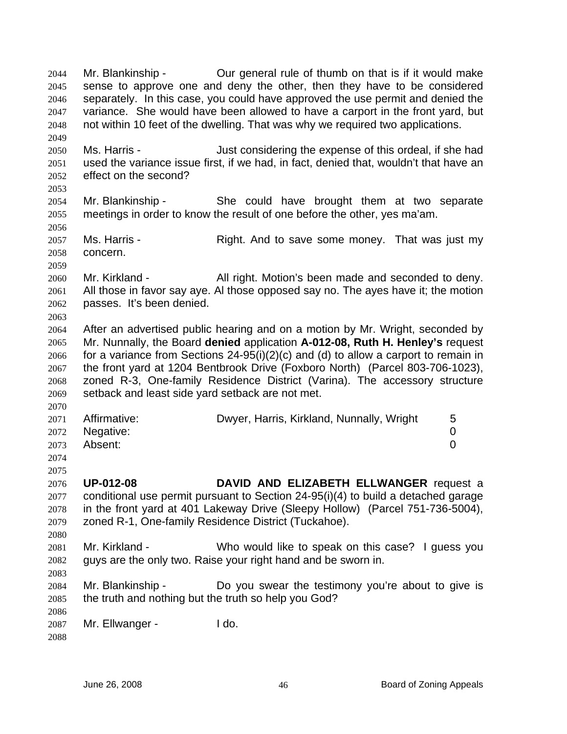Mr. Blankinship - Our general rule of thumb on that is if it would make sense to approve one and deny the other, then they have to be considered separately. In this case, you could have approved the use permit and denied the variance. She would have been allowed to have a carport in the front yard, but not within 10 feet of the dwelling. That was why we required two applications.

Ms. Harris - Just considering the expense of this ordeal, if she had used the variance issue first, if we had, in fact, denied that, wouldn't that have an effect on the second?

Mr. Blankinship - She could have brought them at two separate meetings in order to know the result of one before the other, yes ma'am.

Ms. Harris - Right. And to save some money. That was just my concern.

Mr. Kirkland - All right. Motion's been made and seconded to deny. All those in favor say aye. Al those opposed say no. The ayes have it; the motion passes. It's been denied.

After an advertised public hearing and on a motion by Mr. Wright, seconded by Mr. Nunnally, the Board **denied** application **A-012-08, Ruth H. Henley's** request for a variance from Sections 24-95(i)(2)(c) and (d) to allow a carport to remain in the front yard at 1204 Bentbrook Drive (Foxboro North) (Parcel 803-706-1023), zoned R-3, One-family Residence District (Varina). The accessory structure setback and least side yard setback are not met.

| | | |
|---|---|---|
| Affirmative: | Dwyer, Harris, Kirkland, Nunnally, Wright | 5 |
| Negative: | | 0 |
| Absent: | | 0 |

**UP-012-08** **DAVID AND ELIZABETH ELLWANGER** request a conditional use permit pursuant to Section 24-95(i)(4) to build a detached garage in the front yard at 401 Lakeway Drive (Sleepy Hollow) (Parcel 751-736-5004), zoned R-1, One-family Residence District (Tuckahoe).

Mr. Kirkland - Who would like to speak on this case? I guess you guys are the only two. Raise your right hand and be sworn in.

Mr. Blankinship - Do you swear the testimony you're about to give is the truth and nothing but the truth so help you God?

Mr. Ellwanger - I do.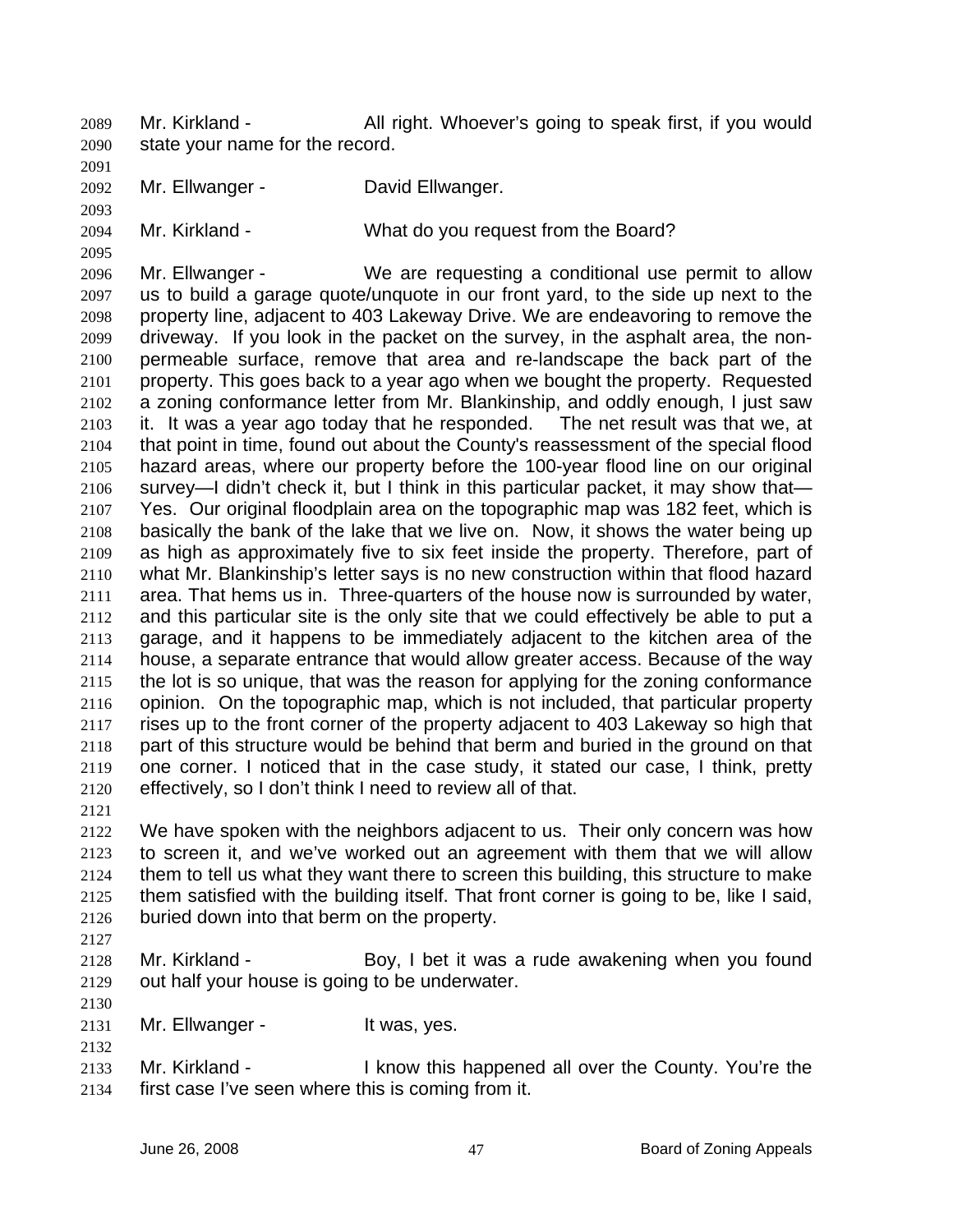Mr. Kirkland - All right. Whoever's going to speak first, if you would state your name for the record.

Mr. Ellwanger - David Ellwanger.

Mr. Kirkland - What do you request from the Board?

Mr. Ellwanger - We are requesting a conditional use permit to allow us to build a garage quote/unquote in our front yard, to the side up next to the property line, adjacent to 403 Lakeway Drive. We are endeavoring to remove the driveway. If you look in the packet on the survey, in the asphalt area, the non-permeable surface, remove that area and re-landscape the back part of the property. This goes back to a year ago when we bought the property. Requested a zoning conformance letter from Mr. Blankinship, and oddly enough, I just saw it. It was a year ago today that he responded. The net result was that we, at that point in time, found out about the County's reassessment of the special flood hazard areas, where our property before the 100-year flood line on our original survey—I didn't check it, but I think in this particular packet, it may show that—Yes. Our original floodplain area on the topographic map was 182 feet, which is basically the bank of the lake that we live on. Now, it shows the water being up as high as approximately five to six feet inside the property. Therefore, part of what Mr. Blankinship's letter says is no new construction within that flood hazard area. That hems us in. Three-quarters of the house now is surrounded by water, and this particular site is the only site that we could effectively be able to put a garage, and it happens to be immediately adjacent to the kitchen area of the house, a separate entrance that would allow greater access. Because of the way the lot is so unique, that was the reason for applying for the zoning conformance opinion. On the topographic map, which is not included, that particular property rises up to the front corner of the property adjacent to 403 Lakeway so high that part of this structure would be behind that berm and buried in the ground on that one corner. I noticed that in the case study, it stated our case, I think, pretty effectively, so I don't think I need to review all of that.

We have spoken with the neighbors adjacent to us. Their only concern was how to screen it, and we've worked out an agreement with them that we will allow them to tell us what they want there to screen this building, this structure to make them satisfied with the building itself. That front corner is going to be, like I said, buried down into that berm on the property.

Mr. Kirkland - Boy, I bet it was a rude awakening when you found out half your house is going to be underwater.

Mr. Ellwanger - It was, yes.

Mr. Kirkland - I know this happened all over the County. You're the first case I've seen where this is coming from it.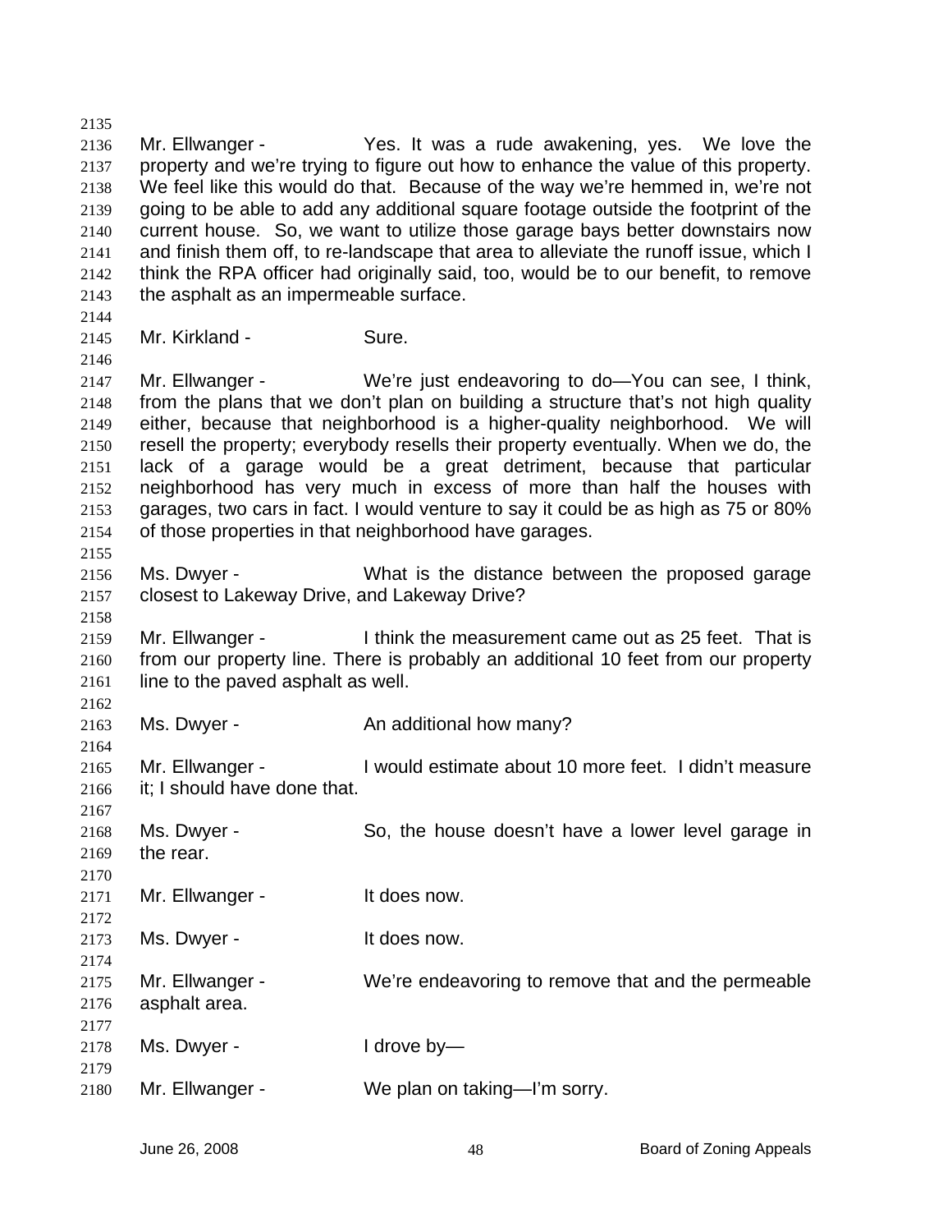Mr. Ellwanger - Yes. It was a rude awakening, yes. We love the property and we're trying to figure out how to enhance the value of this property. We feel like this would do that. Because of the way we're hemmed in, we're not going to be able to add any additional square footage outside the footprint of the current house. So, we want to utilize those garage bays better downstairs now and finish them off, to re-landscape that area to alleviate the runoff issue, which I think the RPA officer had originally said, too, would be to our benefit, to remove the asphalt as an impermeable surface.

Mr. Kirkland - Sure.

Mr. Ellwanger - We're just endeavoring to do—You can see, I think, from the plans that we don't plan on building a structure that's not high quality either, because that neighborhood is a higher-quality neighborhood. We will resell the property; everybody resells their property eventually. When we do, the lack of a garage would be a great detriment, because that particular neighborhood has very much in excess of more than half the houses with garages, two cars in fact. I would venture to say it could be as high as 75 or 80% of those properties in that neighborhood have garages.

Ms. Dwyer - What is the distance between the proposed garage closest to Lakeway Drive, and Lakeway Drive?

Mr. Ellwanger - I think the measurement came out as 25 feet. That is from our property line. There is probably an additional 10 feet from our property line to the paved asphalt as well.

Ms. Dwyer - An additional how many?

Mr. Ellwanger - I would estimate about 10 more feet. I didn't measure it; I should have done that.

Ms. Dwyer - So, the house doesn't have a lower level garage in the rear.

Mr. Ellwanger - It does now.

Ms. Dwyer - It does now.

Mr. Ellwanger - We're endeavoring to remove that and the permeable asphalt area.

Ms. Dwyer - I drove by—

Mr. Ellwanger - We plan on taking—I'm sorry.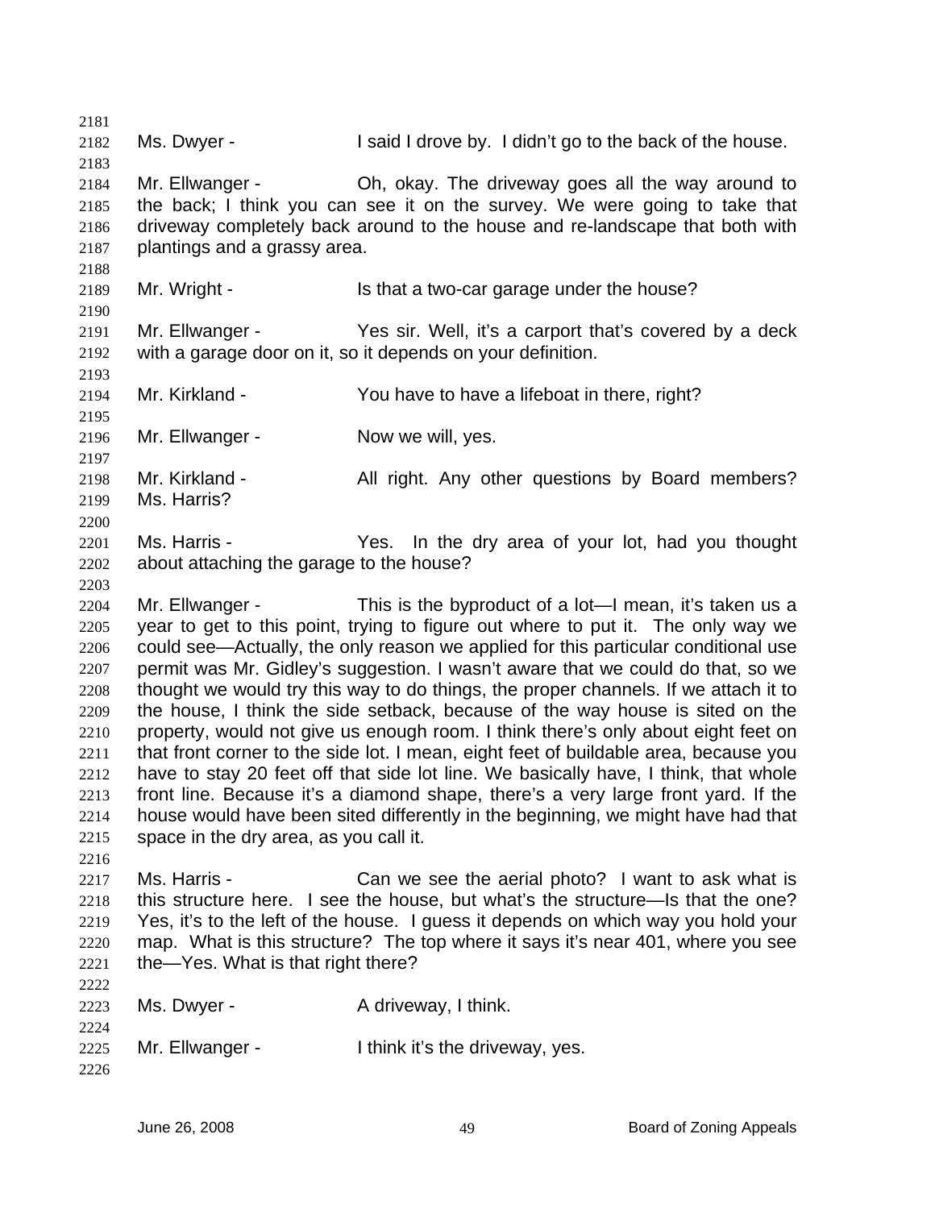Ms. Dwyer - I said I drove by. I didn't go to the back of the house.

Mr. Ellwanger - Oh, okay. The driveway goes all the way around to the back; I think you can see it on the survey. We were going to take that driveway completely back around to the house and re-landscape that both with plantings and a grassy area.

Mr. Wright - Is that a two-car garage under the house?

Mr. Ellwanger - Yes sir. Well, it's a carport that's covered by a deck with a garage door on it, so it depends on your definition.

Mr. Kirkland - You have to have a lifeboat in there, right?

Mr. Ellwanger - Now we will, yes.

Mr. Kirkland - All right. Any other questions by Board members? Ms. Harris?

Ms. Harris - Yes. In the dry area of your lot, had you thought about attaching the garage to the house?

Mr. Ellwanger - This is the byproduct of a lot—I mean, it's taken us a year to get to this point, trying to figure out where to put it. The only way we could see—Actually, the only reason we applied for this particular conditional use permit was Mr. Gidley's suggestion. I wasn't aware that we could do that, so we thought we would try this way to do things, the proper channels. If we attach it to the house, I think the side setback, because of the way house is sited on the property, would not give us enough room. I think there's only about eight feet on that front corner to the side lot. I mean, eight feet of buildable area, because you have to stay 20 feet off that side lot line. We basically have, I think, that whole front line. Because it's a diamond shape, there's a very large front yard. If the house would have been sited differently in the beginning, we might have had that space in the dry area, as you call it.

Ms. Harris - Can we see the aerial photo? I want to ask what is this structure here. I see the house, but what's the structure—Is that the one? Yes, it's to the left of the house. I guess it depends on which way you hold your map. What is this structure? The top where it says it's near 401, where you see the—Yes. What is that right there?

Ms. Dwyer - A driveway, I think.

Mr. Ellwanger - I think it's the driveway, yes.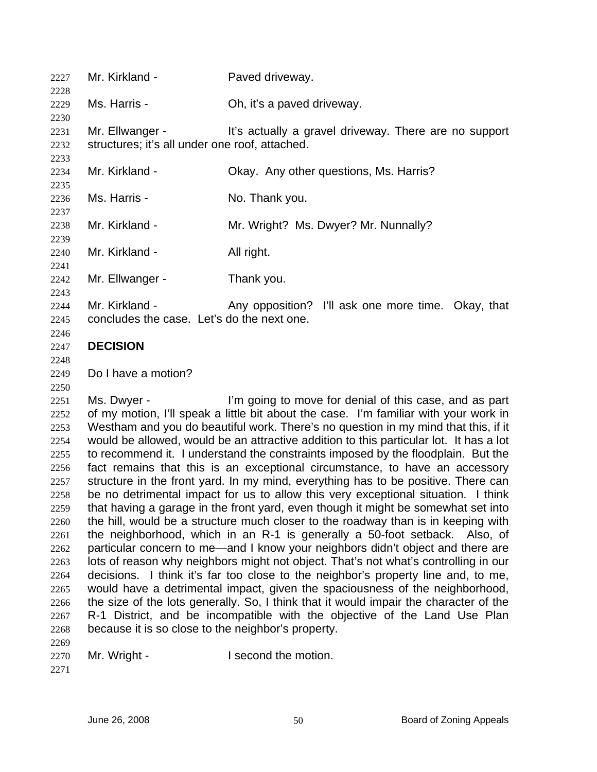Mr. Kirkland - Paved driveway.

Ms. Harris - Oh, it's a paved driveway.

Mr. Ellwanger - It's actually a gravel driveway. There are no support structures; it's all under one roof, attached.

Mr. Kirkland - Okay. Any other questions, Ms. Harris?

Ms. Harris - No. Thank you.

Mr. Kirkland - Mr. Wright? Ms. Dwyer? Mr. Nunnally?

Mr. Kirkland - All right.

Mr. Ellwanger - Thank you.

Mr. Kirkland - Any opposition? I'll ask one more time. Okay, that concludes the case. Let's do the next one.

**DECISION**

Do I have a motion?

Ms. Dwyer - I'm going to move for denial of this case, and as part of my motion, I'll speak a little bit about the case. I'm familiar with your work in Westham and you do beautiful work. There's no question in my mind that this, if it would be allowed, would be an attractive addition to this particular lot. It has a lot to recommend it. I understand the constraints imposed by the floodplain. But the fact remains that this is an exceptional circumstance, to have an accessory structure in the front yard. In my mind, everything has to be positive. There can be no detrimental impact for us to allow this very exceptional situation. I think that having a garage in the front yard, even though it might be somewhat set into the hill, would be a structure much closer to the roadway than is in keeping with the neighborhood, which in an R-1 is generally a 50-foot setback. Also, of particular concern to me—and I know your neighbors didn't object and there are lots of reason why neighbors might not object. That's not what's controlling in our decisions. I think it's far too close to the neighbor's property line and, to me, would have a detrimental impact, given the spaciousness of the neighborhood, the size of the lots generally. So, I think that it would impair the character of the R-1 District, and be incompatible with the objective of the Land Use Plan because it is so close to the neighbor's property.

Mr. Wright - I second the motion.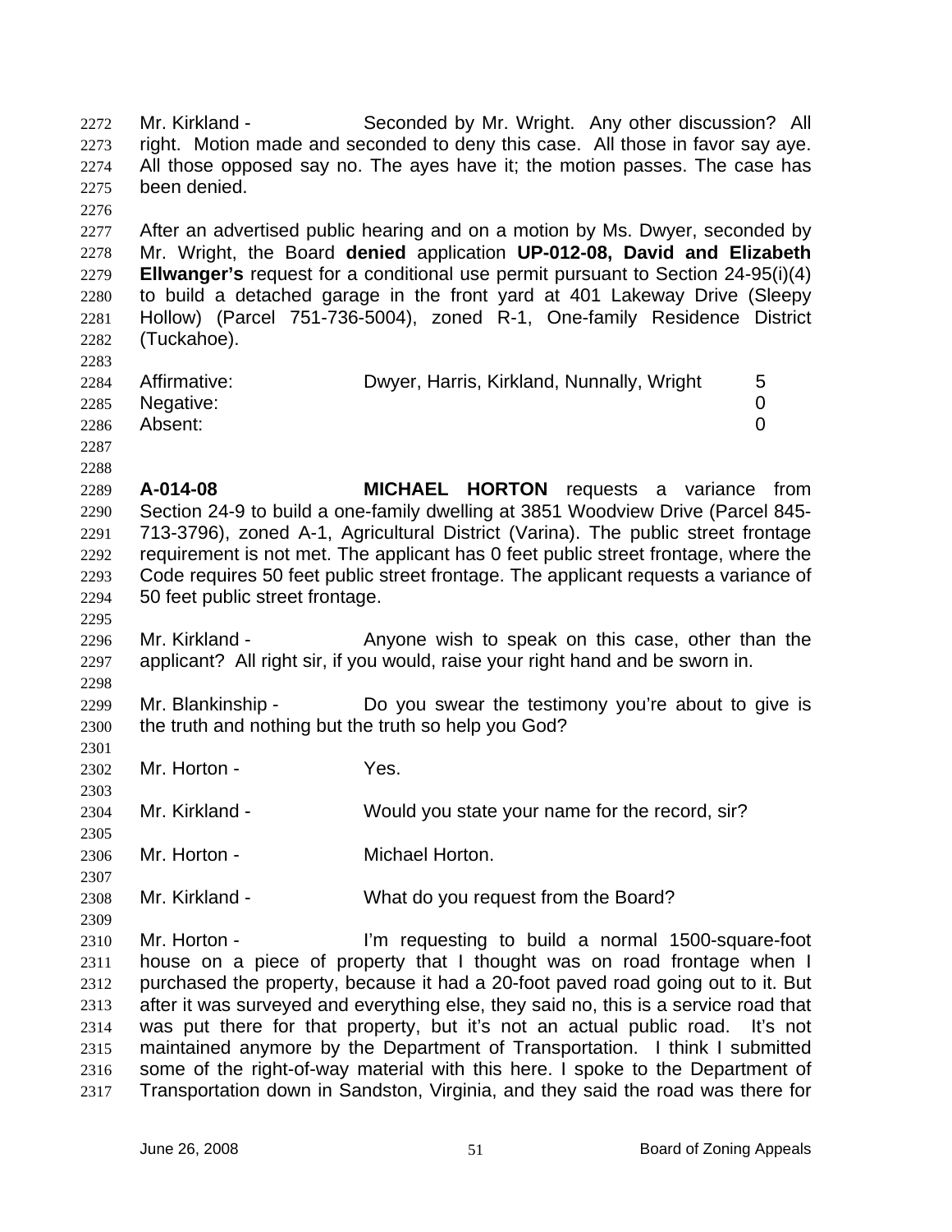Mr. Kirkland - Seconded by Mr. Wright. Any other discussion? All right. Motion made and seconded to deny this case. All those in favor say aye. All those opposed say no. The ayes have it; the motion passes. The case has been denied.

After an advertised public hearing and on a motion by Ms. Dwyer, seconded by Mr. Wright, the Board **denied** application **UP-012-08, David and Elizabeth Ellwanger's** request for a conditional use permit pursuant to Section 24-95(i)(4) to build a detached garage in the front yard at 401 Lakeway Drive (Sleepy Hollow) (Parcel 751-736-5004), zoned R-1, One-family Residence District (Tuckahoe).

| | | |
|---|---|---|
| Affirmative: | Dwyer, Harris, Kirkland, Nunnally, Wright | 5 |
| Negative: | | 0 |
| Absent: | | 0 |

**A-014-08** **MICHAEL HORTON** requests a variance from Section 24-9 to build a one-family dwelling at 3851 Woodview Drive (Parcel 845-713-3796), zoned A-1, Agricultural District (Varina). The public street frontage requirement is not met. The applicant has 0 feet public street frontage, where the Code requires 50 feet public street frontage. The applicant requests a variance of 50 feet public street frontage.

Mr. Kirkland - Anyone wish to speak on this case, other than the applicant? All right sir, if you would, raise your right hand and be sworn in.

Mr. Blankinship - Do you swear the testimony you're about to give is the truth and nothing but the truth so help you God?

Mr. Horton - Yes.

Mr. Kirkland - Would you state your name for the record, sir?

Mr. Horton - Michael Horton.

Mr. Kirkland - What do you request from the Board?

Mr. Horton - I'm requesting to build a normal 1500-square-foot house on a piece of property that I thought was on road frontage when I purchased the property, because it had a 20-foot paved road going out to it. But after it was surveyed and everything else, they said no, this is a service road that was put there for that property, but it's not an actual public road. It's not maintained anymore by the Department of Transportation. I think I submitted some of the right-of-way material with this here. I spoke to the Department of Transportation down in Sandston, Virginia, and they said the road was there for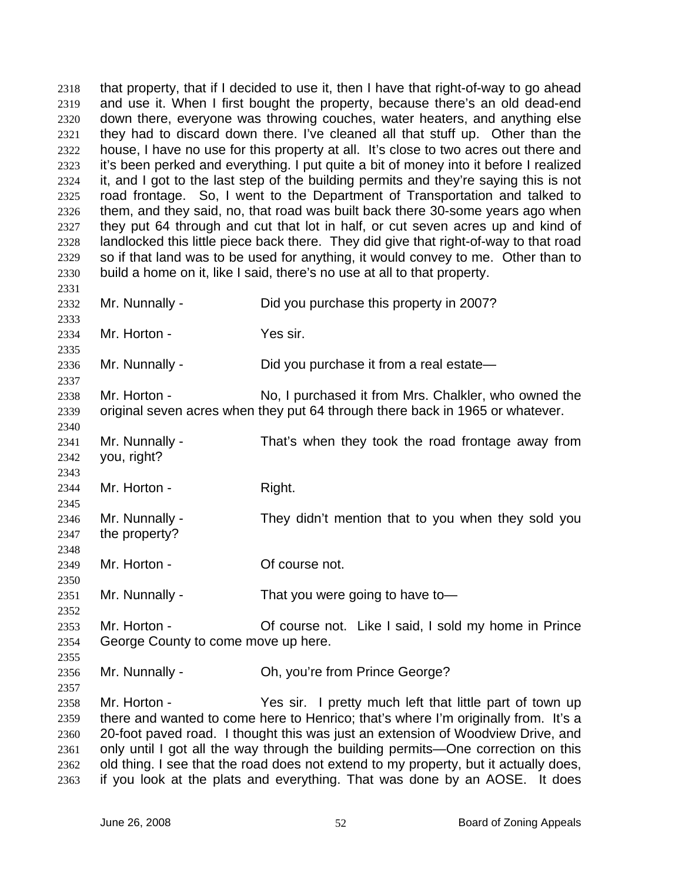that property, that if I decided to use it, then I have that right-of-way to go ahead and use it. When I first bought the property, because there's an old dead-end down there, everyone was throwing couches, water heaters, and anything else they had to discard down there. I've cleaned all that stuff up. Other than the house, I have no use for this property at all. It's close to two acres out there and it's been perked and everything. I put quite a bit of money into it before I realized it, and I got to the last step of the building permits and they're saying this is not road frontage. So, I went to the Department of Transportation and talked to them, and they said, no, that road was built back there 30-some years ago when they put 64 through and cut that lot in half, or cut seven acres up and kind of landlocked this little piece back there. They did give that right-of-way to that road so if that land was to be used for anything, it would convey to me. Other than to build a home on it, like I said, there's no use at all to that property.

Mr. Nunnally - Did you purchase this property in 2007?

Mr. Horton - Yes sir.

Mr. Nunnally - Did you purchase it from a real estate—

Mr. Horton - No, I purchased it from Mrs. Chalkler, who owned the original seven acres when they put 64 through there back in 1965 or whatever.

Mr. Nunnally - That's when they took the road frontage away from you, right?

Mr. Horton - Right.

Mr. Nunnally - They didn't mention that to you when they sold you the property?

Mr. Horton - Of course not.

Mr. Nunnally - That you were going to have to—

Mr. Horton - Of course not. Like I said, I sold my home in Prince George County to come move up here.

Mr. Nunnally - Oh, you're from Prince George?

Mr. Horton - Yes sir. I pretty much left that little part of town up there and wanted to come here to Henrico; that's where I'm originally from. It's a 20-foot paved road. I thought this was just an extension of Woodview Drive, and only until I got all the way through the building permits—One correction on this old thing. I see that the road does not extend to my property, but it actually does, if you look at the plats and everything. That was done by an AOSE. It does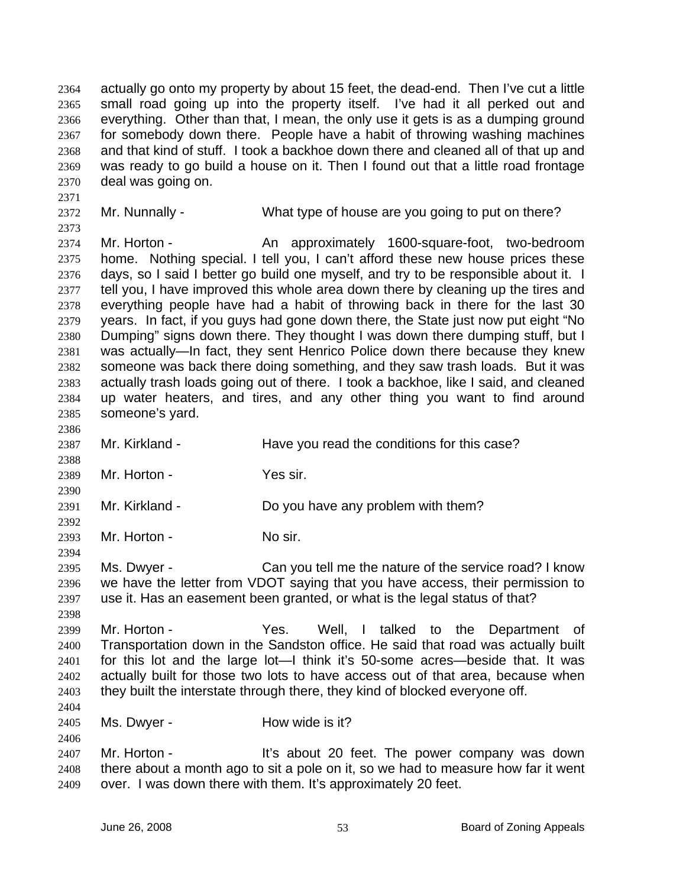actually go onto my property by about 15 feet, the dead-end. Then I've cut a little small road going up into the property itself. I've had it all perked out and everything. Other than that, I mean, the only use it gets is as a dumping ground for somebody down there. People have a habit of throwing washing machines and that kind of stuff. I took a backhoe down there and cleaned all of that up and was ready to go build a house on it. Then I found out that a little road frontage deal was going on.

Mr. Nunnally - What type of house are you going to put on there?

Mr. Horton - An approximately 1600-square-foot, two-bedroom home. Nothing special. I tell you, I can't afford these new house prices these days, so I said I better go build one myself, and try to be responsible about it. I tell you, I have improved this whole area down there by cleaning up the tires and everything people have had a habit of throwing back in there for the last 30 years. In fact, if you guys had gone down there, the State just now put eight "No Dumping" signs down there. They thought I was down there dumping stuff, but I was actually—In fact, they sent Henrico Police down there because they knew someone was back there doing something, and they saw trash loads. But it was actually trash loads going out of there. I took a backhoe, like I said, and cleaned up water heaters, and tires, and any other thing you want to find around someone's yard.

Mr. Kirkland - Have you read the conditions for this case?

Mr. Horton - Yes sir.

Mr. Kirkland - Do you have any problem with them?

Mr. Horton - No sir.

Ms. Dwyer - Can you tell me the nature of the service road? I know we have the letter from VDOT saying that you have access, their permission to use it. Has an easement been granted, or what is the legal status of that?

Mr. Horton - Yes. Well, I talked to the Department of Transportation down in the Sandston office. He said that road was actually built for this lot and the large lot—I think it's 50-some acres—beside that. It was actually built for those two lots to have access out of that area, because when they built the interstate through there, they kind of blocked everyone off.

Ms. Dwyer - How wide is it?

Mr. Horton - It's about 20 feet. The power company was down there about a month ago to sit a pole on it, so we had to measure how far it went over. I was down there with them. It's approximately 20 feet.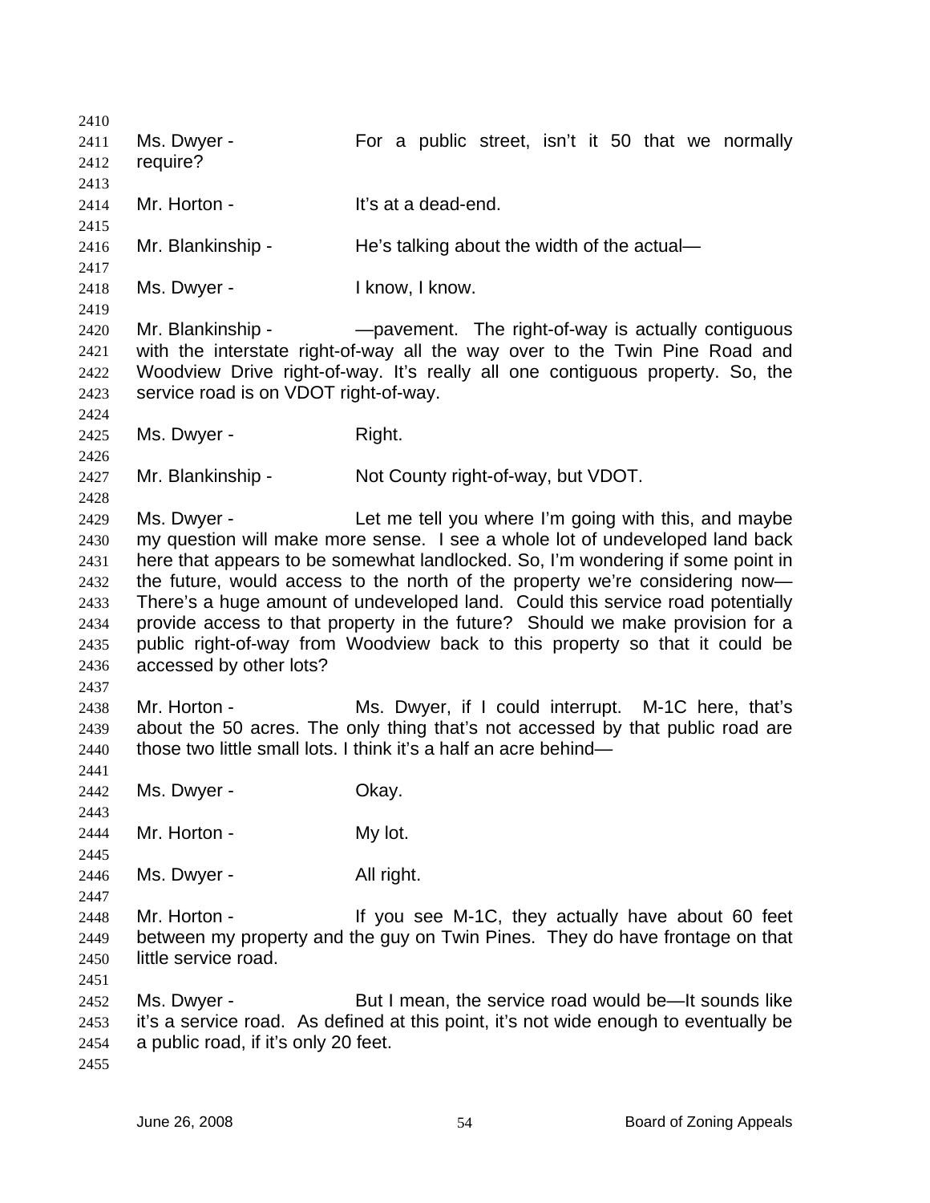Ms. Dwyer - For a public street, isn't it 50 that we normally require?

Mr. Horton - It's at a dead-end.

Mr. Blankinship - He's talking about the width of the actual—

Ms. Dwyer - I know, I know.

Mr. Blankinship - —pavement. The right-of-way is actually contiguous with the interstate right-of-way all the way over to the Twin Pine Road and Woodview Drive right-of-way. It's really all one contiguous property. So, the service road is on VDOT right-of-way.

Ms. Dwyer - Right.

Mr. Blankinship - Not County right-of-way, but VDOT.

Ms. Dwyer - Let me tell you where I'm going with this, and maybe my question will make more sense. I see a whole lot of undeveloped land back here that appears to be somewhat landlocked. So, I'm wondering if some point in the future, would access to the north of the property we're considering now— There's a huge amount of undeveloped land. Could this service road potentially provide access to that property in the future? Should we make provision for a public right-of-way from Woodview back to this property so that it could be accessed by other lots?

Mr. Horton - Ms. Dwyer, if I could interrupt. M-1C here, that's about the 50 acres. The only thing that's not accessed by that public road are those two little small lots. I think it's a half an acre behind—

Ms. Dwyer - Okay.

Mr. Horton - My lot.

Ms. Dwyer - All right.

Mr. Horton - If you see M-1C, they actually have about 60 feet between my property and the guy on Twin Pines. They do have frontage on that little service road.

Ms. Dwyer - But I mean, the service road would be—It sounds like it's a service road. As defined at this point, it's not wide enough to eventually be a public road, if it's only 20 feet.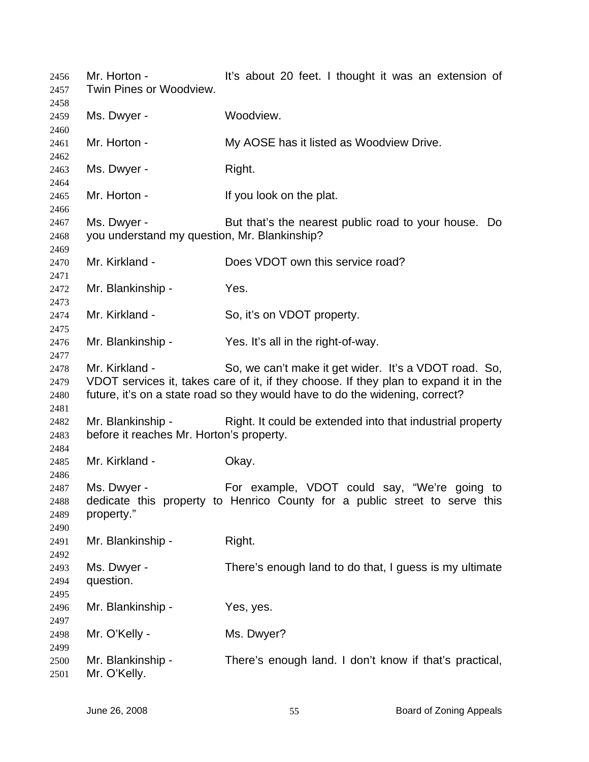2456 Mr. Horton - It's about 20 feet. I thought it was an extension of
2457 Twin Pines or Woodview.
2458
2459 Ms. Dwyer - Woodview.
2460
2461 Mr. Horton - My AOSE has it listed as Woodview Drive.
2462
2463 Ms. Dwyer - Right.
2464
2465 Mr. Horton - If you look on the plat.
2466
2467 Ms. Dwyer - But that's the nearest public road to your house. Do
2468 you understand my question, Mr. Blankinship?
2469
2470 Mr. Kirkland - Does VDOT own this service road?
2471
2472 Mr. Blankinship - Yes.
2473
2474 Mr. Kirkland - So, it's on VDOT property.
2475
2476 Mr. Blankinship - Yes. It's all in the right-of-way.
2477
2478 Mr. Kirkland - So, we can't make it get wider. It's a VDOT road. So,
2479 VDOT services it, takes care of it, if they choose. If they plan to expand it in the
2480 future, it's on a state road so they would have to do the widening, correct?
2481
2482 Mr. Blankinship - Right. It could be extended into that industrial property
2483 before it reaches Mr. Horton's property.
2484
2485 Mr. Kirkland - Okay.
2486
2487 Ms. Dwyer - For example, VDOT could say, "We're going to
2488 dedicate this property to Henrico County for a public street to serve this
2489 property."
2490
2491 Mr. Blankinship - Right.
2492
2493 Ms. Dwyer - There's enough land to do that, I guess is my ultimate
2494 question.
2495
2496 Mr. Blankinship - Yes, yes.
2497
2498 Mr. O'Kelly - Ms. Dwyer?
2499
2500 Mr. Blankinship - There's enough land. I don't know if that's practical,
2501 Mr. O'Kelly.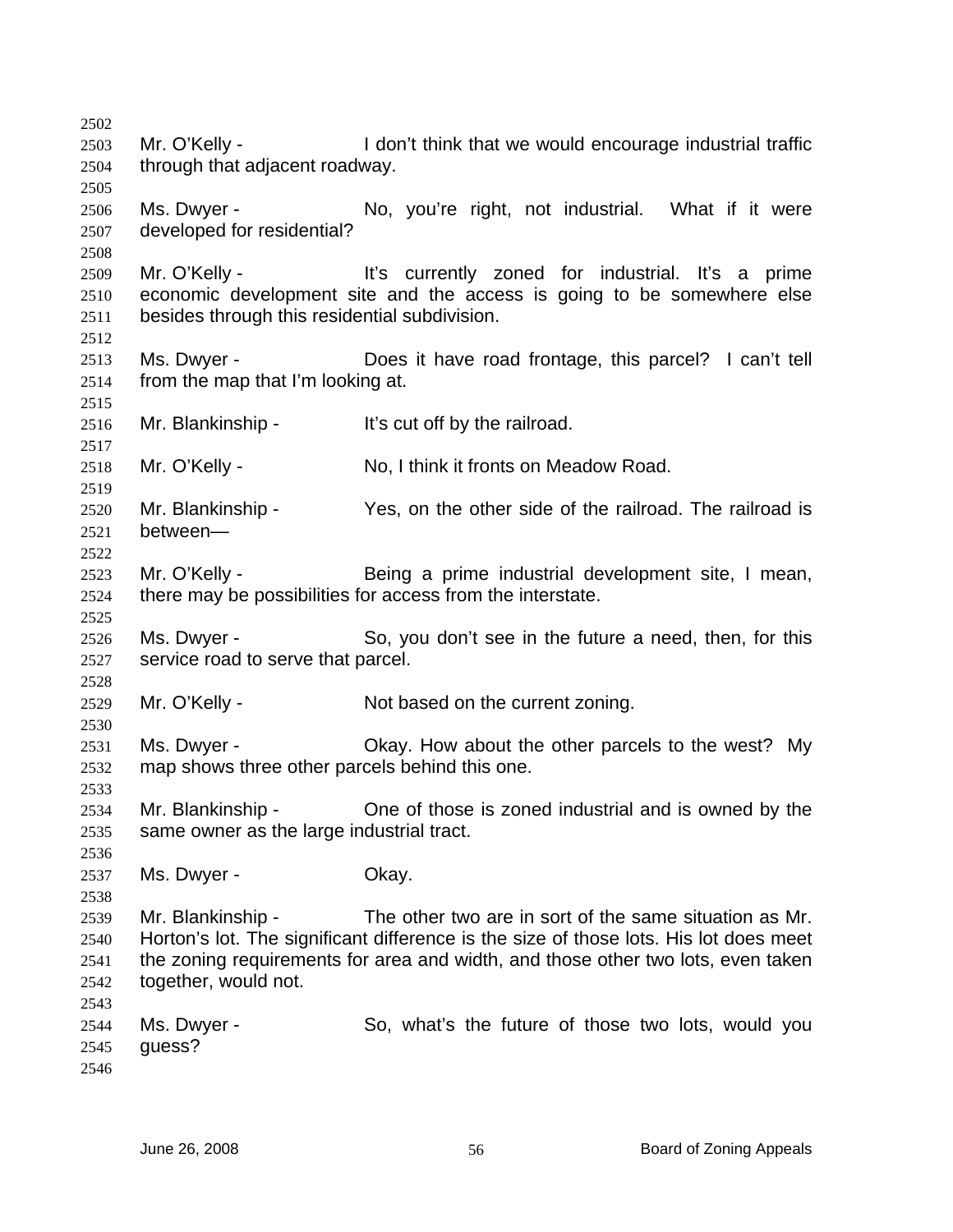Mr. O'Kelly - I don't think that we would encourage industrial traffic through that adjacent roadway.

Ms. Dwyer - No, you're right, not industrial. What if it were developed for residential?

Mr. O'Kelly - It's currently zoned for industrial. It's a prime economic development site and the access is going to be somewhere else besides through this residential subdivision.

Ms. Dwyer - Does it have road frontage, this parcel? I can't tell from the map that I'm looking at.

Mr. Blankinship - It's cut off by the railroad.

Mr. O'Kelly - No, I think it fronts on Meadow Road.

Mr. Blankinship - Yes, on the other side of the railroad. The railroad is between—

Mr. O'Kelly - Being a prime industrial development site, I mean, there may be possibilities for access from the interstate.

Ms. Dwyer - So, you don't see in the future a need, then, for this service road to serve that parcel.

Mr. O'Kelly - Not based on the current zoning.

Ms. Dwyer - Okay. How about the other parcels to the west? My map shows three other parcels behind this one.

Mr. Blankinship - One of those is zoned industrial and is owned by the same owner as the large industrial tract.

Ms. Dwyer - Okay.

Mr. Blankinship - The other two are in sort of the same situation as Mr. Horton's lot. The significant difference is the size of those lots. His lot does meet the zoning requirements for area and width, and those other two lots, even taken together, would not.

Ms. Dwyer - So, what's the future of those two lots, would you guess?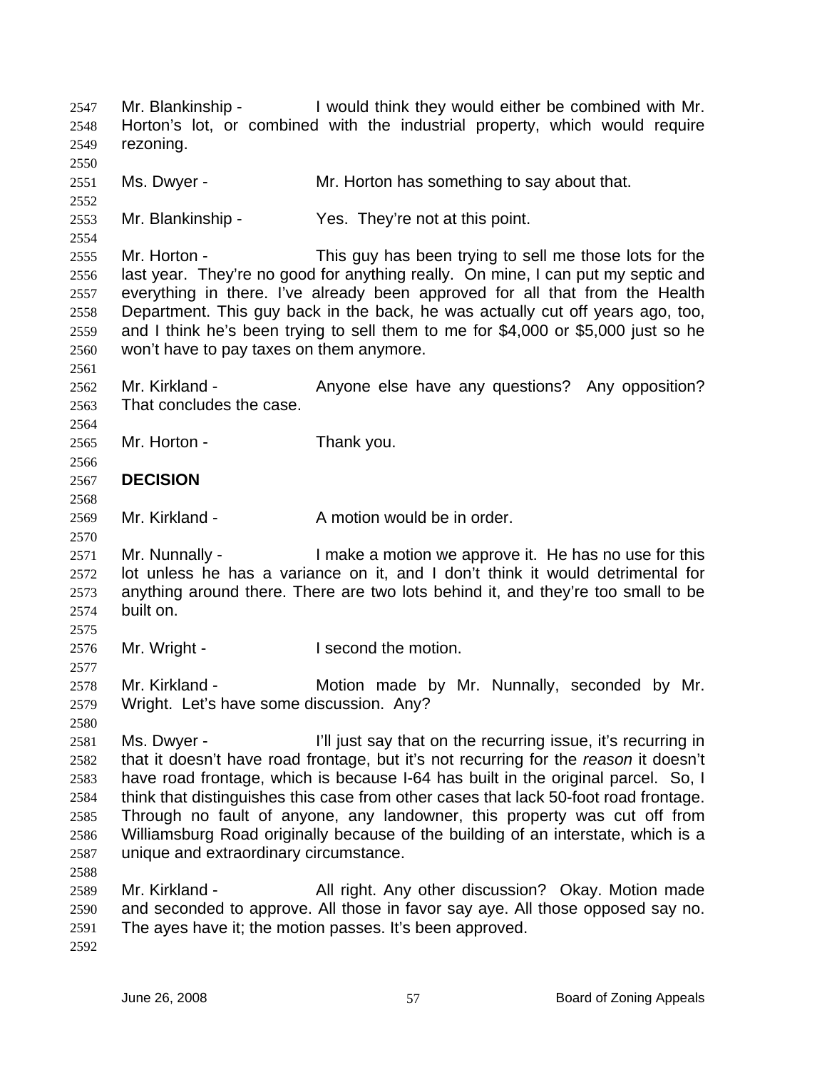Mr. Blankinship - I would think they would either be combined with Mr. Horton's lot, or combined with the industrial property, which would require rezoning.

Ms. Dwyer - Mr. Horton has something to say about that.

Mr. Blankinship - Yes. They're not at this point.

Mr. Horton - This guy has been trying to sell me those lots for the last year. They're no good for anything really. On mine, I can put my septic and everything in there. I've already been approved for all that from the Health Department. This guy back in the back, he was actually cut off years ago, too, and I think he's been trying to sell them to me for $4,000 or $5,000 just so he won't have to pay taxes on them anymore.

Mr. Kirkland - Anyone else have any questions? Any opposition? That concludes the case.

Mr. Horton - Thank you.

**DECISION**

Mr. Kirkland - A motion would be in order.

Mr. Nunnally - I make a motion we approve it. He has no use for this lot unless he has a variance on it, and I don't think it would detrimental for anything around there. There are two lots behind it, and they're too small to be built on.

Mr. Wright - I second the motion.

Mr. Kirkland - Motion made by Mr. Nunnally, seconded by Mr. Wright. Let's have some discussion. Any?

Ms. Dwyer - I'll just say that on the recurring issue, it's recurring in that it doesn't have road frontage, but it's not recurring for the *reason* it doesn't have road frontage, which is because I-64 has built in the original parcel. So, I think that distinguishes this case from other cases that lack 50-foot road frontage. Through no fault of anyone, any landowner, this property was cut off from Williamsburg Road originally because of the building of an interstate, which is a unique and extraordinary circumstance.

Mr. Kirkland - All right. Any other discussion? Okay. Motion made and seconded to approve. All those in favor say aye. All those opposed say no. The ayes have it; the motion passes. It's been approved.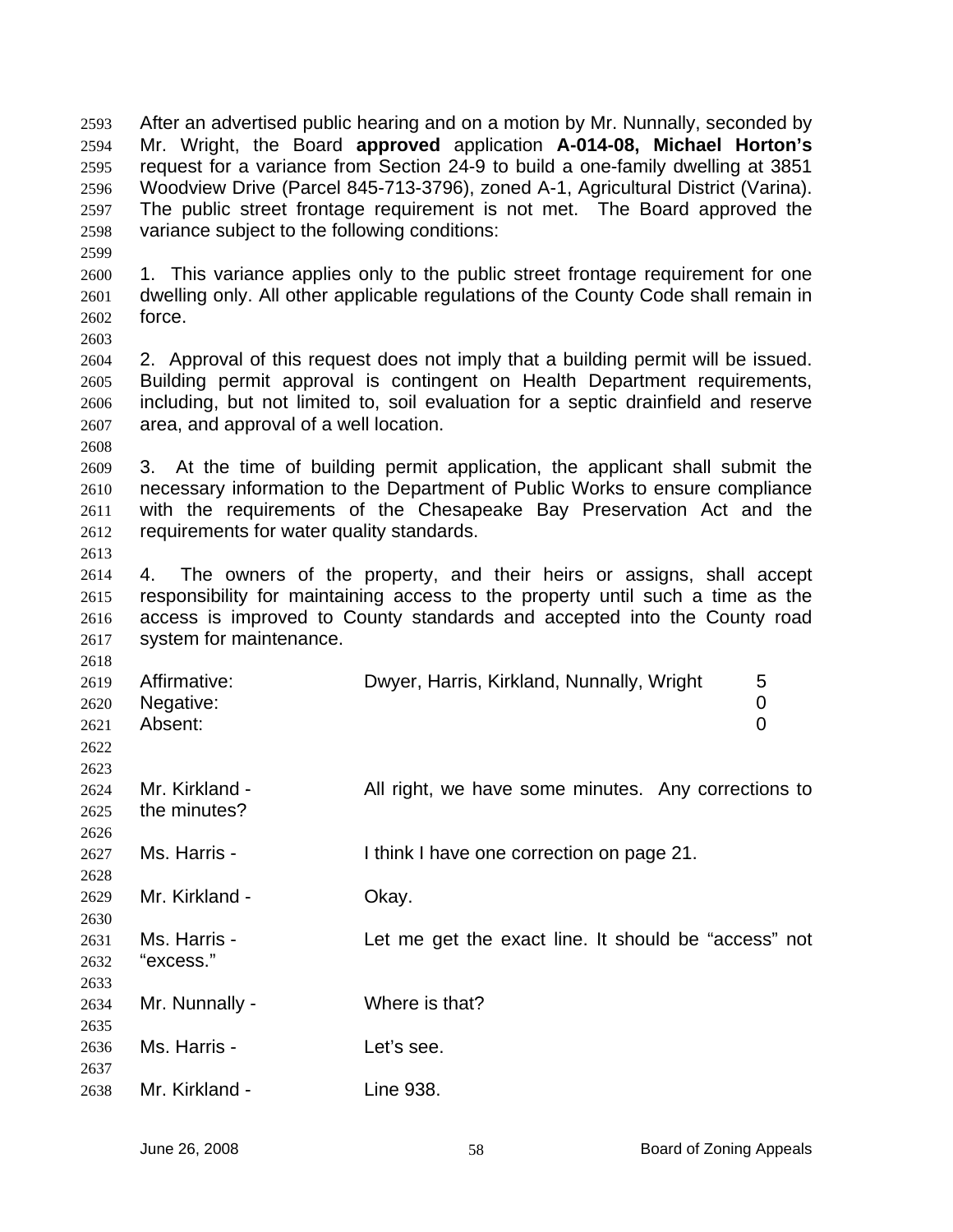After an advertised public hearing and on a motion by Mr. Nunnally, seconded by Mr. Wright, the Board **approved** application **A-014-08, Michael Horton's** request for a variance from Section 24-9 to build a one-family dwelling at 3851 Woodview Drive (Parcel 845-713-3796), zoned A-1, Agricultural District (Varina). The public street frontage requirement is not met. The Board approved the variance subject to the following conditions:

1. This variance applies only to the public street frontage requirement for one dwelling only. All other applicable regulations of the County Code shall remain in force.

2. Approval of this request does not imply that a building permit will be issued. Building permit approval is contingent on Health Department requirements, including, but not limited to, soil evaluation for a septic drainfield and reserve area, and approval of a well location.

3. At the time of building permit application, the applicant shall submit the necessary information to the Department of Public Works to ensure compliance with the requirements of the Chesapeake Bay Preservation Act and the requirements for water quality standards.

4. The owners of the property, and their heirs or assigns, shall accept responsibility for maintaining access to the property until such a time as the access is improved to County standards and accepted into the County road system for maintenance.

| | | |
|---|---|---|
| Affirmative: | Dwyer, Harris, Kirkland, Nunnally, Wright | 5 |
| Negative: | | 0 |
| Absent: | | 0 |

Mr. Kirkland - All right, we have some minutes. Any corrections to the minutes?

Ms. Harris - I think I have one correction on page 21.

Mr. Kirkland - Okay.

Ms. Harris - Let me get the exact line. It should be "access" not "excess."

Mr. Nunnally - Where is that?

Ms. Harris - Let's see.

Mr. Kirkland - Line 938.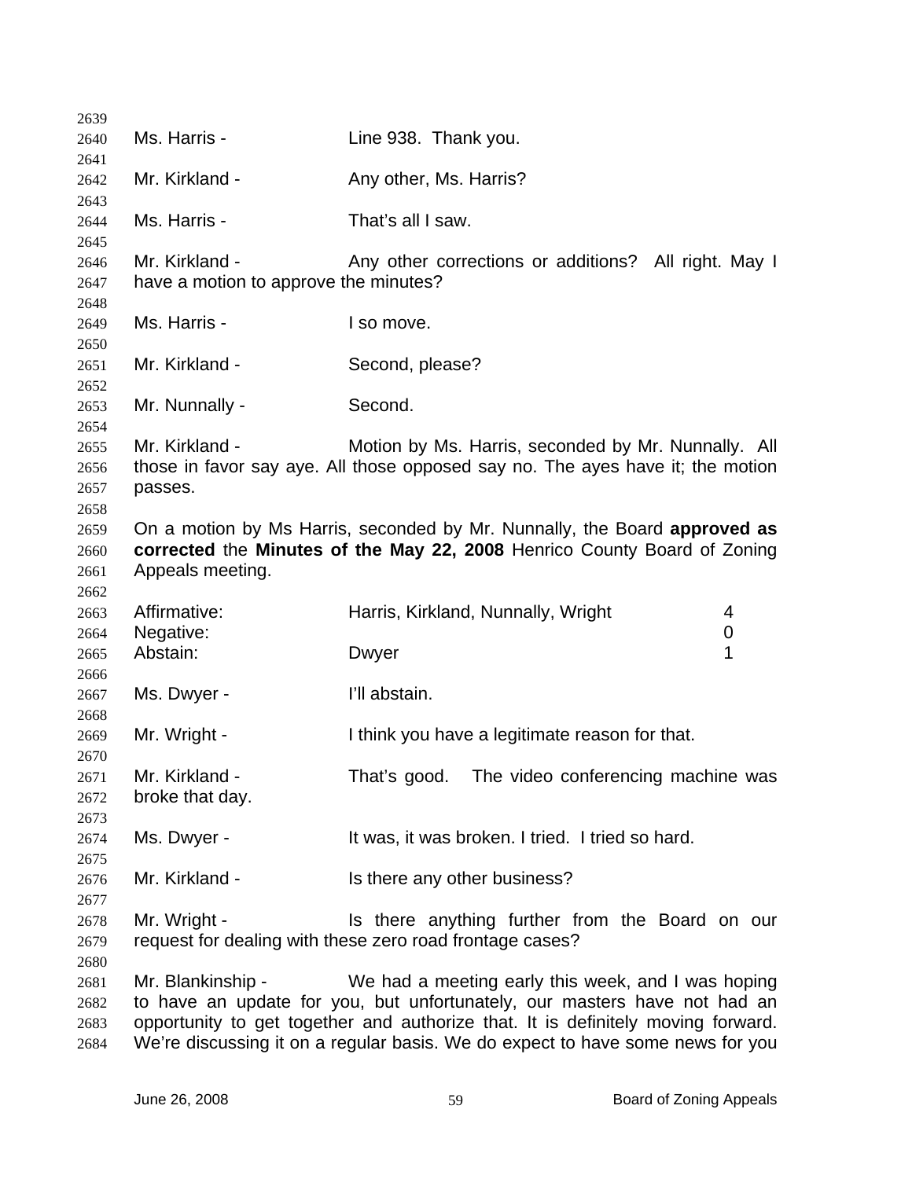Ms. Harris - Line 938. Thank you.

Mr. Kirkland - Any other, Ms. Harris?

Ms. Harris - That's all I saw.

Mr. Kirkland - Any other corrections or additions? All right. May I have a motion to approve the minutes?

Ms. Harris - I so move.

Mr. Kirkland - Second, please?

Mr. Nunnally - Second.

Mr. Kirkland - Motion by Ms. Harris, seconded by Mr. Nunnally. All those in favor say aye. All those opposed say no. The ayes have it; the motion passes.

On a motion by Ms Harris, seconded by Mr. Nunnally, the Board **approved as corrected** the **Minutes of the May 22, 2008** Henrico County Board of Zoning Appeals meeting.

| | | |
|---|---|---|
| Affirmative: | Harris, Kirkland, Nunnally, Wright | 4 |
| Negative: | | 0 |
| Abstain: | Dwyer | 1 |

Ms. Dwyer - I'll abstain.

Mr. Wright - I think you have a legitimate reason for that.

Mr. Kirkland - That's good. The video conferencing machine was broke that day.

Ms. Dwyer - It was, it was broken. I tried. I tried so hard.

Mr. Kirkland - Is there any other business?

Mr. Wright - Is there anything further from the Board on our request for dealing with these zero road frontage cases?

Mr. Blankinship - We had a meeting early this week, and I was hoping to have an update for you, but unfortunately, our masters have not had an opportunity to get together and authorize that. It is definitely moving forward. We're discussing it on a regular basis. We do expect to have some news for you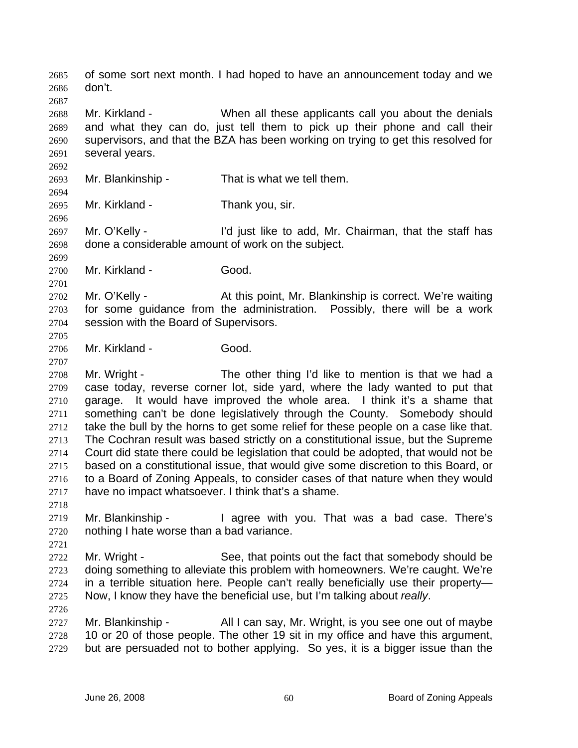of some sort next month. I had hoped to have an announcement today and we don't.

Mr. Kirkland - When all these applicants call you about the denials and what they can do, just tell them to pick up their phone and call their supervisors, and that the BZA has been working on trying to get this resolved for several years.

Mr. Blankinship - That is what we tell them.

Mr. Kirkland - Thank you, sir.

Mr. O'Kelly - I'd just like to add, Mr. Chairman, that the staff has done a considerable amount of work on the subject.

Mr. Kirkland - Good.

Mr. O'Kelly - At this point, Mr. Blankinship is correct. We're waiting for some guidance from the administration. Possibly, there will be a work session with the Board of Supervisors.

Mr. Kirkland - Good.

Mr. Wright - The other thing I'd like to mention is that we had a case today, reverse corner lot, side yard, where the lady wanted to put that garage. It would have improved the whole area. I think it's a shame that something can't be done legislatively through the County. Somebody should take the bull by the horns to get some relief for these people on a case like that. The Cochran result was based strictly on a constitutional issue, but the Supreme Court did state there could be legislation that could be adopted, that would not be based on a constitutional issue, that would give some discretion to this Board, or to a Board of Zoning Appeals, to consider cases of that nature when they would have no impact whatsoever. I think that's a shame.

Mr. Blankinship - I agree with you. That was a bad case. There's nothing I hate worse than a bad variance.

Mr. Wright - See, that points out the fact that somebody should be doing something to alleviate this problem with homeowners. We're caught. We're in a terrible situation here. People can't really beneficially use their property— Now, I know they have the beneficial use, but I'm talking about *really*.

Mr. Blankinship - All I can say, Mr. Wright, is you see one out of maybe 10 or 20 of those people. The other 19 sit in my office and have this argument, but are persuaded not to bother applying. So yes, it is a bigger issue than the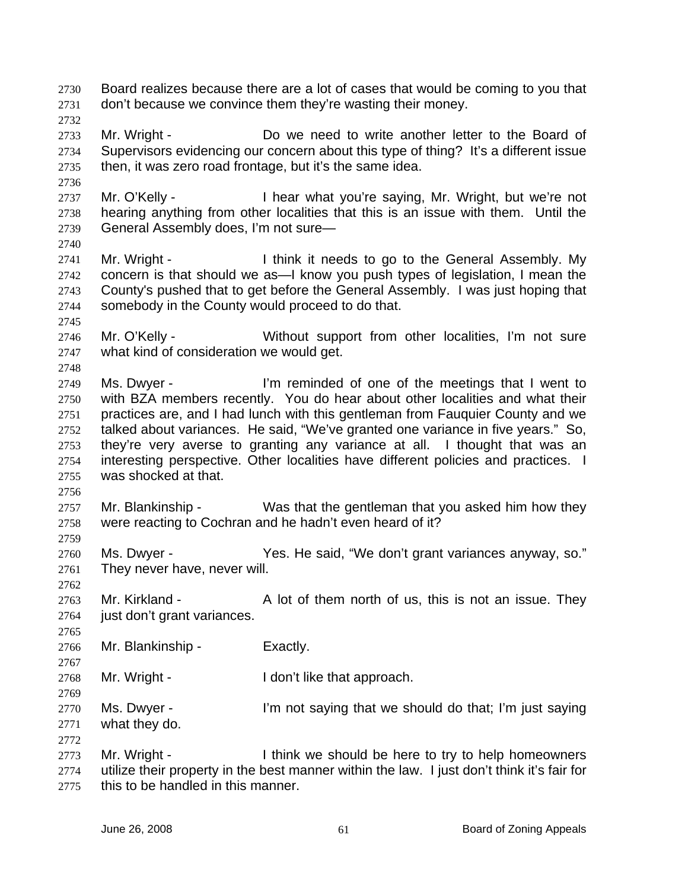Board realizes because there are a lot of cases that would be coming to you that don't because we convince them they're wasting their money.

Mr. Wright - Do we need to write another letter to the Board of Supervisors evidencing our concern about this type of thing? It's a different issue then, it was zero road frontage, but it's the same idea.

Mr. O'Kelly - I hear what you're saying, Mr. Wright, but we're not hearing anything from other localities that this is an issue with them. Until the General Assembly does, I'm not sure—

Mr. Wright - I think it needs to go to the General Assembly. My concern is that should we as—I know you push types of legislation, I mean the County's pushed that to get before the General Assembly. I was just hoping that somebody in the County would proceed to do that.

Mr. O'Kelly - Without support from other localities, I'm not sure what kind of consideration we would get.

Ms. Dwyer - I'm reminded of one of the meetings that I went to with BZA members recently. You do hear about other localities and what their practices are, and I had lunch with this gentleman from Fauquier County and we talked about variances. He said, "We've granted one variance in five years." So, they're very averse to granting any variance at all. I thought that was an interesting perspective. Other localities have different policies and practices. I was shocked at that.

Mr. Blankinship - Was that the gentleman that you asked him how they were reacting to Cochran and he hadn't even heard of it?

Ms. Dwyer - Yes. He said, "We don't grant variances anyway, so." They never have, never will.

Mr. Kirkland - A lot of them north of us, this is not an issue. They just don't grant variances.

Mr. Blankinship - Exactly.

Mr. Wright - I don't like that approach.

Ms. Dwyer - I'm not saying that we should do that; I'm just saying what they do.

Mr. Wright - I think we should be here to try to help homeowners utilize their property in the best manner within the law. I just don't think it's fair for this to be handled in this manner.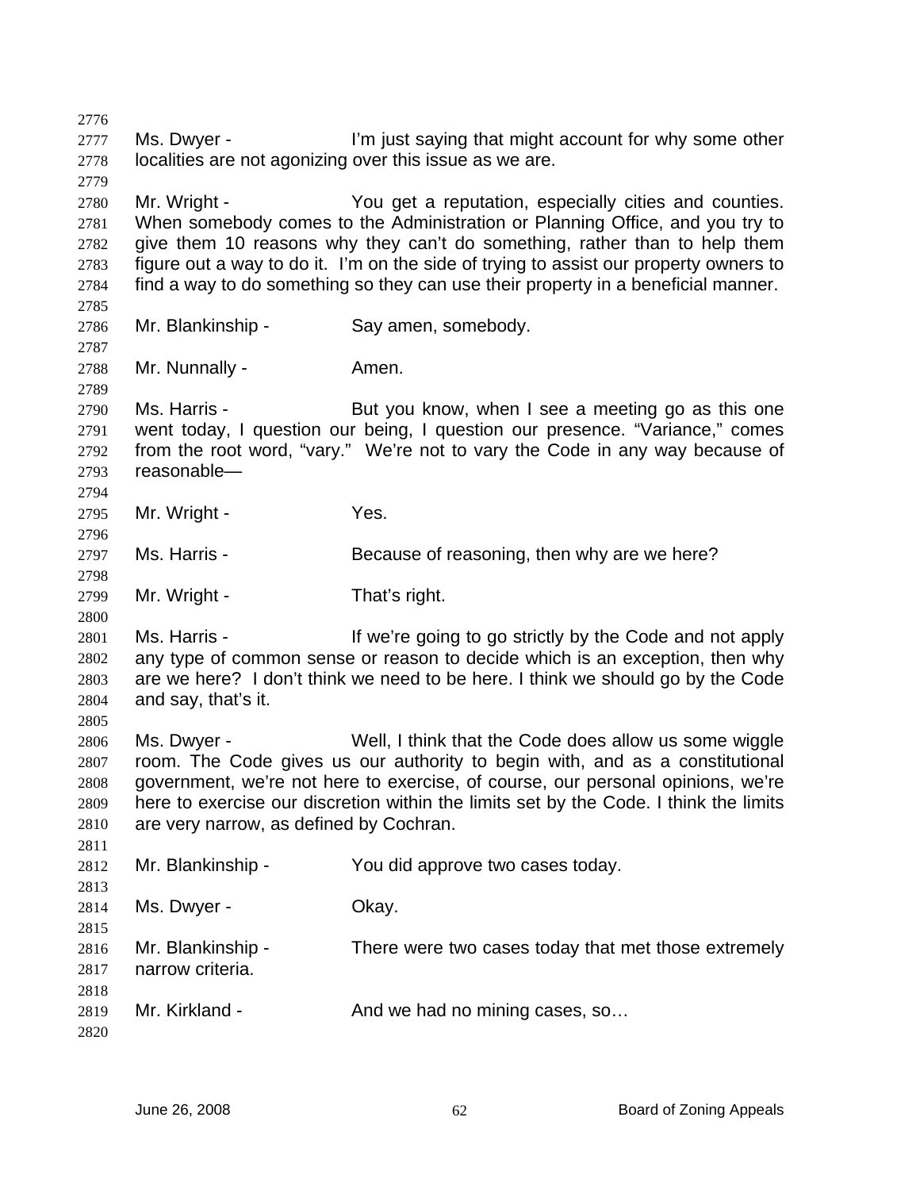Ms. Dwyer - I'm just saying that might account for why some other localities are not agonizing over this issue as we are.

Mr. Wright - You get a reputation, especially cities and counties. When somebody comes to the Administration or Planning Office, and you try to give them 10 reasons why they can't do something, rather than to help them figure out a way to do it. I'm on the side of trying to assist our property owners to find a way to do something so they can use their property in a beneficial manner.

Mr. Blankinship - Say amen, somebody.

Mr. Nunnally - Amen.

Ms. Harris - But you know, when I see a meeting go as this one went today, I question our being, I question our presence. "Variance," comes from the root word, "vary." We're not to vary the Code in any way because of reasonable—

Mr. Wright - Yes.

Ms. Harris - Because of reasoning, then why are we here?

Mr. Wright - That's right.

Ms. Harris - If we're going to go strictly by the Code and not apply any type of common sense or reason to decide which is an exception, then why are we here? I don't think we need to be here. I think we should go by the Code and say, that's it.

Ms. Dwyer - Well, I think that the Code does allow us some wiggle room. The Code gives us our authority to begin with, and as a constitutional government, we're not here to exercise, of course, our personal opinions, we're here to exercise our discretion within the limits set by the Code. I think the limits are very narrow, as defined by Cochran.

Mr. Blankinship - You did approve two cases today.

Ms. Dwyer - Okay.

Mr. Blankinship - There were two cases today that met those extremely narrow criteria.

Mr. Kirkland - And we had no mining cases, so…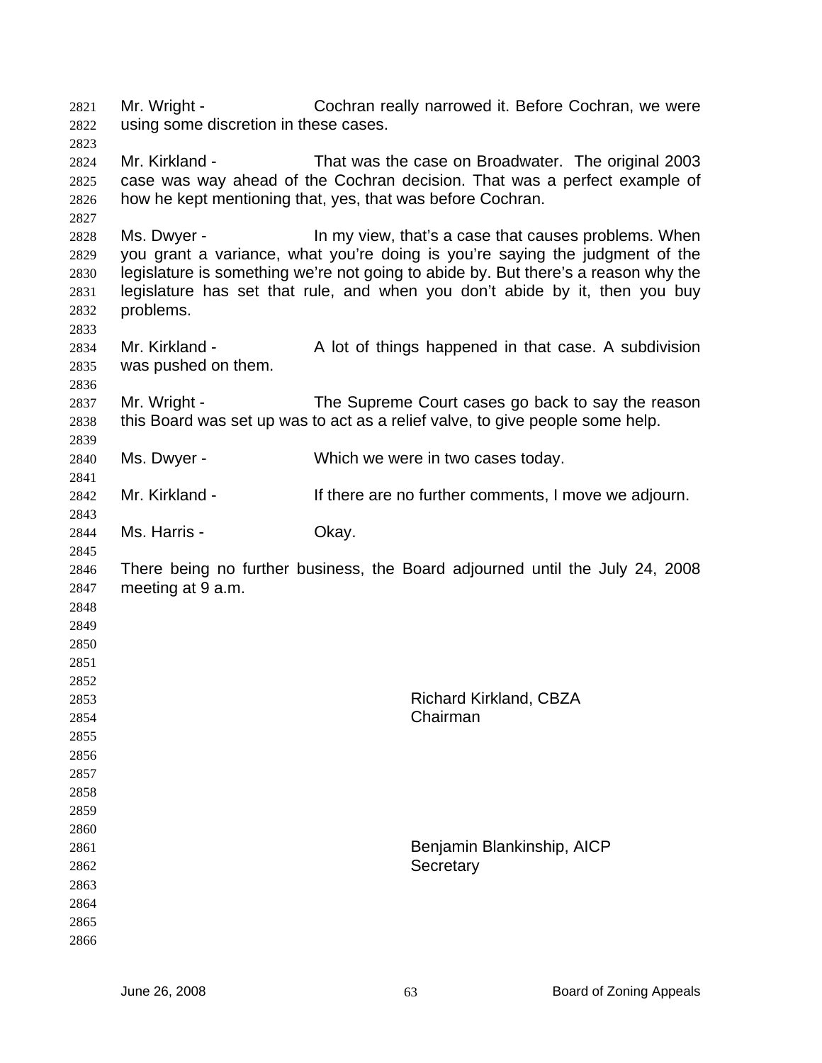Mr. Wright - Cochran really narrowed it. Before Cochran, we were using some discretion in these cases.

Mr. Kirkland - That was the case on Broadwater. The original 2003 case was way ahead of the Cochran decision. That was a perfect example of how he kept mentioning that, yes, that was before Cochran.

Ms. Dwyer - In my view, that's a case that causes problems. When you grant a variance, what you're doing is you're saying the judgment of the legislature is something we're not going to abide by. But there's a reason why the legislature has set that rule, and when you don't abide by it, then you buy problems.

Mr. Kirkland - A lot of things happened in that case. A subdivision was pushed on them.

Mr. Wright - The Supreme Court cases go back to say the reason this Board was set up was to act as a relief valve, to give people some help.

Ms. Dwyer - Which we were in two cases today.

Mr. Kirkland - If there are no further comments, I move we adjourn.

Ms. Harris - Okay.

There being no further business, the Board adjourned until the July 24, 2008 meeting at 9 a.m.

Richard Kirkland, CBZA
Chairman

Benjamin Blankinship, AICP
Secretary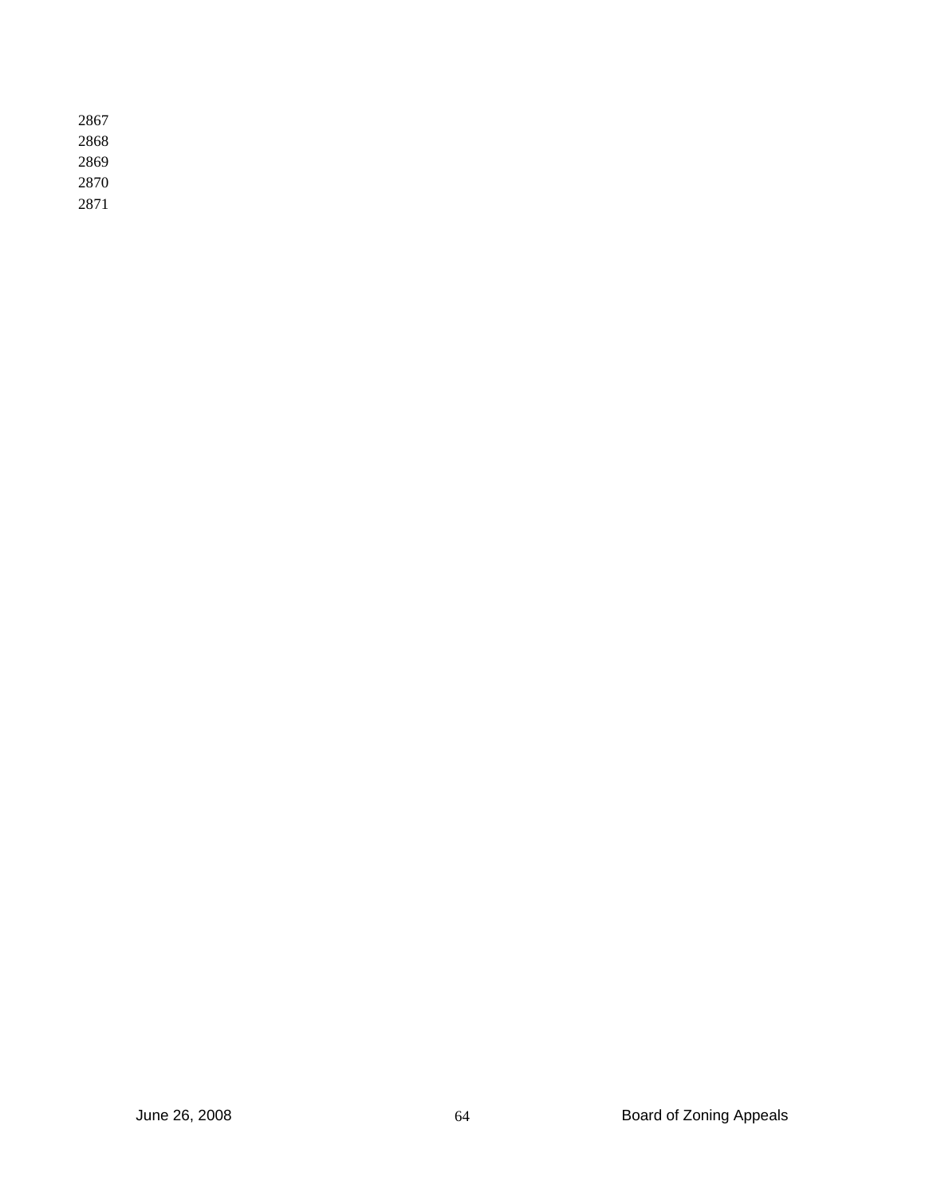2867
2868
2869
2870
2871